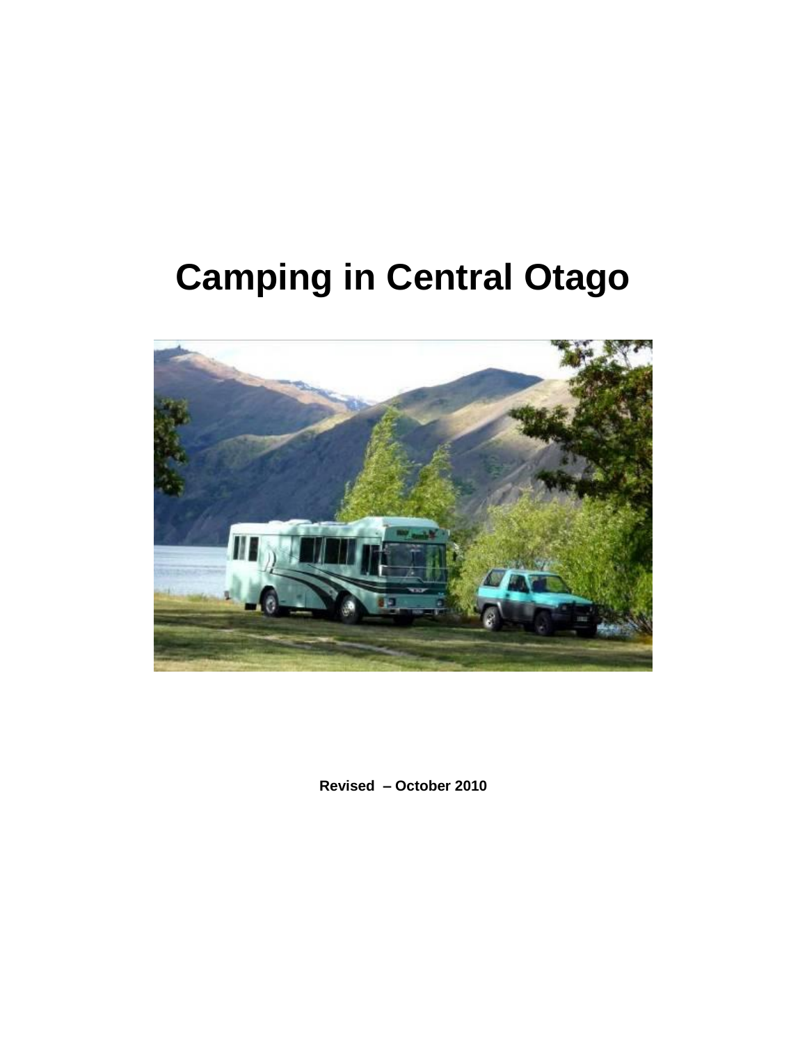# Camping in Central Otago

**Revised – October 2010**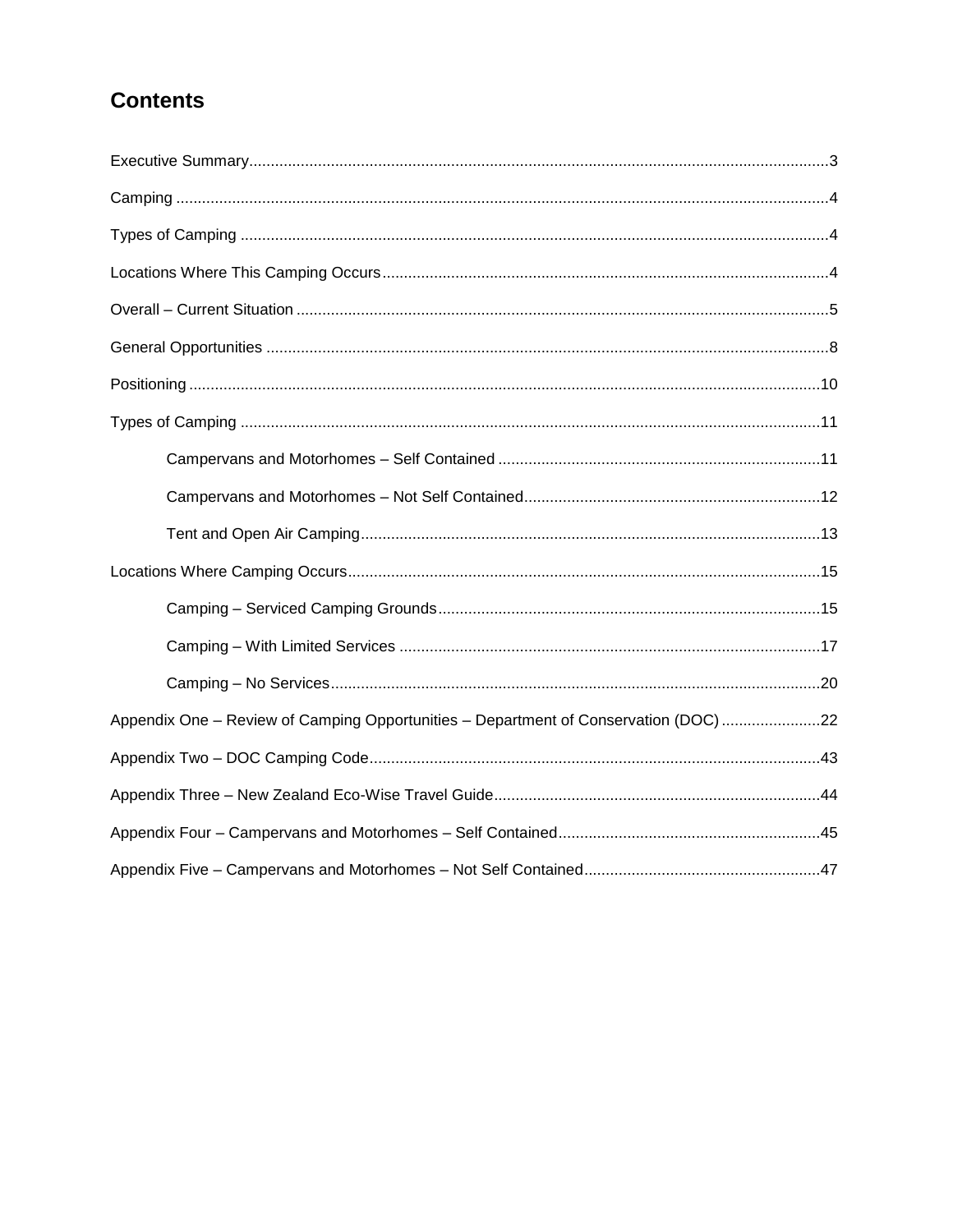## Contents

Executive Summary....................................................................................................................................3

Camping ....................................................................................................................................................4

Types of Camping .....................................................................................................................................4

Locations Where This Camping Occurs.....................................................................................................4

Overall – Current Situation ........................................................................................................................5

General Opportunities ...............................................................................................................................8

Positioning ...............................................................................................................................................10

Types of Camping ....................................................................................................................................11

- Campervans and Motorhomes – Self Contained ...........................................................................11
- Campervans and Motorhomes – Not Self Contained.....................................................................12
- Tent and Open Air Camping...........................................................................................................13

Locations Where Camping Occurs...........................................................................................................15

- Camping – Serviced Camping Grounds.........................................................................................15
- Camping – With Limited Services .................................................................................................17
- Camping – No Services..................................................................................................................20

Appendix One – Review of Camping Opportunities – Department of Conservation (DOC) .......................22

Appendix Two – DOC Camping Code.......................................................................................................43

Appendix Three – New Zealand Eco-Wise Travel Guide..........................................................................44

Appendix Four – Campervans and Motorhomes – Self Contained............................................................45

Appendix Five – Campervans and Motorhomes – Not Self Contained......................................................47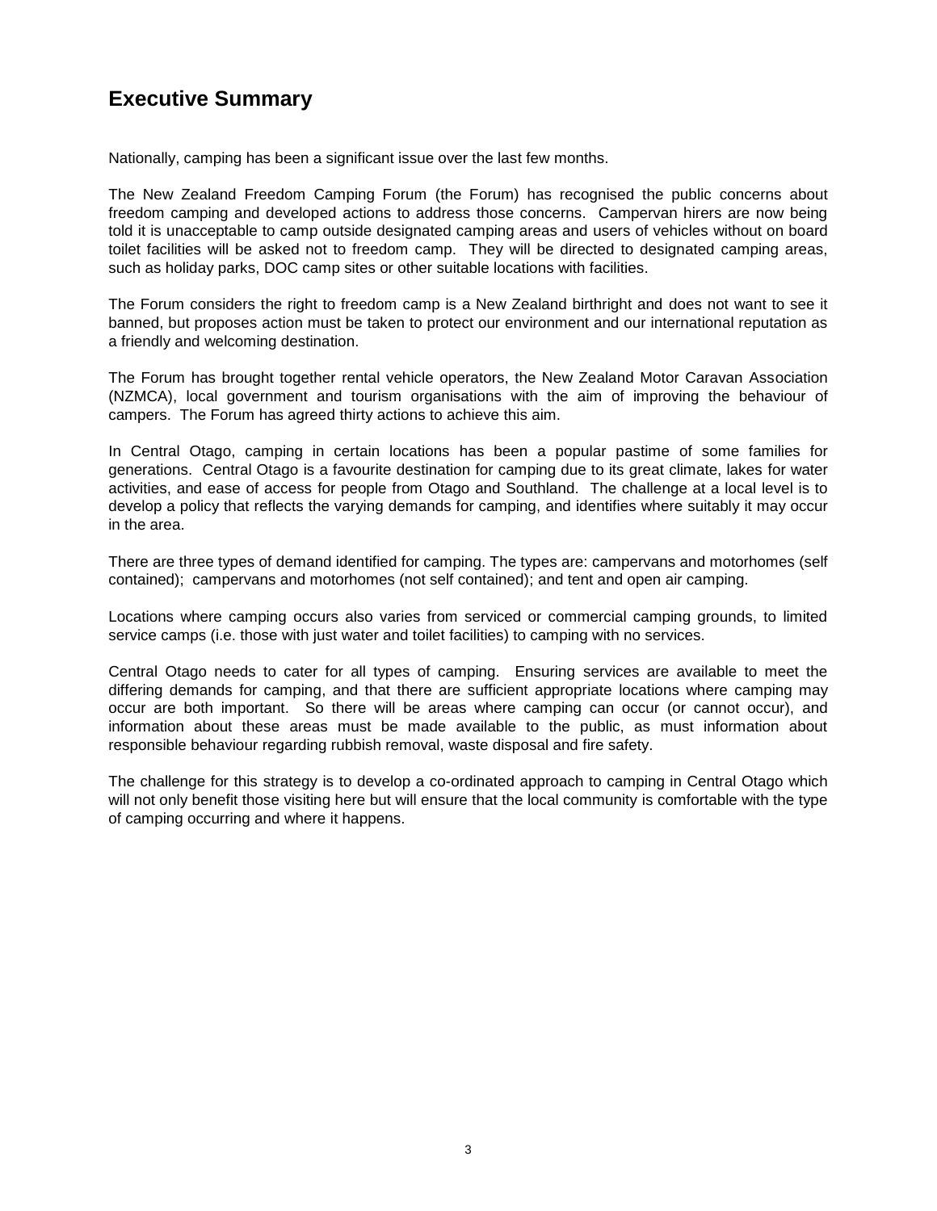## Executive Summary

Nationally, camping has been a significant issue over the last few months.

The New Zealand Freedom Camping Forum (the Forum) has recognised the public concerns about freedom camping and developed actions to address those concerns. Campervan hirers are now being told it is unacceptable to camp outside designated camping areas and users of vehicles without on board toilet facilities will be asked not to freedom camp. They will be directed to designated camping areas, such as holiday parks, DOC camp sites or other suitable locations with facilities.

The Forum considers the right to freedom camp is a New Zealand birthright and does not want to see it banned, but proposes action must be taken to protect our environment and our international reputation as a friendly and welcoming destination.

The Forum has brought together rental vehicle operators, the New Zealand Motor Caravan Association (NZMCA), local government and tourism organisations with the aim of improving the behaviour of campers. The Forum has agreed thirty actions to achieve this aim.

In Central Otago, camping in certain locations has been a popular pastime of some families for generations. Central Otago is a favourite destination for camping due to its great climate, lakes for water activities, and ease of access for people from Otago and Southland. The challenge at a local level is to develop a policy that reflects the varying demands for camping, and identifies where suitably it may occur in the area.

There are three types of demand identified for camping. The types are: campervans and motorhomes (self contained); campervans and motorhomes (not self contained); and tent and open air camping.

Locations where camping occurs also varies from serviced or commercial camping grounds, to limited service camps (i.e. those with just water and toilet facilities) to camping with no services.

Central Otago needs to cater for all types of camping. Ensuring services are available to meet the differing demands for camping, and that there are sufficient appropriate locations where camping may occur are both important. So there will be areas where camping can occur (or cannot occur), and information about these areas must be made available to the public, as must information about responsible behaviour regarding rubbish removal, waste disposal and fire safety.

The challenge for this strategy is to develop a co-ordinated approach to camping in Central Otago which will not only benefit those visiting here but will ensure that the local community is comfortable with the type of camping occurring and where it happens.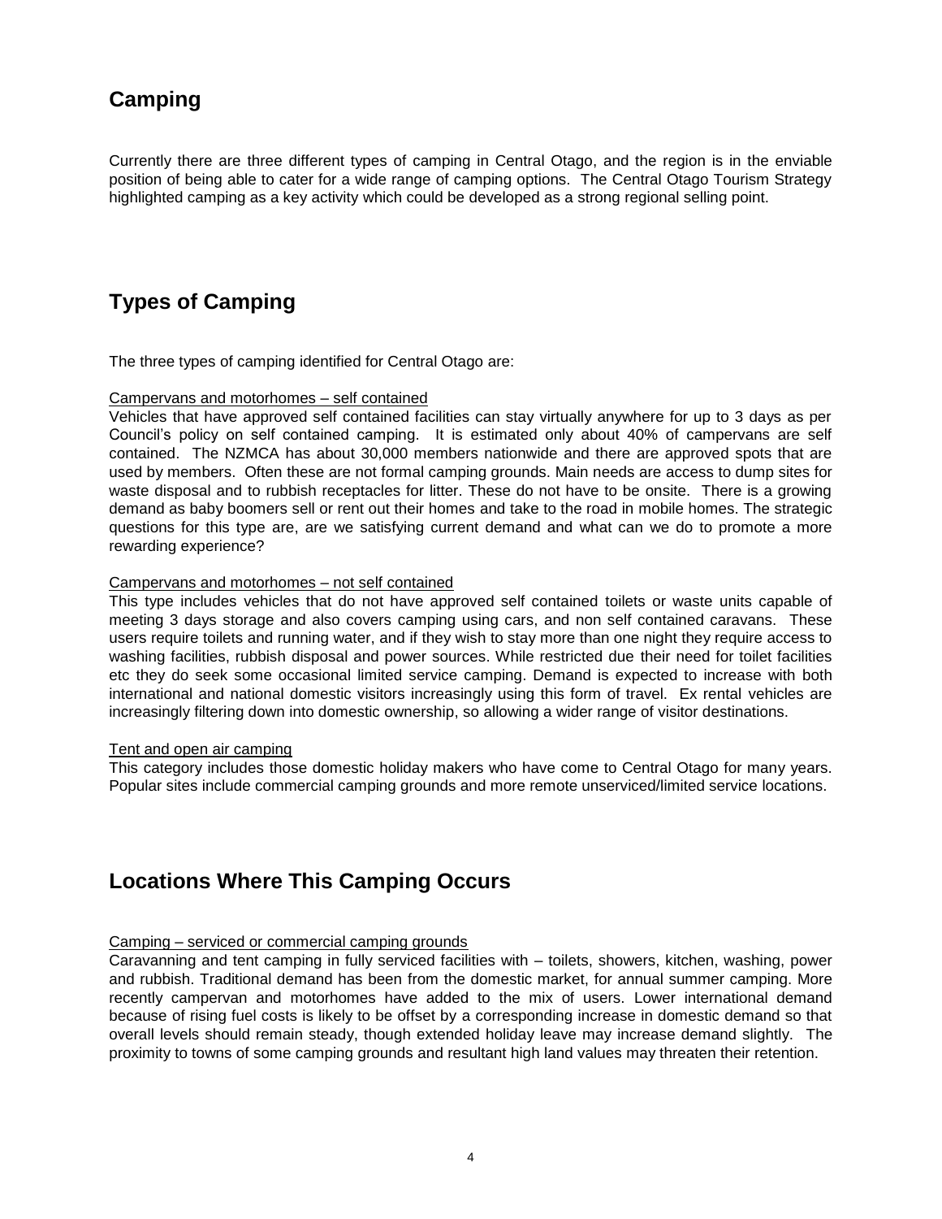## Camping

Currently there are three different types of camping in Central Otago, and the region is in the enviable position of being able to cater for a wide range of camping options. The Central Otago Tourism Strategy highlighted camping as a key activity which could be developed as a strong regional selling point.

## Types of Camping

The three types of camping identified for Central Otago are:

<u>Campervans and motorhomes – self contained</u>

Vehicles that have approved self contained facilities can stay virtually anywhere for up to 3 days as per Council's policy on self contained camping. It is estimated only about 40% of campervans are self contained. The NZMCA has about 30,000 members nationwide and there are approved spots that are used by members. Often these are not formal camping grounds. Main needs are access to dump sites for waste disposal and to rubbish receptacles for litter. These do not have to be onsite. There is a growing demand as baby boomers sell or rent out their homes and take to the road in mobile homes. The strategic questions for this type are, are we satisfying current demand and what can we do to promote a more rewarding experience?

<u>Campervans and motorhomes – not self contained</u>

This type includes vehicles that do not have approved self contained toilets or waste units capable of meeting 3 days storage and also covers camping using cars, and non self contained caravans. These users require toilets and running water, and if they wish to stay more than one night they require access to washing facilities, rubbish disposal and power sources. While restricted due their need for toilet facilities etc they do seek some occasional limited service camping. Demand is expected to increase with both international and national domestic visitors increasingly using this form of travel. Ex rental vehicles are increasingly filtering down into domestic ownership, so allowing a wider range of visitor destinations.

<u>Tent and open air camping</u>

This category includes those domestic holiday makers who have come to Central Otago for many years. Popular sites include commercial camping grounds and more remote unserviced/limited service locations.

## Locations Where This Camping Occurs

<u>Camping – serviced or commercial camping grounds</u>

Caravanning and tent camping in fully serviced facilities with – toilets, showers, kitchen, washing, power and rubbish. Traditional demand has been from the domestic market, for annual summer camping. More recently campervan and motorhomes have added to the mix of users. Lower international demand because of rising fuel costs is likely to be offset by a corresponding increase in domestic demand so that overall levels should remain steady, though extended holiday leave may increase demand slightly. The proximity to towns of some camping grounds and resultant high land values may threaten their retention.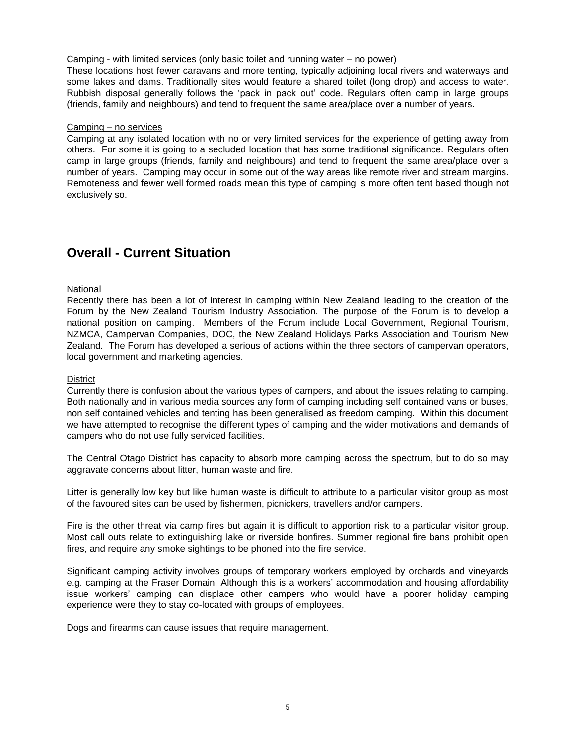Camping - with limited services (only basic toilet and running water – no power)

These locations host fewer caravans and more tenting, typically adjoining local rivers and waterways and some lakes and dams. Traditionally sites would feature a shared toilet (long drop) and access to water. Rubbish disposal generally follows the 'pack in pack out' code. Regulars often camp in large groups (friends, family and neighbours) and tend to frequent the same area/place over a number of years.

Camping – no services

Camping at any isolated location with no or very limited services for the experience of getting away from others. For some it is going to a secluded location that has some traditional significance. Regulars often camp in large groups (friends, family and neighbours) and tend to frequent the same area/place over a number of years. Camping may occur in some out of the way areas like remote river and stream margins. Remoteness and fewer well formed roads mean this type of camping is more often tent based though not exclusively so.

## Overall - Current Situation

National

Recently there has been a lot of interest in camping within New Zealand leading to the creation of the Forum by the New Zealand Tourism Industry Association. The purpose of the Forum is to develop a national position on camping. Members of the Forum include Local Government, Regional Tourism, NZMCA, Campervan Companies, DOC, the New Zealand Holidays Parks Association and Tourism New Zealand. The Forum has developed a serious of actions within the three sectors of campervan operators, local government and marketing agencies.

District

Currently there is confusion about the various types of campers, and about the issues relating to camping. Both nationally and in various media sources any form of camping including self contained vans or buses, non self contained vehicles and tenting has been generalised as freedom camping. Within this document we have attempted to recognise the different types of camping and the wider motivations and demands of campers who do not use fully serviced facilities.

The Central Otago District has capacity to absorb more camping across the spectrum, but to do so may aggravate concerns about litter, human waste and fire.

Litter is generally low key but like human waste is difficult to attribute to a particular visitor group as most of the favoured sites can be used by fishermen, picnickers, travellers and/or campers.

Fire is the other threat via camp fires but again it is difficult to apportion risk to a particular visitor group. Most call outs relate to extinguishing lake or riverside bonfires. Summer regional fire bans prohibit open fires, and require any smoke sightings to be phoned into the fire service.

Significant camping activity involves groups of temporary workers employed by orchards and vineyards e.g. camping at the Fraser Domain. Although this is a workers' accommodation and housing affordability issue workers' camping can displace other campers who would have a poorer holiday camping experience were they to stay co-located with groups of employees.

Dogs and firearms can cause issues that require management.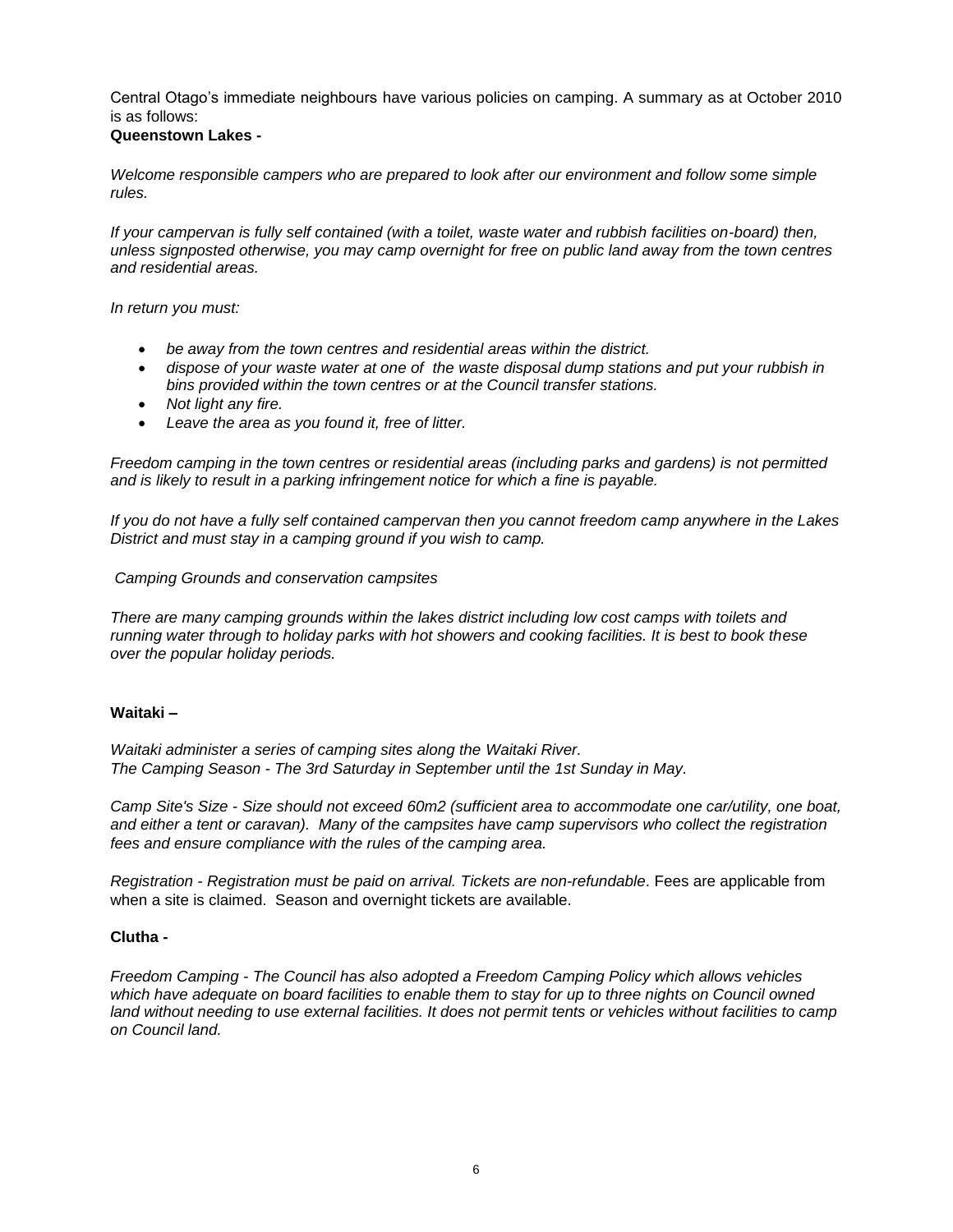Central Otago's immediate neighbours have various policies on camping. A summary as at October 2010 is as follows:

**Queenstown Lakes -**

*Welcome responsible campers who are prepared to look after our environment and follow some simple rules.*

*If your campervan is fully self contained (with a toilet, waste water and rubbish facilities on-board) then, unless signposted otherwise, you may camp overnight for free on public land away from the town centres and residential areas.*

*In return you must:*

- *be away from the town centres and residential areas within the district.*
- *dispose of your waste water at one of the waste disposal dump stations and put your rubbish in bins provided within the town centres or at the Council transfer stations.*
- *Not light any fire.*
- *Leave the area as you found it, free of litter.*

*Freedom camping in the town centres or residential areas (including parks and gardens) is not permitted and is likely to result in a parking infringement notice for which a fine is payable.*

*If you do not have a fully self contained campervan then you cannot freedom camp anywhere in the Lakes District and must stay in a camping ground if you wish to camp.*

*Camping Grounds and conservation campsites*

*There are many camping grounds within the lakes district including low cost camps with toilets and running water through to holiday parks with hot showers and cooking facilities. It is best to book these over the popular holiday periods.*

**Waitaki –**

*Waitaki administer a series of camping sites along the Waitaki River.*
*The Camping Season - The 3rd Saturday in September until the 1st Sunday in May.*

*Camp Site's Size - Size should not exceed 60m2 (sufficient area to accommodate one car/utility, one boat, and either a tent or caravan). Many of the campsites have camp supervisors who collect the registration fees and ensure compliance with the rules of the camping area.*

*Registration - Registration must be paid on arrival. Tickets are non-refundable*. Fees are applicable from when a site is claimed. Season and overnight tickets are available.

**Clutha -**

*Freedom Camping - The Council has also adopted a Freedom Camping Policy which allows vehicles which have adequate on board facilities to enable them to stay for up to three nights on Council owned land without needing to use external facilities. It does not permit tents or vehicles without facilities to camp on Council land.*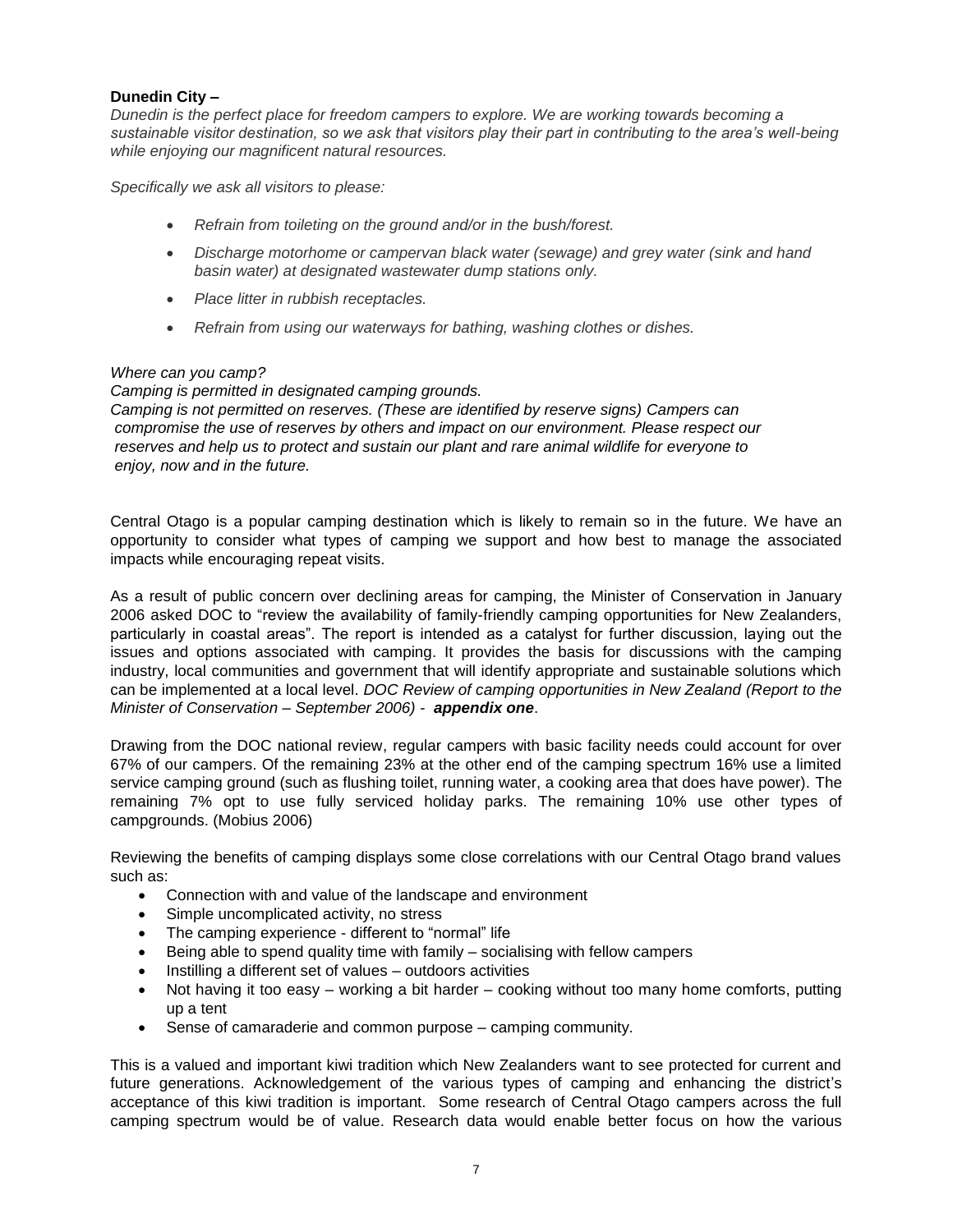**Dunedin City –**

*Dunedin is the perfect place for freedom campers to explore. We are working towards becoming a sustainable visitor destination, so we ask that visitors play their part in contributing to the area's well-being while enjoying our magnificent natural resources.*

*Specifically we ask all visitors to please:*

- *Refrain from toileting on the ground and/or in the bush/forest.*
- *Discharge motorhome or campervan black water (sewage) and grey water (sink and hand basin water) at designated wastewater dump stations only.*
- *Place litter in rubbish receptacles.*
- *Refrain from using our waterways for bathing, washing clothes or dishes.*

*Where can you camp?*
*Camping is permitted in designated camping grounds.*
*Camping is not permitted on reserves. (These are identified by reserve signs) Campers can compromise the use of reserves by others and impact on our environment. Please respect our reserves and help us to protect and sustain our plant and rare animal wildlife for everyone to enjoy, now and in the future.*

Central Otago is a popular camping destination which is likely to remain so in the future. We have an opportunity to consider what types of camping we support and how best to manage the associated impacts while encouraging repeat visits.

As a result of public concern over declining areas for camping, the Minister of Conservation in January 2006 asked DOC to "review the availability of family-friendly camping opportunities for New Zealanders, particularly in coastal areas". The report is intended as a catalyst for further discussion, laying out the issues and options associated with camping. It provides the basis for discussions with the camping industry, local communities and government that will identify appropriate and sustainable solutions which can be implemented at a local level. *DOC Review of camping opportunities in New Zealand (Report to the Minister of Conservation – September 2006) -* ***appendix one***.

Drawing from the DOC national review, regular campers with basic facility needs could account for over 67% of our campers. Of the remaining 23% at the other end of the camping spectrum 16% use a limited service camping ground (such as flushing toilet, running water, a cooking area that does have power). The remaining 7% opt to use fully serviced holiday parks. The remaining 10% use other types of campgrounds. (Mobius 2006)

Reviewing the benefits of camping displays some close correlations with our Central Otago brand values such as:

- Connection with and value of the landscape and environment
- Simple uncomplicated activity, no stress
- The camping experience - different to "normal" life
- Being able to spend quality time with family – socialising with fellow campers
- Instilling a different set of values – outdoors activities
- Not having it too easy – working a bit harder – cooking without too many home comforts, putting up a tent
- Sense of camaraderie and common purpose – camping community.

This is a valued and important kiwi tradition which New Zealanders want to see protected for current and future generations. Acknowledgement of the various types of camping and enhancing the district's acceptance of this kiwi tradition is important. Some research of Central Otago campers across the full camping spectrum would be of value. Research data would enable better focus on how the various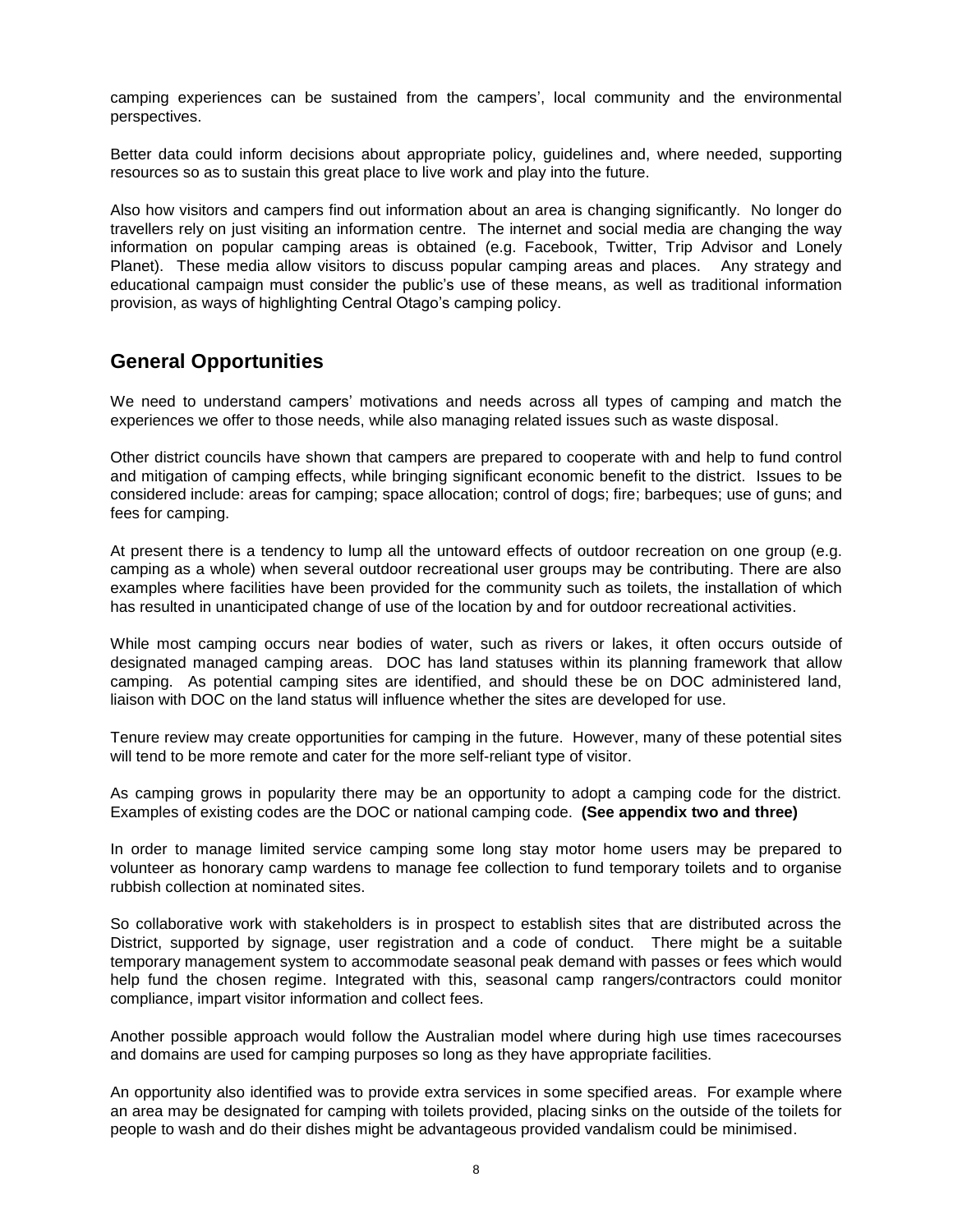camping experiences can be sustained from the campers', local community and the environmental perspectives.

Better data could inform decisions about appropriate policy, guidelines and, where needed, supporting resources so as to sustain this great place to live work and play into the future.

Also how visitors and campers find out information about an area is changing significantly. No longer do travellers rely on just visiting an information centre. The internet and social media are changing the way information on popular camping areas is obtained (e.g. Facebook, Twitter, Trip Advisor and Lonely Planet). These media allow visitors to discuss popular camping areas and places. Any strategy and educational campaign must consider the public's use of these means, as well as traditional information provision, as ways of highlighting Central Otago's camping policy.

## General Opportunities

We need to understand campers' motivations and needs across all types of camping and match the experiences we offer to those needs, while also managing related issues such as waste disposal.

Other district councils have shown that campers are prepared to cooperate with and help to fund control and mitigation of camping effects, while bringing significant economic benefit to the district. Issues to be considered include: areas for camping; space allocation; control of dogs; fire; barbeques; use of guns; and fees for camping.

At present there is a tendency to lump all the untoward effects of outdoor recreation on one group (e.g. camping as a whole) when several outdoor recreational user groups may be contributing. There are also examples where facilities have been provided for the community such as toilets, the installation of which has resulted in unanticipated change of use of the location by and for outdoor recreational activities.

While most camping occurs near bodies of water, such as rivers or lakes, it often occurs outside of designated managed camping areas. DOC has land statuses within its planning framework that allow camping. As potential camping sites are identified, and should these be on DOC administered land, liaison with DOC on the land status will influence whether the sites are developed for use.

Tenure review may create opportunities for camping in the future. However, many of these potential sites will tend to be more remote and cater for the more self-reliant type of visitor.

As camping grows in popularity there may be an opportunity to adopt a camping code for the district. Examples of existing codes are the DOC or national camping code. **(See appendix two and three)**

In order to manage limited service camping some long stay motor home users may be prepared to volunteer as honorary camp wardens to manage fee collection to fund temporary toilets and to organise rubbish collection at nominated sites.

So collaborative work with stakeholders is in prospect to establish sites that are distributed across the District, supported by signage, user registration and a code of conduct. There might be a suitable temporary management system to accommodate seasonal peak demand with passes or fees which would help fund the chosen regime. Integrated with this, seasonal camp rangers/contractors could monitor compliance, impart visitor information and collect fees.

Another possible approach would follow the Australian model where during high use times racecourses and domains are used for camping purposes so long as they have appropriate facilities.

An opportunity also identified was to provide extra services in some specified areas. For example where an area may be designated for camping with toilets provided, placing sinks on the outside of the toilets for people to wash and do their dishes might be advantageous provided vandalism could be minimised.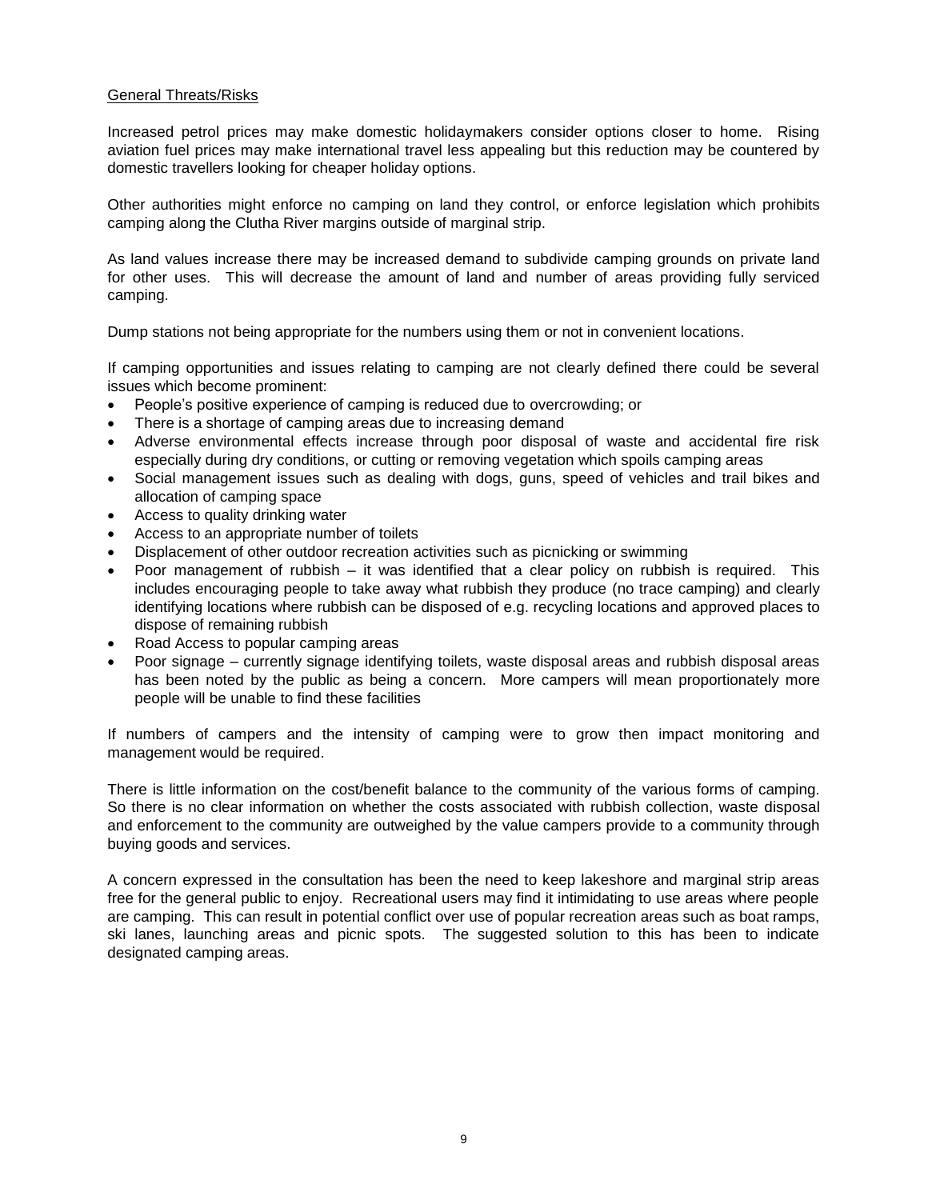General Threats/Risks

Increased petrol prices may make domestic holidaymakers consider options closer to home. Rising aviation fuel prices may make international travel less appealing but this reduction may be countered by domestic travellers looking for cheaper holiday options.

Other authorities might enforce no camping on land they control, or enforce legislation which prohibits camping along the Clutha River margins outside of marginal strip.

As land values increase there may be increased demand to subdivide camping grounds on private land for other uses. This will decrease the amount of land and number of areas providing fully serviced camping.

Dump stations not being appropriate for the numbers using them or not in convenient locations.

If camping opportunities and issues relating to camping are not clearly defined there could be several issues which become prominent:

- People's positive experience of camping is reduced due to overcrowding; or
- There is a shortage of camping areas due to increasing demand
- Adverse environmental effects increase through poor disposal of waste and accidental fire risk especially during dry conditions, or cutting or removing vegetation which spoils camping areas
- Social management issues such as dealing with dogs, guns, speed of vehicles and trail bikes and allocation of camping space
- Access to quality drinking water
- Access to an appropriate number of toilets
- Displacement of other outdoor recreation activities such as picnicking or swimming
- Poor management of rubbish – it was identified that a clear policy on rubbish is required. This includes encouraging people to take away what rubbish they produce (no trace camping) and clearly identifying locations where rubbish can be disposed of e.g. recycling locations and approved places to dispose of remaining rubbish
- Road Access to popular camping areas
- Poor signage – currently signage identifying toilets, waste disposal areas and rubbish disposal areas has been noted by the public as being a concern. More campers will mean proportionately more people will be unable to find these facilities

If numbers of campers and the intensity of camping were to grow then impact monitoring and management would be required.

There is little information on the cost/benefit balance to the community of the various forms of camping. So there is no clear information on whether the costs associated with rubbish collection, waste disposal and enforcement to the community are outweighed by the value campers provide to a community through buying goods and services.

A concern expressed in the consultation has been the need to keep lakeshore and marginal strip areas free for the general public to enjoy. Recreational users may find it intimidating to use areas where people are camping. This can result in potential conflict over use of popular recreation areas such as boat ramps, ski lanes, launching areas and picnic spots. The suggested solution to this has been to indicate designated camping areas.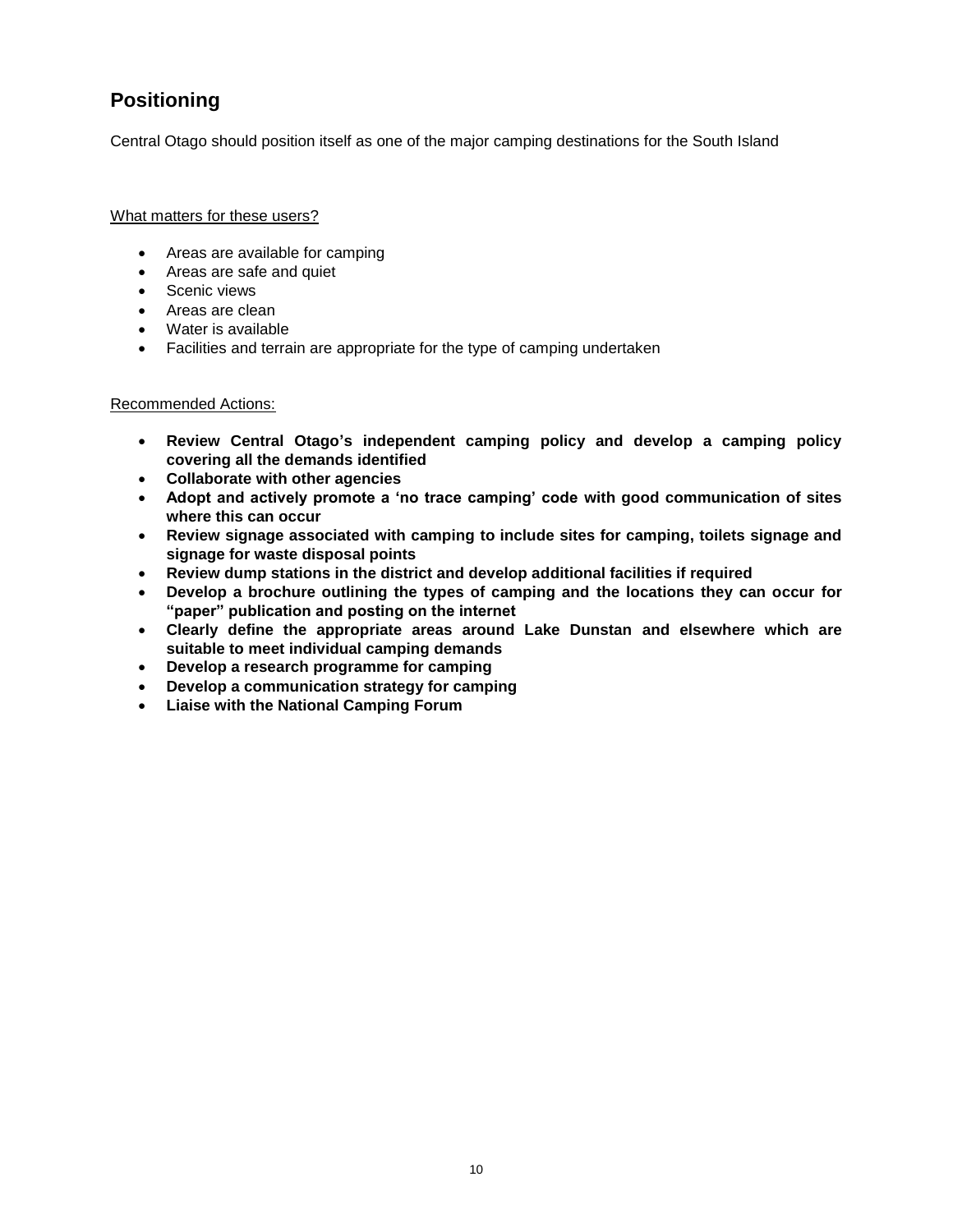## Positioning

Central Otago should position itself as one of the major camping destinations for the South Island

What matters for these users?

- Areas are available for camping
- Areas are safe and quiet
- Scenic views
- Areas are clean
- Water is available
- Facilities and terrain are appropriate for the type of camping undertaken

Recommended Actions:

- **Review Central Otago's independent camping policy and develop a camping policy covering all the demands identified**
- **Collaborate with other agencies**
- **Adopt and actively promote a 'no trace camping' code with good communication of sites where this can occur**
- **Review signage associated with camping to include sites for camping, toilets signage and signage for waste disposal points**
- **Review dump stations in the district and develop additional facilities if required**
- **Develop a brochure outlining the types of camping and the locations they can occur for "paper" publication and posting on the internet**
- **Clearly define the appropriate areas around Lake Dunstan and elsewhere which are suitable to meet individual camping demands**
- **Develop a research programme for camping**
- **Develop a communication strategy for camping**
- **Liaise with the National Camping Forum**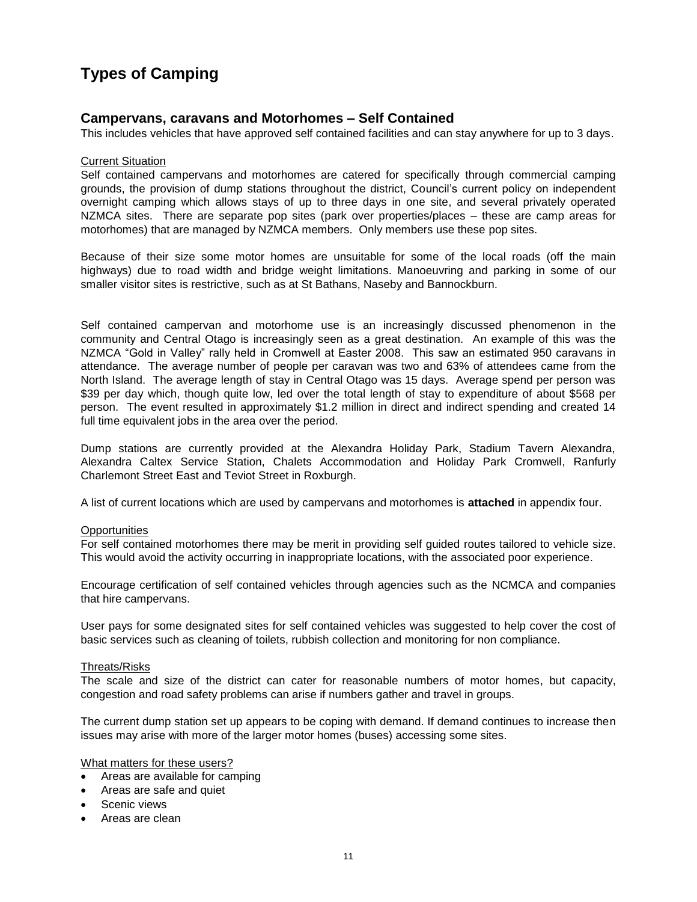# Types of Camping

## Campervans, caravans and Motorhomes – Self Contained

This includes vehicles that have approved self contained facilities and can stay anywhere for up to 3 days.

Current Situation

Self contained campervans and motorhomes are catered for specifically through commercial camping grounds, the provision of dump stations throughout the district, Council's current policy on independent overnight camping which allows stays of up to three days in one site, and several privately operated NZMCA sites. There are separate pop sites (park over properties/places – these are camp areas for motorhomes) that are managed by NZMCA members. Only members use these pop sites.

Because of their size some motor homes are unsuitable for some of the local roads (off the main highways) due to road width and bridge weight limitations. Manoeuvring and parking in some of our smaller visitor sites is restrictive, such as at St Bathans, Naseby and Bannockburn.

Self contained campervan and motorhome use is an increasingly discussed phenomenon in the community and Central Otago is increasingly seen as a great destination. An example of this was the NZMCA "Gold in Valley" rally held in Cromwell at Easter 2008. This saw an estimated 950 caravans in attendance. The average number of people per caravan was two and 63% of attendees came from the North Island. The average length of stay in Central Otago was 15 days. Average spend per person was $39 per day which, though quite low, led over the total length of stay to expenditure of about $568 per person. The event resulted in approximately $1.2 million in direct and indirect spending and created 14 full time equivalent jobs in the area over the period.

Dump stations are currently provided at the Alexandra Holiday Park, Stadium Tavern Alexandra, Alexandra Caltex Service Station, Chalets Accommodation and Holiday Park Cromwell, Ranfurly Charlemont Street East and Teviot Street in Roxburgh.

A list of current locations which are used by campervans and motorhomes is **attached** in appendix four.

Opportunities

For self contained motorhomes there may be merit in providing self guided routes tailored to vehicle size. This would avoid the activity occurring in inappropriate locations, with the associated poor experience.

Encourage certification of self contained vehicles through agencies such as the NCMCA and companies that hire campervans.

User pays for some designated sites for self contained vehicles was suggested to help cover the cost of basic services such as cleaning of toilets, rubbish collection and monitoring for non compliance.

Threats/Risks

The scale and size of the district can cater for reasonable numbers of motor homes, but capacity, congestion and road safety problems can arise if numbers gather and travel in groups.

The current dump station set up appears to be coping with demand. If demand continues to increase then issues may arise with more of the larger motor homes (buses) accessing some sites.

What matters for these users?

- Areas are available for camping
- Areas are safe and quiet
- Scenic views
- Areas are clean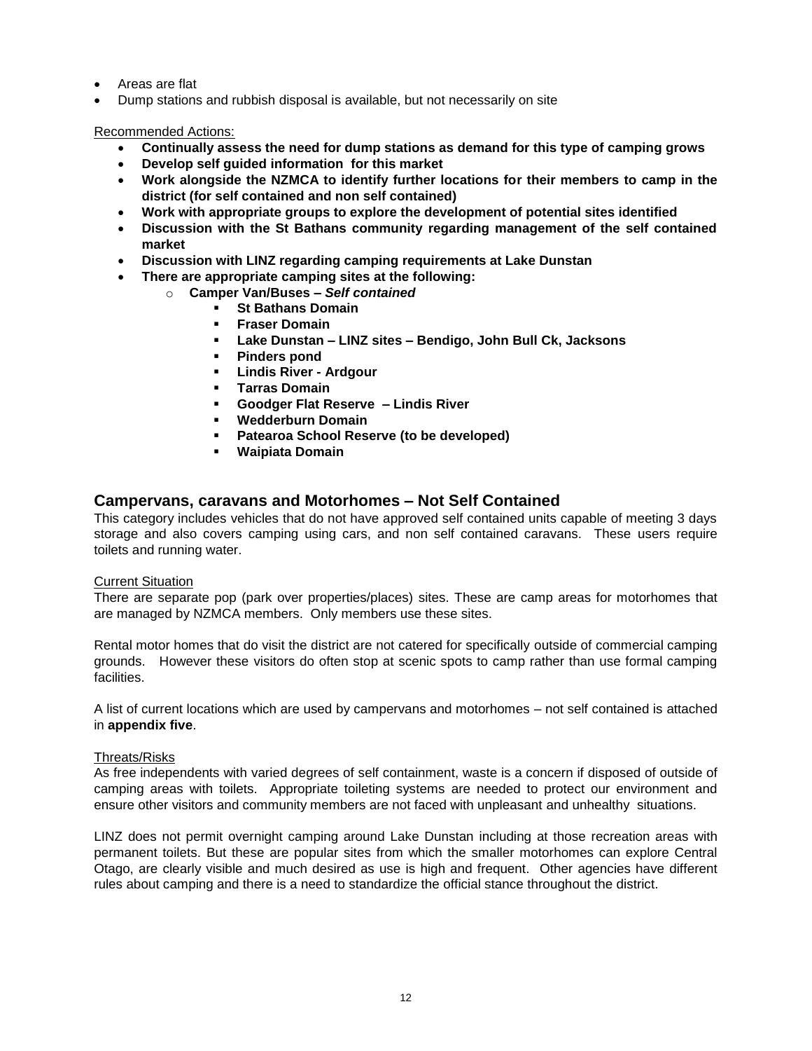- Areas are flat
- Dump stations and rubbish disposal is available, but not necessarily on site

Recommended Actions:

- **Continually assess the need for dump stations as demand for this type of camping grows**
- **Develop self guided information for this market**
- **Work alongside the NZMCA to identify further locations for their members to camp in the district (for self contained and non self contained)**
- **Work with appropriate groups to explore the development of potential sites identified**
- **Discussion with the St Bathans community regarding management of the self contained market**
- **Discussion with LINZ regarding camping requirements at Lake Dunstan**
- **There are appropriate camping sites at the following:**
    - **Camper Van/Buses – *Self contained***
        - **St Bathans Domain**
        - **Fraser Domain**
        - **Lake Dunstan – LINZ sites – Bendigo, John Bull Ck, Jacksons**
        - **Pinders pond**
        - **Lindis River - Ardgour**
        - **Tarras Domain**
        - **Goodger Flat Reserve – Lindis River**
        - **Wedderburn Domain**
        - **Patearoa School Reserve (to be developed)**
        - **Waipiata Domain**

## Campervans, caravans and Motorhomes – Not Self Contained

This category includes vehicles that do not have approved self contained units capable of meeting 3 days storage and also covers camping using cars, and non self contained caravans. These users require toilets and running water.

Current Situation

There are separate pop (park over properties/places) sites. These are camp areas for motorhomes that are managed by NZMCA members. Only members use these sites.

Rental motor homes that do visit the district are not catered for specifically outside of commercial camping grounds. However these visitors do often stop at scenic spots to camp rather than use formal camping facilities.

A list of current locations which are used by campervans and motorhomes – not self contained is attached in **appendix five**.

Threats/Risks

As free independents with varied degrees of self containment, waste is a concern if disposed of outside of camping areas with toilets. Appropriate toileting systems are needed to protect our environment and ensure other visitors and community members are not faced with unpleasant and unhealthy situations.

LINZ does not permit overnight camping around Lake Dunstan including at those recreation areas with permanent toilets. But these are popular sites from which the smaller motorhomes can explore Central Otago, are clearly visible and much desired as use is high and frequent. Other agencies have different rules about camping and there is a need to standardize the official stance throughout the district.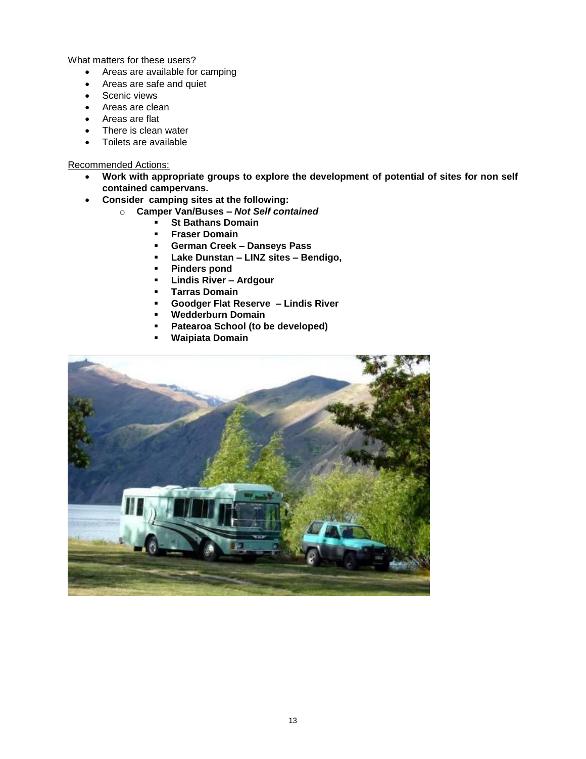What matters for these users?

- Areas are available for camping
- Areas are safe and quiet
- Scenic views
- Areas are clean
- Areas are flat
- There is clean water
- Toilets are available

Recommended Actions:

- **Work with appropriate groups to explore the development of potential of sites for non self contained campervans.**
- **Consider camping sites at the following:**
  - **Camper Van/Buses – *Not Self contained***
    - **St Bathans Domain**
    - **Fraser Domain**
    - **German Creek – Danseys Pass**
    - **Lake Dunstan – LINZ sites – Bendigo,**
    - **Pinders pond**
    - **Lindis River – Ardgour**
    - **Tarras Domain**
    - **Goodger Flat Reserve – Lindis River**
    - **Wedderburn Domain**
    - **Patearoa School (to be developed)**
    - **Waipiata Domain**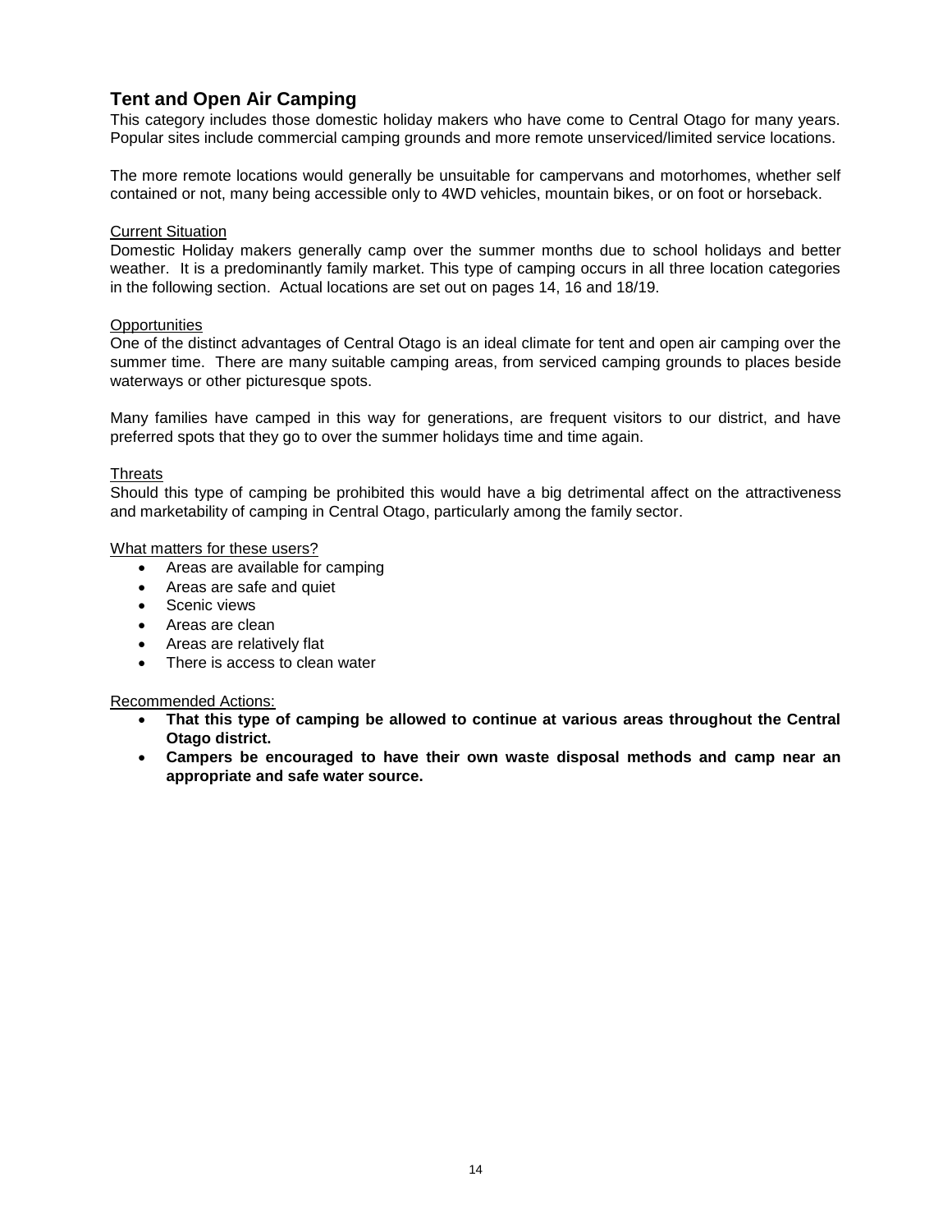## Tent and Open Air Camping

This category includes those domestic holiday makers who have come to Central Otago for many years. Popular sites include commercial camping grounds and more remote unserviced/limited service locations.

The more remote locations would generally be unsuitable for campervans and motorhomes, whether self contained or not, many being accessible only to 4WD vehicles, mountain bikes, or on foot or horseback.

Current Situation

Domestic Holiday makers generally camp over the summer months due to school holidays and better weather. It is a predominantly family market. This type of camping occurs in all three location categories in the following section. Actual locations are set out on pages 14, 16 and 18/19.

Opportunities

One of the distinct advantages of Central Otago is an ideal climate for tent and open air camping over the summer time. There are many suitable camping areas, from serviced camping grounds to places beside waterways or other picturesque spots.

Many families have camped in this way for generations, are frequent visitors to our district, and have preferred spots that they go to over the summer holidays time and time again.

Threats

Should this type of camping be prohibited this would have a big detrimental affect on the attractiveness and marketability of camping in Central Otago, particularly among the family sector.

What matters for these users?

- Areas are available for camping
- Areas are safe and quiet
- Scenic views
- Areas are clean
- Areas are relatively flat
- There is access to clean water

Recommended Actions:

- **That this type of camping be allowed to continue at various areas throughout the Central Otago district.**
- **Campers be encouraged to have their own waste disposal methods and camp near an appropriate and safe water source.**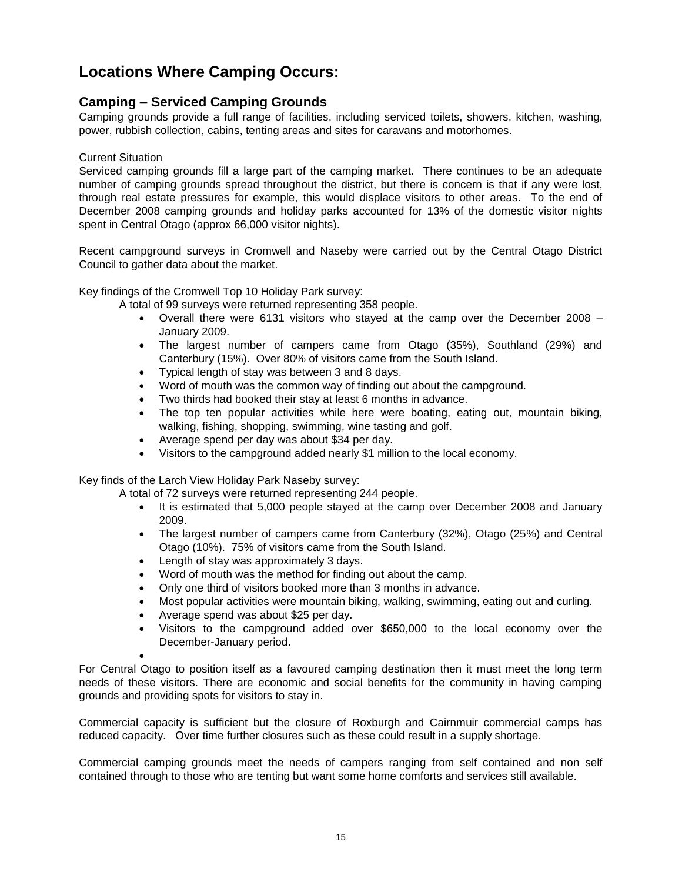# Locations Where Camping Occurs:

## Camping – Serviced Camping Grounds

Camping grounds provide a full range of facilities, including serviced toilets, showers, kitchen, washing, power, rubbish collection, cabins, tenting areas and sites for caravans and motorhomes.

Current Situation

Serviced camping grounds fill a large part of the camping market. There continues to be an adequate number of camping grounds spread throughout the district, but there is concern is that if any were lost, through real estate pressures for example, this would displace visitors to other areas. To the end of December 2008 camping grounds and holiday parks accounted for 13% of the domestic visitor nights spent in Central Otago (approx 66,000 visitor nights).

Recent campground surveys in Cromwell and Naseby were carried out by the Central Otago District Council to gather data about the market.

Key findings of the Cromwell Top 10 Holiday Park survey:

A total of 99 surveys were returned representing 358 people.

- Overall there were 6131 visitors who stayed at the camp over the December 2008 – January 2009.
- The largest number of campers came from Otago (35%), Southland (29%) and Canterbury (15%). Over 80% of visitors came from the South Island.
- Typical length of stay was between 3 and 8 days.
- Word of mouth was the common way of finding out about the campground.
- Two thirds had booked their stay at least 6 months in advance.
- The top ten popular activities while here were boating, eating out, mountain biking, walking, fishing, shopping, swimming, wine tasting and golf.
- Average spend per day was about $34 per day.
- Visitors to the campground added nearly $1 million to the local economy.

Key finds of the Larch View Holiday Park Naseby survey:

A total of 72 surveys were returned representing 244 people.

- It is estimated that 5,000 people stayed at the camp over December 2008 and January 2009.
- The largest number of campers came from Canterbury (32%), Otago (25%) and Central Otago (10%). 75% of visitors came from the South Island.
- Length of stay was approximately 3 days.
- Word of mouth was the method for finding out about the camp.
- Only one third of visitors booked more than 3 months in advance.
- Most popular activities were mountain biking, walking, swimming, eating out and curling.
- Average spend was about $25 per day.
- Visitors to the campground added over $650,000 to the local economy over the December-January period.

For Central Otago to position itself as a favoured camping destination then it must meet the long term needs of these visitors. There are economic and social benefits for the community in having camping grounds and providing spots for visitors to stay in.

Commercial capacity is sufficient but the closure of Roxburgh and Cairnmuir commercial camps has reduced capacity. Over time further closures such as these could result in a supply shortage.

Commercial camping grounds meet the needs of campers ranging from self contained and non self contained through to those who are tenting but want some home comforts and services still available.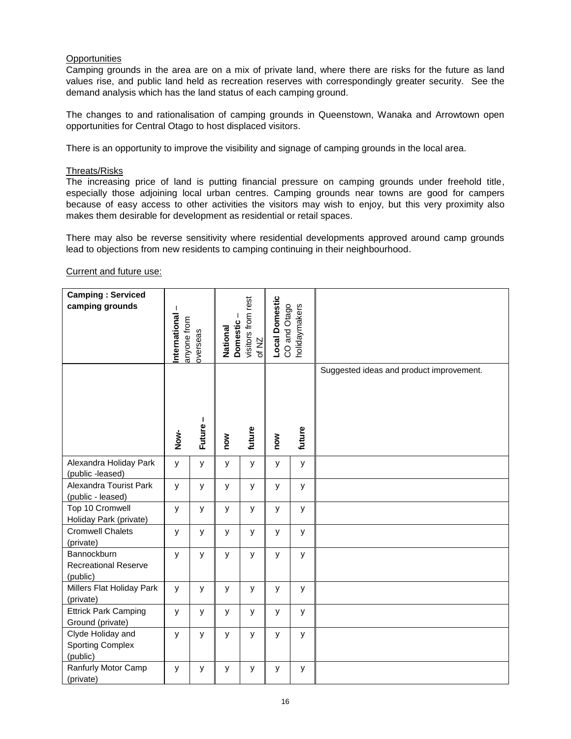Opportunities

Camping grounds in the area are on a mix of private land, where there are risks for the future as land values rise, and public land held as recreation reserves with correspondingly greater security. See the demand analysis which has the land status of each camping ground.

The changes to and rationalisation of camping grounds in Queenstown, Wanaka and Arrowtown open opportunities for Central Otago to host displaced visitors.

There is an opportunity to improve the visibility and signage of camping grounds in the local area.

Threats/Risks

The increasing price of land is putting financial pressure on camping grounds under freehold title, especially those adjoining local urban centres. Camping grounds near towns are good for campers because of easy access to other activities the visitors may wish to enjoy, but this very proximity also makes them desirable for development as residential or retail spaces.

There may also be reverse sensitivity where residential developments approved around camp grounds lead to objections from new residents to camping continuing in their neighbourhood.

Current and future use:

| **Camping : Serviced camping grounds** | **International** – anyone from overseas | | **National Domestic** – visitors from rest of NZ | | **Local Domestic** CO and Otago holidaymakers | | |
|---|---|---|---|---|---|---|---|
| | **Now-** | **Future –** | **now** | **future** | **now** | **future** | Suggested ideas and product improvement. |
| Alexandra Holiday Park (public -leased) | y | y | y | y | y | y | |
| Alexandra Tourist Park (public - leased) | y | y | y | y | y | y | |
| Top 10 Cromwell Holiday Park (private) | y | y | y | y | y | y | |
| Cromwell Chalets (private) | y | y | y | y | y | y | |
| Bannockburn Recreational Reserve (public) | y | y | y | y | y | y | |
| Millers Flat Holiday Park (private) | y | y | y | y | y | y | |
| Ettrick Park Camping Ground (private) | y | y | y | y | y | y | |
| Clyde Holiday and Sporting Complex (public) | y | y | y | y | y | y | |
| Ranfurly Motor Camp (private) | y | y | y | y | y | y | |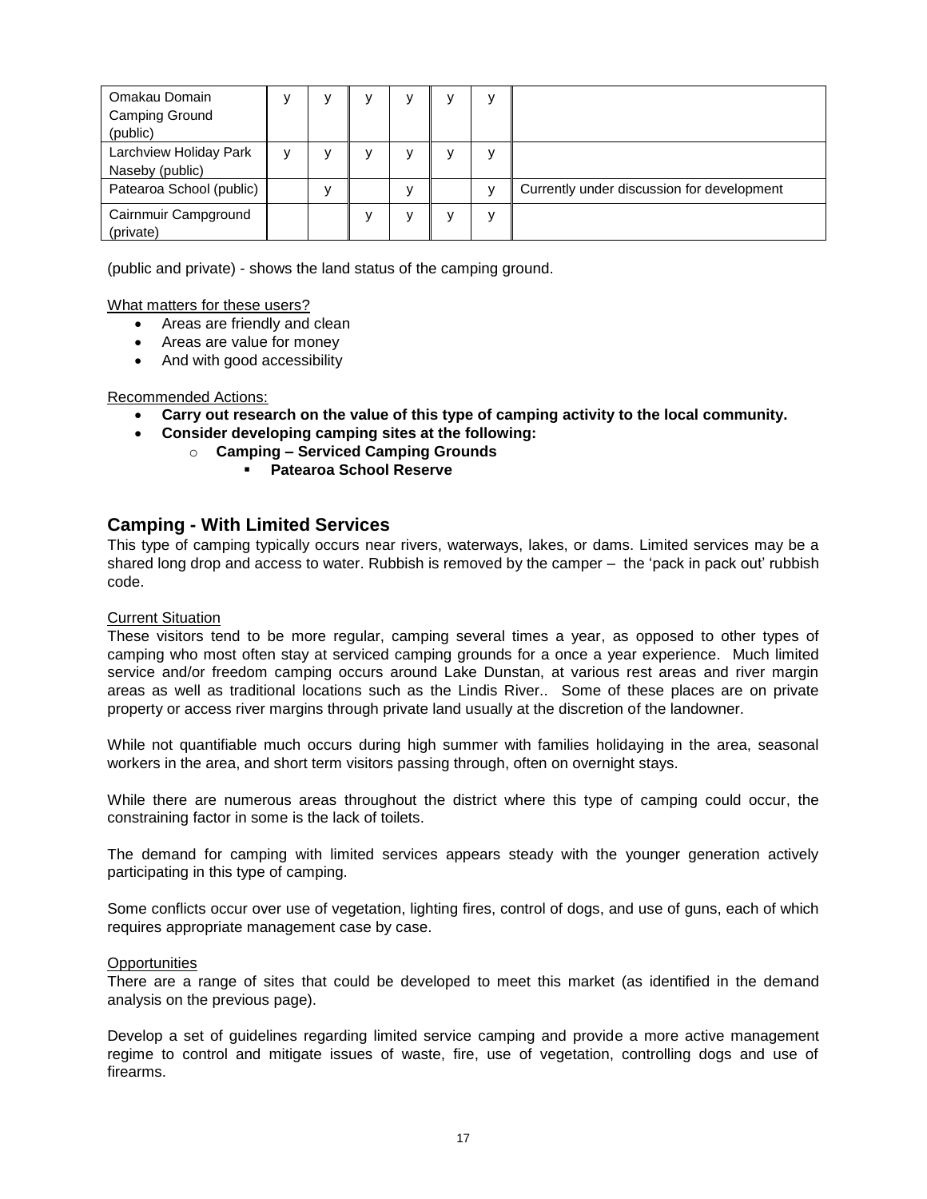| | | | | | | | |
|---|---|---|---|---|---|---|---|
| Omakau Domain Camping Ground (public) | y | y | y | y | y | y | |
| Larchview Holiday Park Naseby (public) | y | y | y | y | y | y | |
| Patearoa School (public) | | y | | y | | y | Currently under discussion for development |
| Cairnmuir Campground (private) | | | y | y | y | y | |

(public and private) - shows the land status of the camping ground.

What matters for these users?

- Areas are friendly and clean
- Areas are value for money
- And with good accessibility

Recommended Actions:

- **Carry out research on the value of this type of camping activity to the local community.**
- **Consider developing camping sites at the following:**
  - **Camping – Serviced Camping Grounds**
    - **Patearoa School Reserve**

## Camping - With Limited Services

This type of camping typically occurs near rivers, waterways, lakes, or dams. Limited services may be a shared long drop and access to water. Rubbish is removed by the camper – the 'pack in pack out' rubbish code.

Current Situation

These visitors tend to be more regular, camping several times a year, as opposed to other types of camping who most often stay at serviced camping grounds for a once a year experience. Much limited service and/or freedom camping occurs around Lake Dunstan, at various rest areas and river margin areas as well as traditional locations such as the Lindis River.. Some of these places are on private property or access river margins through private land usually at the discretion of the landowner.

While not quantifiable much occurs during high summer with families holidaying in the area, seasonal workers in the area, and short term visitors passing through, often on overnight stays.

While there are numerous areas throughout the district where this type of camping could occur, the constraining factor in some is the lack of toilets.

The demand for camping with limited services appears steady with the younger generation actively participating in this type of camping.

Some conflicts occur over use of vegetation, lighting fires, control of dogs, and use of guns, each of which requires appropriate management case by case.

Opportunities

There are a range of sites that could be developed to meet this market (as identified in the demand analysis on the previous page).

Develop a set of guidelines regarding limited service camping and provide a more active management regime to control and mitigate issues of waste, fire, use of vegetation, controlling dogs and use of firearms.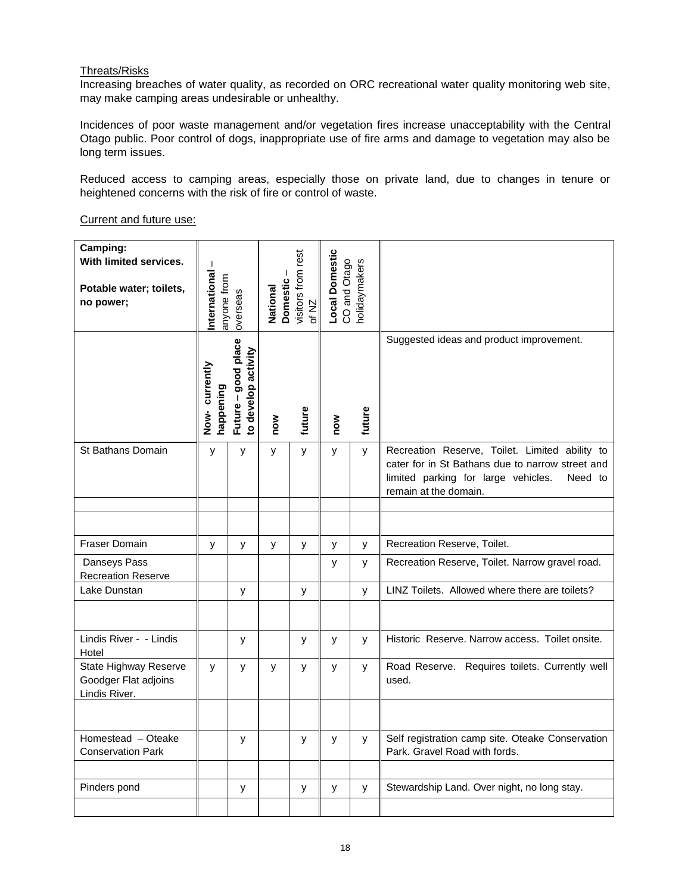Threats/Risks

Increasing breaches of water quality, as recorded on ORC recreational water quality monitoring web site, may make camping areas undesirable or unhealthy.

Incidences of poor waste management and/or vegetation fires increase unacceptability with the Central Otago public. Poor control of dogs, inappropriate use of fire arms and damage to vegetation may also be long term issues.

Reduced access to camping areas, especially those on private land, due to changes in tenure or heightened concerns with the risk of fire or control of waste.

Current and future use:

| **Camping: With limited services.** **Potable water; toilets, no power;** | **International** – anyone from overseas | | **National Domestic** – visitors from rest of NZ | | **Local Domestic** CO and Otago holidaymakers | | |
|---|---|---|---|---|---|---|---|
| | **Now- currently happening** | **Future – good place to develop activity** | **now** | **future** | **now** | **future** | Suggested ideas and product improvement. |
| St Bathans Domain | y | y | y | y | y | y | Recreation Reserve, Toilet. Limited ability to cater for in St Bathans due to narrow street and limited parking for large vehicles. Need to remain at the domain. |
| | | | | | | | |
| | | | | | | | |
| Fraser Domain | y | y | y | y | y | y | Recreation Reserve, Toilet. |
| Danseys Pass Recreation Reserve | | | | | y | y | Recreation Reserve, Toilet. Narrow gravel road. |
| Lake Dunstan | | y | | y | | y | LINZ Toilets. Allowed where there are toilets? |
| | | | | | | | |
| Lindis River - - Lindis Hotel | | y | | y | y | y | Historic Reserve. Narrow access. Toilet onsite. |
| State Highway Reserve Goodger Flat adjoins Lindis River. | y | y | y | y | y | y | Road Reserve. Requires toilets. Currently well used. |
| | | | | | | | |
| Homestead – Oteake Conservation Park | | y | | y | y | y | Self registration camp site. Oteake Conservation Park. Gravel Road with fords. |
| | | | | | | | |
| Pinders pond | | y | | y | y | y | Stewardship Land. Over night, no long stay. |
| | | | | | | | |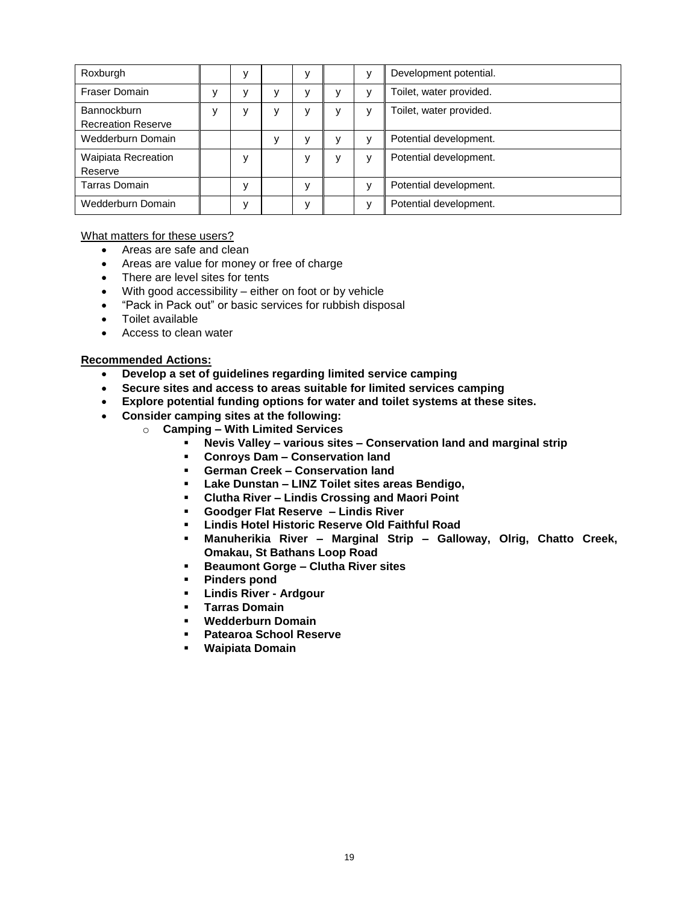| | | | | | | | |
|---|---|---|---|---|---|---|---|
| Roxburgh | | y | | y | | y | Development potential. |
| Fraser Domain | y | y | y | y | y | y | Toilet, water provided. |
| Bannockburn Recreation Reserve | y | y | y | y | y | y | Toilet, water provided. |
| Wedderburn Domain | | | y | y | y | y | Potential development. |
| Waipiata Recreation Reserve | | y | | y | y | y | Potential development. |
| Tarras Domain | | y | | y | | y | Potential development. |
| Wedderburn Domain | | y | | y | | y | Potential development. |

What matters for these users?

- Areas are safe and clean
- Areas are value for money or free of charge
- There are level sites for tents
- With good accessibility – either on foot or by vehicle
- "Pack in Pack out" or basic services for rubbish disposal
- Toilet available
- Access to clean water

**Recommended Actions:**

- **Develop a set of guidelines regarding limited service camping**
- **Secure sites and access to areas suitable for limited services camping**
- **Explore potential funding options for water and toilet systems at these sites.**
- **Consider camping sites at the following:**
  - **Camping – With Limited Services**
    - **Nevis Valley – various sites – Conservation land and marginal strip**
    - **Conroys Dam – Conservation land**
    - **German Creek – Conservation land**
    - **Lake Dunstan – LINZ Toilet sites areas Bendigo,**
    - **Clutha River – Lindis Crossing and Maori Point**
    - **Goodger Flat Reserve – Lindis River**
    - **Lindis Hotel Historic Reserve Old Faithful Road**
    - **Manuherikia River – Marginal Strip – Galloway, Olrig, Chatto Creek, Omakau, St Bathans Loop Road**
    - **Beaumont Gorge – Clutha River sites**
    - **Pinders pond**
    - **Lindis River - Ardgour**
    - **Tarras Domain**
    - **Wedderburn Domain**
    - **Patearoa School Reserve**
    - **Waipiata Domain**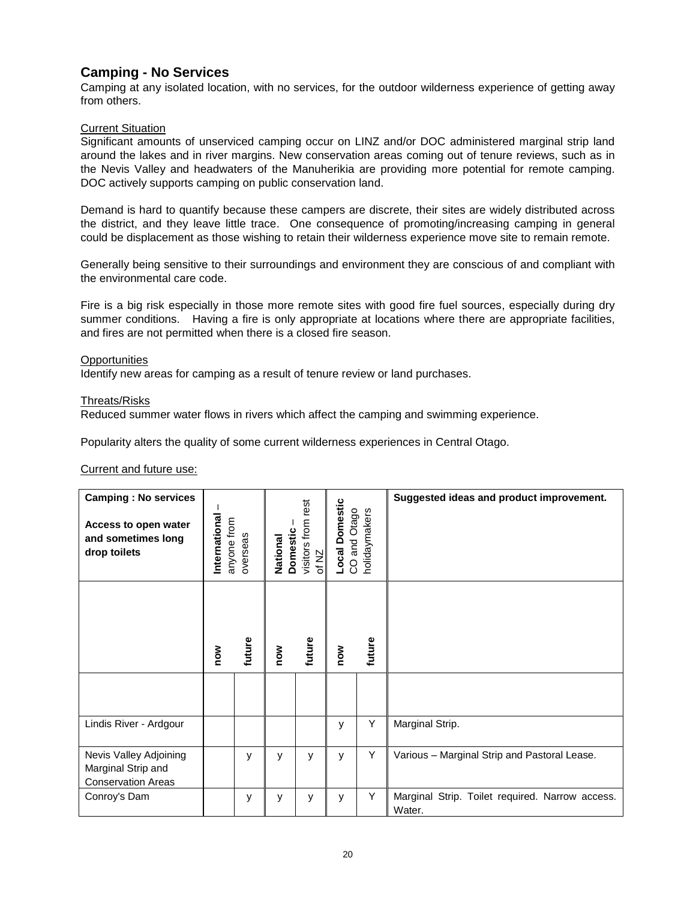## Camping - No Services

Camping at any isolated location, with no services, for the outdoor wilderness experience of getting away from others.

Current Situation

Significant amounts of unserviced camping occur on LINZ and/or DOC administered marginal strip land around the lakes and in river margins. New conservation areas coming out of tenure reviews, such as in the Nevis Valley and headwaters of the Manuherikia are providing more potential for remote camping. DOC actively supports camping on public conservation land.

Demand is hard to quantify because these campers are discrete, their sites are widely distributed across the district, and they leave little trace. One consequence of promoting/increasing camping in general could be displacement as those wishing to retain their wilderness experience move site to remain remote.

Generally being sensitive to their surroundings and environment they are conscious of and compliant with the environmental care code.

Fire is a big risk especially in those more remote sites with good fire fuel sources, especially during dry summer conditions. Having a fire is only appropriate at locations where there are appropriate facilities, and fires are not permitted when there is a closed fire season.

Opportunities

Identify new areas for camping as a result of tenure review or land purchases.

Threats/Risks

Reduced summer water flows in rivers which affect the camping and swimming experience.

Popularity alters the quality of some current wilderness experiences in Central Otago.

Current and future use:

| **Camping : No services**<br><br>**Access to open water and sometimes long drop toilets** | **International** – anyone from overseas | | **National Domestic** – visitors from rest of NZ | | **Local Domestic** CO and Otago holidaymakers | | **Suggested ideas and product improvement.** |
|---|---|---|---|---|---|---|---|
| | **now** | **future** | **now** | **future** | **now** | **future** | |
| | | | | | | | |
| Lindis River - Ardgour | | | | | y | Y | Marginal Strip. |
| Nevis Valley Adjoining Marginal Strip and Conservation Areas | | y | y | y | y | Y | Various – Marginal Strip and Pastoral Lease. |
| Conroy's Dam | | y | y | y | y | Y | Marginal Strip. Toilet required. Narrow access. Water. |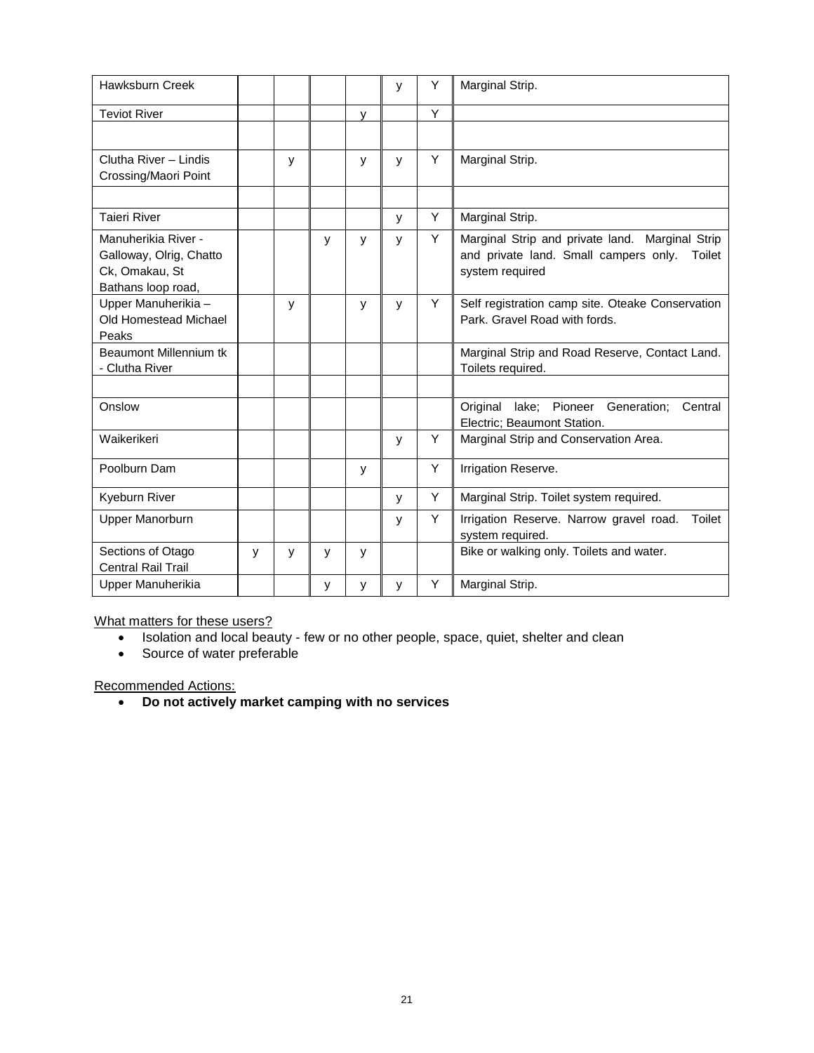| | | | | | | | |
|---|---|---|---|---|---|---|---|
| Hawksburn Creek | | | | | y | Y | Marginal Strip. |
| Teviot River | | | | y | | Y | |
| | | | | | | | |
| Clutha River – Lindis Crossing/Maori Point | | y | | y | y | Y | Marginal Strip. |
| | | | | | | | |
| Taieri River | | | | | y | Y | Marginal Strip. |
| Manuherikia River - Galloway, Olrig, Chatto Ck, Omakau, St Bathans loop road, | | | y | y | y | Y | Marginal Strip and private land. Marginal Strip and private land. Small campers only. Toilet system required |
| Upper Manuherikia – Old Homestead Michael Peaks | | y | | y | y | Y | Self registration camp site. Oteake Conservation Park. Gravel Road with fords. |
| Beaumont Millennium tk - Clutha River | | | | | | | Marginal Strip and Road Reserve, Contact Land. Toilets required. |
| | | | | | | | |
| Onslow | | | | | | | Original lake; Pioneer Generation; Central Electric; Beaumont Station. |
| Waikerikeri | | | | | y | Y | Marginal Strip and Conservation Area. |
| Poolburn Dam | | | | y | | Y | Irrigation Reserve. |
| Kyeburn River | | | | | y | Y | Marginal Strip. Toilet system required. |
| Upper Manorburn | | | | | y | Y | Irrigation Reserve. Narrow gravel road. Toilet system required. |
| Sections of Otago Central Rail Trail | y | y | y | y | | | Bike or walking only. Toilets and water. |
| Upper Manuherikia | | | y | y | y | Y | Marginal Strip. |

What matters for these users?

- Isolation and local beauty - few or no other people, space, quiet, shelter and clean
- Source of water preferable

Recommended Actions:

- **Do not actively market camping with no services**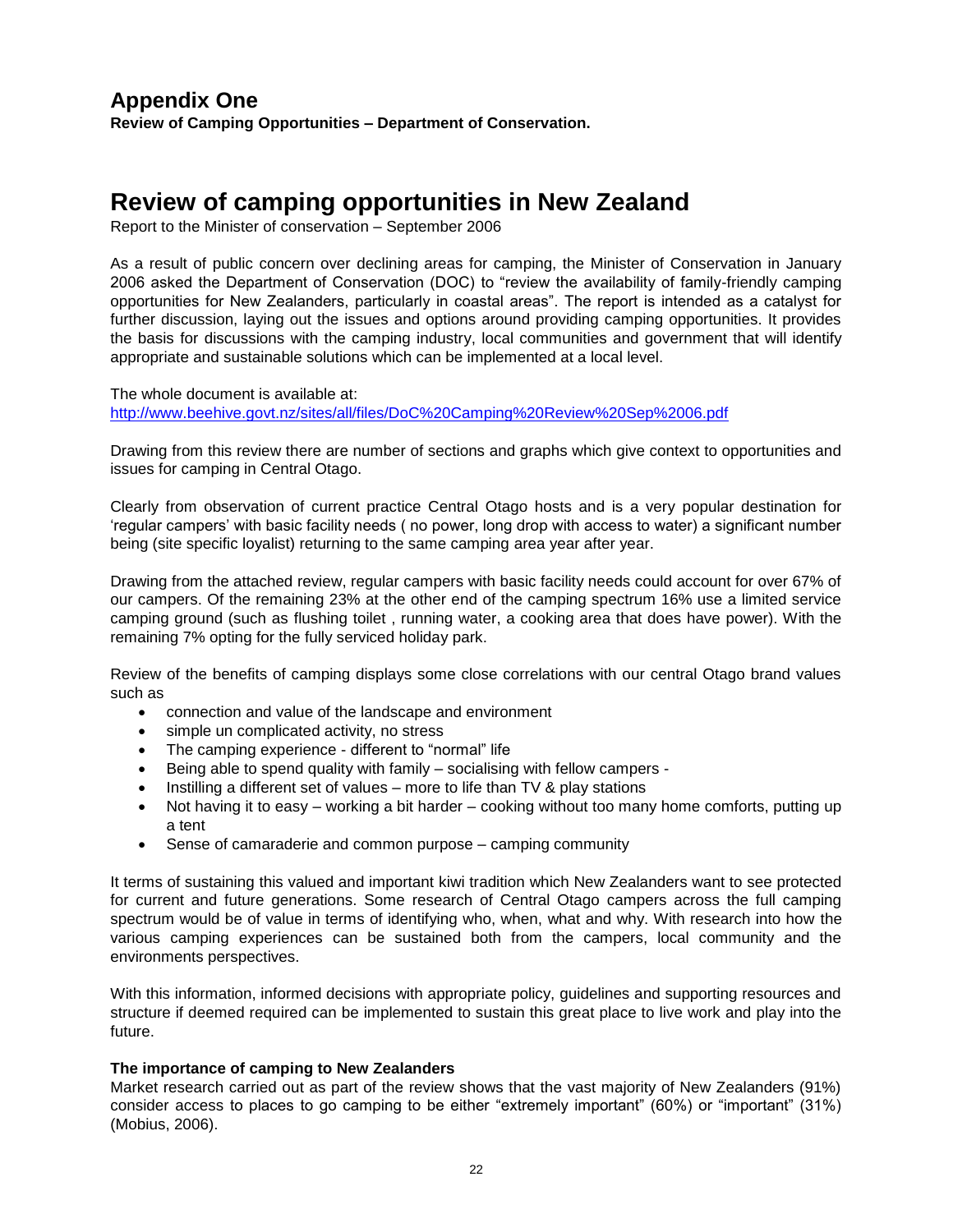## Appendix One

**Review of Camping Opportunities – Department of Conservation.**

# Review of camping opportunities in New Zealand

Report to the Minister of conservation – September 2006

As a result of public concern over declining areas for camping, the Minister of Conservation in January 2006 asked the Department of Conservation (DOC) to "review the availability of family-friendly camping opportunities for New Zealanders, particularly in coastal areas". The report is intended as a catalyst for further discussion, laying out the issues and options around providing camping opportunities. It provides the basis for discussions with the camping industry, local communities and government that will identify appropriate and sustainable solutions which can be implemented at a local level.

The whole document is available at:
http://www.beehive.govt.nz/sites/all/files/DoC%20Camping%20Review%20Sep%2006.pdf

Drawing from this review there are number of sections and graphs which give context to opportunities and issues for camping in Central Otago.

Clearly from observation of current practice Central Otago hosts and is a very popular destination for 'regular campers' with basic facility needs ( no power, long drop with access to water) a significant number being (site specific loyalist) returning to the same camping area year after year.

Drawing from the attached review, regular campers with basic facility needs could account for over 67% of our campers. Of the remaining 23% at the other end of the camping spectrum 16% use a limited service camping ground (such as flushing toilet , running water, a cooking area that does have power). With the remaining 7% opting for the fully serviced holiday park.

Review of the benefits of camping displays some close correlations with our central Otago brand values such as

- connection and value of the landscape and environment
- simple un complicated activity, no stress
- The camping experience - different to "normal" life
- Being able to spend quality with family – socialising with fellow campers -
- Instilling a different set of values – more to life than TV & play stations
- Not having it to easy – working a bit harder – cooking without too many home comforts, putting up a tent
- Sense of camaraderie and common purpose – camping community

It terms of sustaining this valued and important kiwi tradition which New Zealanders want to see protected for current and future generations. Some research of Central Otago campers across the full camping spectrum would be of value in terms of identifying who, when, what and why. With research into how the various camping experiences can be sustained both from the campers, local community and the environments perspectives.

With this information, informed decisions with appropriate policy, guidelines and supporting resources and structure if deemed required can be implemented to sustain this great place to live work and play into the future.

**The importance of camping to New Zealanders**

Market research carried out as part of the review shows that the vast majority of New Zealanders (91%) consider access to places to go camping to be either "extremely important" (60%) or "important" (31%) (Mobius, 2006).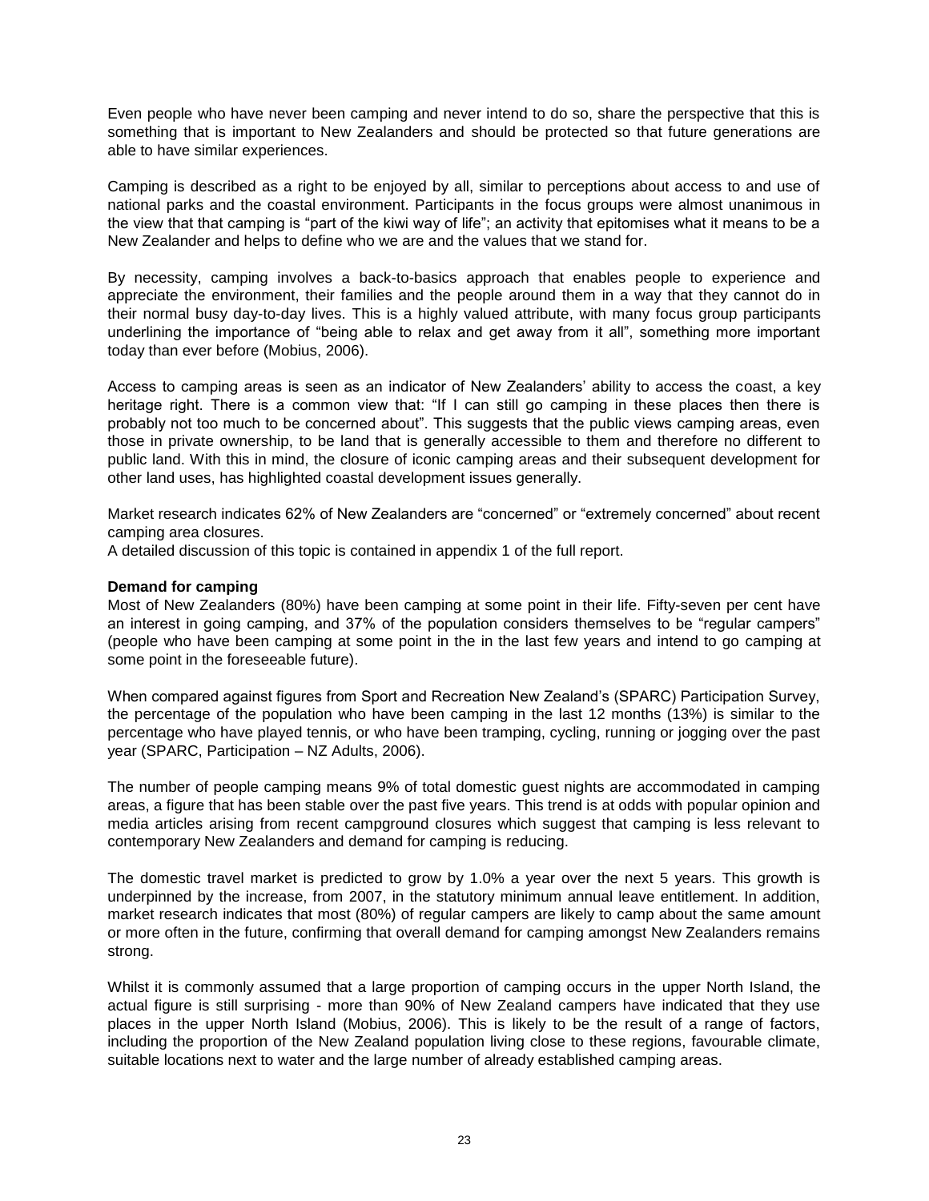Even people who have never been camping and never intend to do so, share the perspective that this is something that is important to New Zealanders and should be protected so that future generations are able to have similar experiences.

Camping is described as a right to be enjoyed by all, similar to perceptions about access to and use of national parks and the coastal environment. Participants in the focus groups were almost unanimous in the view that that camping is "part of the kiwi way of life"; an activity that epitomises what it means to be a New Zealander and helps to define who we are and the values that we stand for.

By necessity, camping involves a back-to-basics approach that enables people to experience and appreciate the environment, their families and the people around them in a way that they cannot do in their normal busy day-to-day lives. This is a highly valued attribute, with many focus group participants underlining the importance of "being able to relax and get away from it all", something more important today than ever before (Mobius, 2006).

Access to camping areas is seen as an indicator of New Zealanders' ability to access the coast, a key heritage right. There is a common view that: "If I can still go camping in these places then there is probably not too much to be concerned about". This suggests that the public views camping areas, even those in private ownership, to be land that is generally accessible to them and therefore no different to public land. With this in mind, the closure of iconic camping areas and their subsequent development for other land uses, has highlighted coastal development issues generally.

Market research indicates 62% of New Zealanders are "concerned" or "extremely concerned" about recent camping area closures.
A detailed discussion of this topic is contained in appendix 1 of the full report.

**Demand for camping**

Most of New Zealanders (80%) have been camping at some point in their life. Fifty-seven per cent have an interest in going camping, and 37% of the population considers themselves to be "regular campers" (people who have been camping at some point in the in the last few years and intend to go camping at some point in the foreseeable future).

When compared against figures from Sport and Recreation New Zealand's (SPARC) Participation Survey, the percentage of the population who have been camping in the last 12 months (13%) is similar to the percentage who have played tennis, or who have been tramping, cycling, running or jogging over the past year (SPARC, Participation – NZ Adults, 2006).

The number of people camping means 9% of total domestic guest nights are accommodated in camping areas, a figure that has been stable over the past five years. This trend is at odds with popular opinion and media articles arising from recent campground closures which suggest that camping is less relevant to contemporary New Zealanders and demand for camping is reducing.

The domestic travel market is predicted to grow by 1.0% a year over the next 5 years. This growth is underpinned by the increase, from 2007, in the statutory minimum annual leave entitlement. In addition, market research indicates that most (80%) of regular campers are likely to camp about the same amount or more often in the future, confirming that overall demand for camping amongst New Zealanders remains strong.

Whilst it is commonly assumed that a large proportion of camping occurs in the upper North Island, the actual figure is still surprising - more than 90% of New Zealand campers have indicated that they use places in the upper North Island (Mobius, 2006). This is likely to be the result of a range of factors, including the proportion of the New Zealand population living close to these regions, favourable climate, suitable locations next to water and the large number of already established camping areas.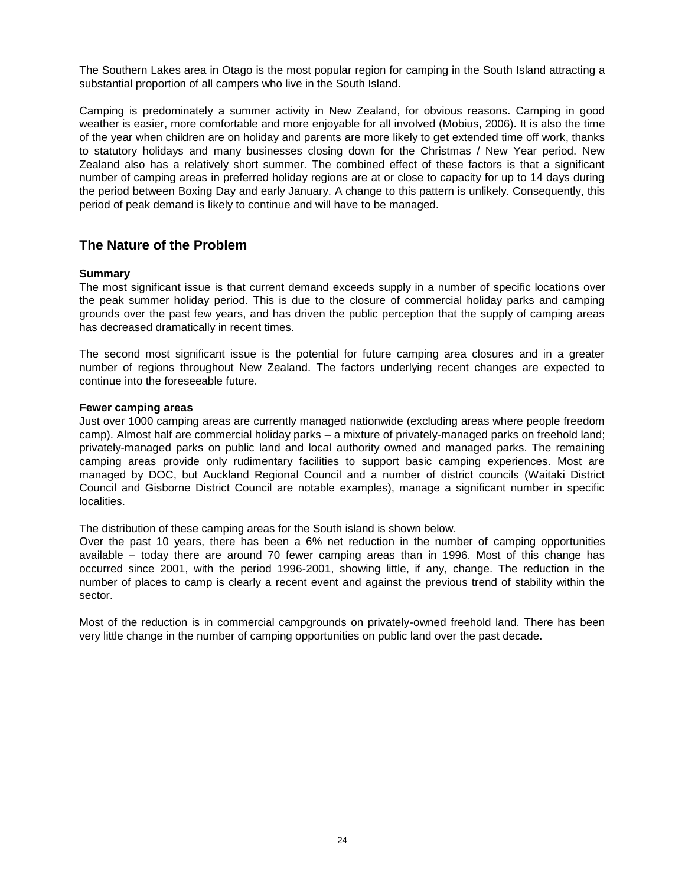The Southern Lakes area in Otago is the most popular region for camping in the South Island attracting a substantial proportion of all campers who live in the South Island.

Camping is predominately a summer activity in New Zealand, for obvious reasons. Camping in good weather is easier, more comfortable and more enjoyable for all involved (Mobius, 2006). It is also the time of the year when children are on holiday and parents are more likely to get extended time off work, thanks to statutory holidays and many businesses closing down for the Christmas / New Year period. New Zealand also has a relatively short summer. The combined effect of these factors is that a significant number of camping areas in preferred holiday regions are at or close to capacity for up to 14 days during the period between Boxing Day and early January. A change to this pattern is unlikely. Consequently, this period of peak demand is likely to continue and will have to be managed.

## The Nature of the Problem

**Summary**

The most significant issue is that current demand exceeds supply in a number of specific locations over the peak summer holiday period. This is due to the closure of commercial holiday parks and camping grounds over the past few years, and has driven the public perception that the supply of camping areas has decreased dramatically in recent times.

The second most significant issue is the potential for future camping area closures and in a greater number of regions throughout New Zealand. The factors underlying recent changes are expected to continue into the foreseeable future.

**Fewer camping areas**

Just over 1000 camping areas are currently managed nationwide (excluding areas where people freedom camp). Almost half are commercial holiday parks – a mixture of privately-managed parks on freehold land; privately-managed parks on public land and local authority owned and managed parks. The remaining camping areas provide only rudimentary facilities to support basic camping experiences. Most are managed by DOC, but Auckland Regional Council and a number of district councils (Waitaki District Council and Gisborne District Council are notable examples), manage a significant number in specific localities.

The distribution of these camping areas for the South island is shown below.

Over the past 10 years, there has been a 6% net reduction in the number of camping opportunities available – today there are around 70 fewer camping areas than in 1996. Most of this change has occurred since 2001, with the period 1996-2001, showing little, if any, change. The reduction in the number of places to camp is clearly a recent event and against the previous trend of stability within the sector.

Most of the reduction is in commercial campgrounds on privately-owned freehold land. There has been very little change in the number of camping opportunities on public land over the past decade.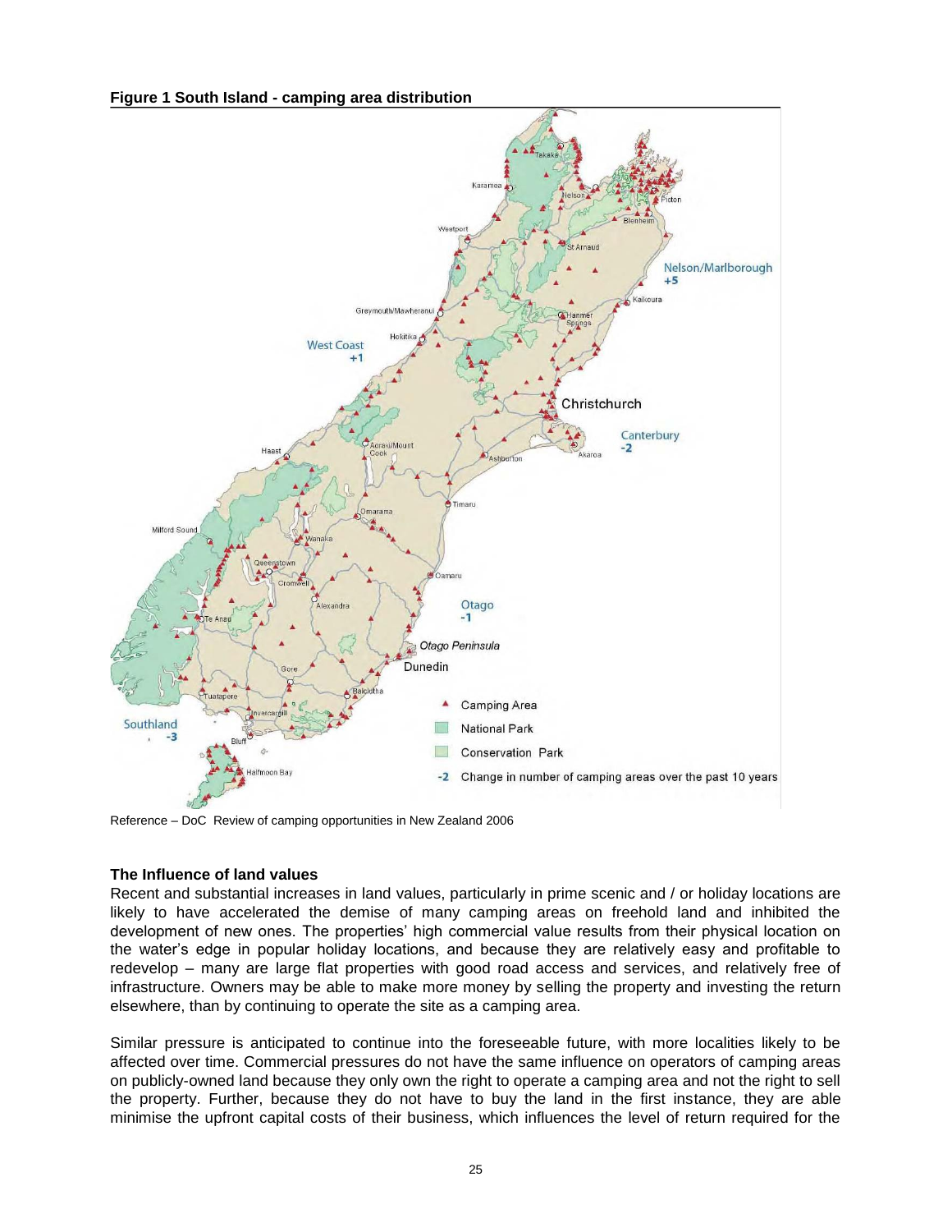**Figure 1 South Island - camping area distribution**

Reference – DoC Review of camping opportunities in New Zealand 2006

**The Influence of land values**

Recent and substantial increases in land values, particularly in prime scenic and / or holiday locations are likely to have accelerated the demise of many camping areas on freehold land and inhibited the development of new ones. The properties' high commercial value results from their physical location on the water's edge in popular holiday locations, and because they are relatively easy and profitable to redevelop – many are large flat properties with good road access and services, and relatively free of infrastructure. Owners may be able to make more money by selling the property and investing the return elsewhere, than by continuing to operate the site as a camping area.

Similar pressure is anticipated to continue into the foreseeable future, with more localities likely to be affected over time. Commercial pressures do not have the same influence on operators of camping areas on publicly-owned land because they only own the right to operate a camping area and not the right to sell the property. Further, because they do not have to buy the land in the first instance, they are able minimise the upfront capital costs of their business, which influences the level of return required for the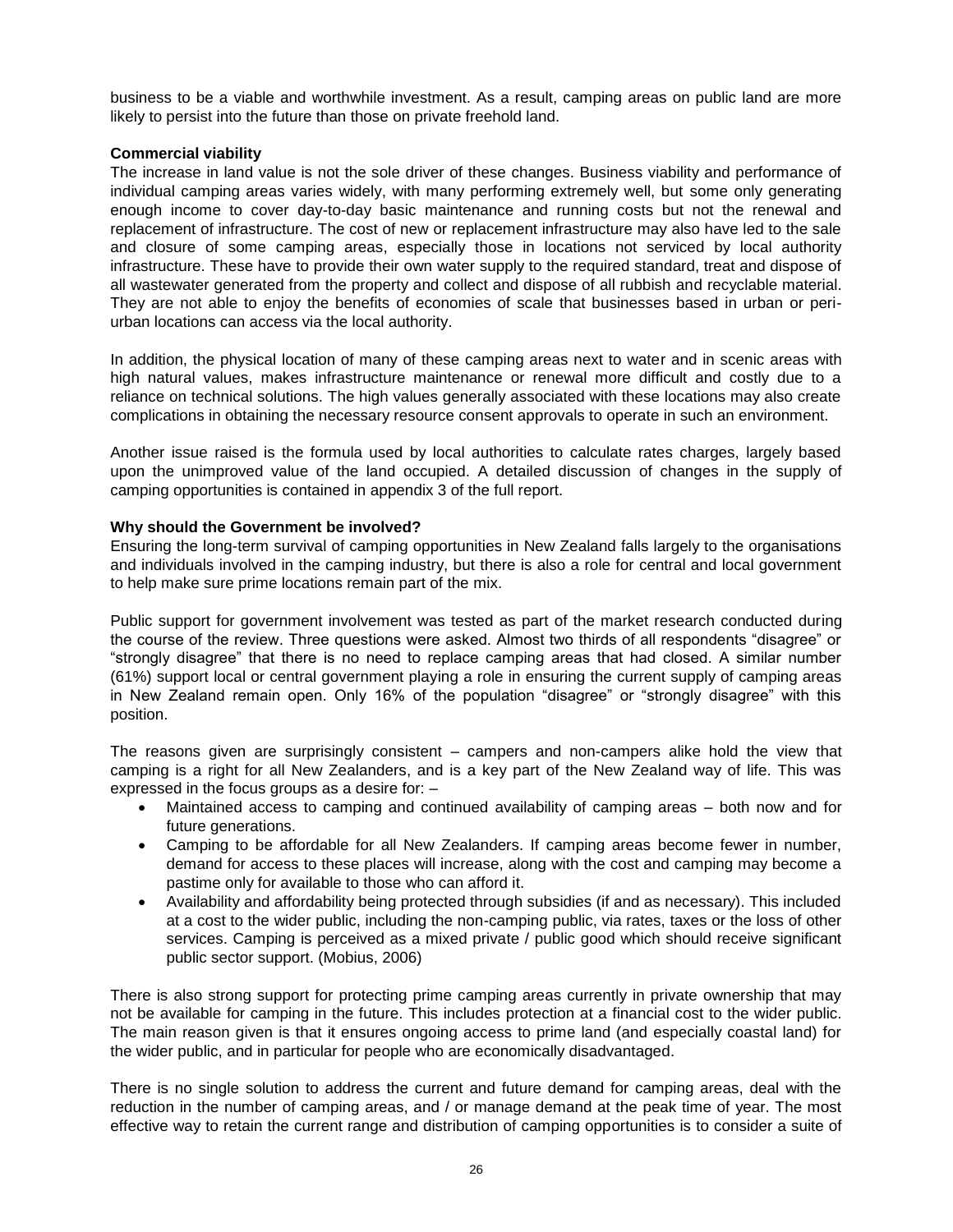business to be a viable and worthwhile investment. As a result, camping areas on public land are more likely to persist into the future than those on private freehold land.

**Commercial viability**

The increase in land value is not the sole driver of these changes. Business viability and performance of individual camping areas varies widely, with many performing extremely well, but some only generating enough income to cover day-to-day basic maintenance and running costs but not the renewal and replacement of infrastructure. The cost of new or replacement infrastructure may also have led to the sale and closure of some camping areas, especially those in locations not serviced by local authority infrastructure. These have to provide their own water supply to the required standard, treat and dispose of all wastewater generated from the property and collect and dispose of all rubbish and recyclable material. They are not able to enjoy the benefits of economies of scale that businesses based in urban or peri-urban locations can access via the local authority.

In addition, the physical location of many of these camping areas next to water and in scenic areas with high natural values, makes infrastructure maintenance or renewal more difficult and costly due to a reliance on technical solutions. The high values generally associated with these locations may also create complications in obtaining the necessary resource consent approvals to operate in such an environment.

Another issue raised is the formula used by local authorities to calculate rates charges, largely based upon the unimproved value of the land occupied. A detailed discussion of changes in the supply of camping opportunities is contained in appendix 3 of the full report.

**Why should the Government be involved?**

Ensuring the long-term survival of camping opportunities in New Zealand falls largely to the organisations and individuals involved in the camping industry, but there is also a role for central and local government to help make sure prime locations remain part of the mix.

Public support for government involvement was tested as part of the market research conducted during the course of the review. Three questions were asked. Almost two thirds of all respondents "disagree" or "strongly disagree" that there is no need to replace camping areas that had closed. A similar number (61%) support local or central government playing a role in ensuring the current supply of camping areas in New Zealand remain open. Only 16% of the population "disagree" or "strongly disagree" with this position.

The reasons given are surprisingly consistent – campers and non-campers alike hold the view that camping is a right for all New Zealanders, and is a key part of the New Zealand way of life. This was expressed in the focus groups as a desire for: –

- Maintained access to camping and continued availability of camping areas – both now and for future generations.
- Camping to be affordable for all New Zealanders. If camping areas become fewer in number, demand for access to these places will increase, along with the cost and camping may become a pastime only for available to those who can afford it.
- Availability and affordability being protected through subsidies (if and as necessary). This included at a cost to the wider public, including the non-camping public, via rates, taxes or the loss of other services. Camping is perceived as a mixed private / public good which should receive significant public sector support. (Mobius, 2006)

There is also strong support for protecting prime camping areas currently in private ownership that may not be available for camping in the future. This includes protection at a financial cost to the wider public. The main reason given is that it ensures ongoing access to prime land (and especially coastal land) for the wider public, and in particular for people who are economically disadvantaged.

There is no single solution to address the current and future demand for camping areas, deal with the reduction in the number of camping areas, and / or manage demand at the peak time of year. The most effective way to retain the current range and distribution of camping opportunities is to consider a suite of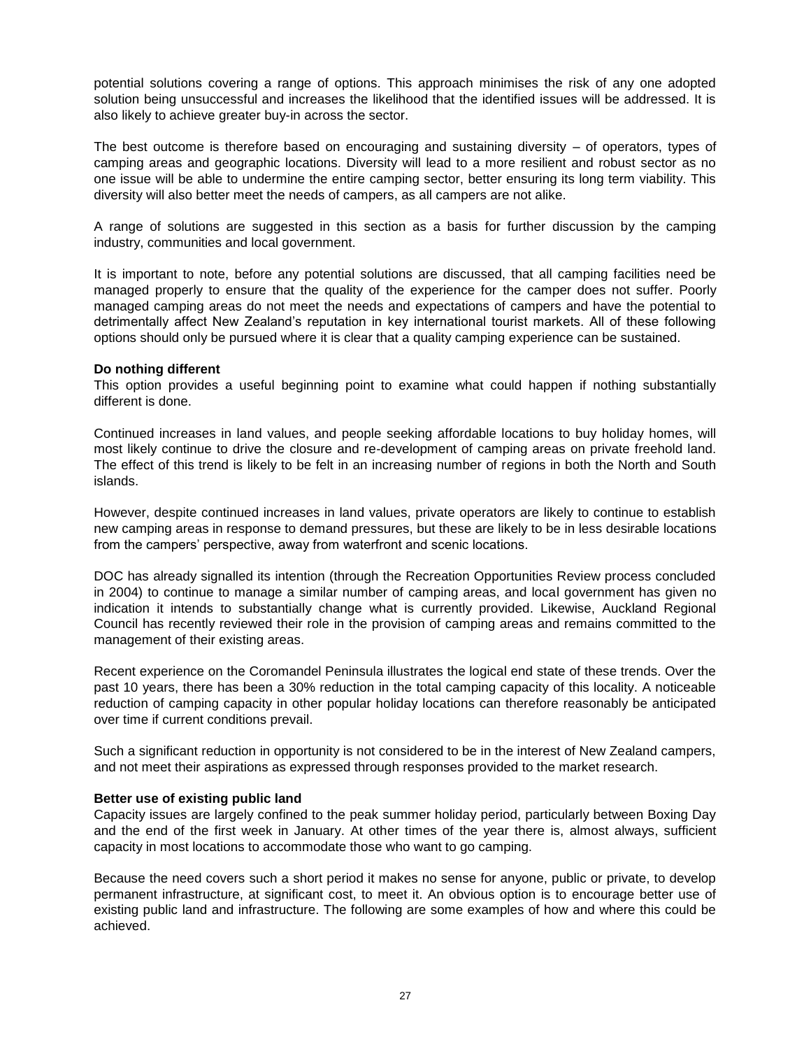potential solutions covering a range of options. This approach minimises the risk of any one adopted solution being unsuccessful and increases the likelihood that the identified issues will be addressed. It is also likely to achieve greater buy-in across the sector.

The best outcome is therefore based on encouraging and sustaining diversity – of operators, types of camping areas and geographic locations. Diversity will lead to a more resilient and robust sector as no one issue will be able to undermine the entire camping sector, better ensuring its long term viability. This diversity will also better meet the needs of campers, as all campers are not alike.

A range of solutions are suggested in this section as a basis for further discussion by the camping industry, communities and local government.

It is important to note, before any potential solutions are discussed, that all camping facilities need be managed properly to ensure that the quality of the experience for the camper does not suffer. Poorly managed camping areas do not meet the needs and expectations of campers and have the potential to detrimentally affect New Zealand's reputation in key international tourist markets. All of these following options should only be pursued where it is clear that a quality camping experience can be sustained.

**Do nothing different**

This option provides a useful beginning point to examine what could happen if nothing substantially different is done.

Continued increases in land values, and people seeking affordable locations to buy holiday homes, will most likely continue to drive the closure and re-development of camping areas on private freehold land. The effect of this trend is likely to be felt in an increasing number of regions in both the North and South islands.

However, despite continued increases in land values, private operators are likely to continue to establish new camping areas in response to demand pressures, but these are likely to be in less desirable locations from the campers' perspective, away from waterfront and scenic locations.

DOC has already signalled its intention (through the Recreation Opportunities Review process concluded in 2004) to continue to manage a similar number of camping areas, and local government has given no indication it intends to substantially change what is currently provided. Likewise, Auckland Regional Council has recently reviewed their role in the provision of camping areas and remains committed to the management of their existing areas.

Recent experience on the Coromandel Peninsula illustrates the logical end state of these trends. Over the past 10 years, there has been a 30% reduction in the total camping capacity of this locality. A noticeable reduction of camping capacity in other popular holiday locations can therefore reasonably be anticipated over time if current conditions prevail.

Such a significant reduction in opportunity is not considered to be in the interest of New Zealand campers, and not meet their aspirations as expressed through responses provided to the market research.

**Better use of existing public land**

Capacity issues are largely confined to the peak summer holiday period, particularly between Boxing Day and the end of the first week in January. At other times of the year there is, almost always, sufficient capacity in most locations to accommodate those who want to go camping.

Because the need covers such a short period it makes no sense for anyone, public or private, to develop permanent infrastructure, at significant cost, to meet it. An obvious option is to encourage better use of existing public land and infrastructure. The following are some examples of how and where this could be achieved.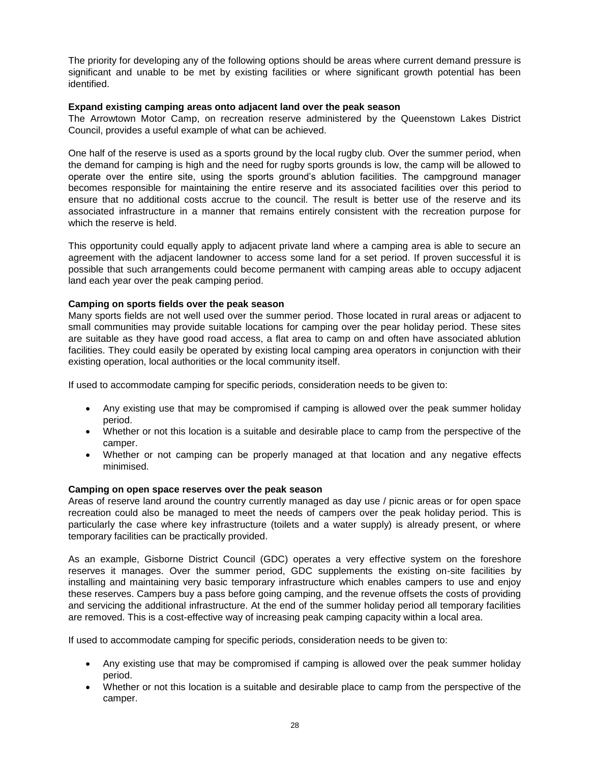The priority for developing any of the following options should be areas where current demand pressure is significant and unable to be met by existing facilities or where significant growth potential has been identified.

**Expand existing camping areas onto adjacent land over the peak season**

The Arrowtown Motor Camp, on recreation reserve administered by the Queenstown Lakes District Council, provides a useful example of what can be achieved.

One half of the reserve is used as a sports ground by the local rugby club. Over the summer period, when the demand for camping is high and the need for rugby sports grounds is low, the camp will be allowed to operate over the entire site, using the sports ground's ablution facilities. The campground manager becomes responsible for maintaining the entire reserve and its associated facilities over this period to ensure that no additional costs accrue to the council. The result is better use of the reserve and its associated infrastructure in a manner that remains entirely consistent with the recreation purpose for which the reserve is held.

This opportunity could equally apply to adjacent private land where a camping area is able to secure an agreement with the adjacent landowner to access some land for a set period. If proven successful it is possible that such arrangements could become permanent with camping areas able to occupy adjacent land each year over the peak camping period.

**Camping on sports fields over the peak season**

Many sports fields are not well used over the summer period. Those located in rural areas or adjacent to small communities may provide suitable locations for camping over the pear holiday period. These sites are suitable as they have good road access, a flat area to camp on and often have associated ablution facilities. They could easily be operated by existing local camping area operators in conjunction with their existing operation, local authorities or the local community itself.

If used to accommodate camping for specific periods, consideration needs to be given to:

- Any existing use that may be compromised if camping is allowed over the peak summer holiday period.
- Whether or not this location is a suitable and desirable place to camp from the perspective of the camper.
- Whether or not camping can be properly managed at that location and any negative effects minimised.

**Camping on open space reserves over the peak season**

Areas of reserve land around the country currently managed as day use / picnic areas or for open space recreation could also be managed to meet the needs of campers over the peak holiday period. This is particularly the case where key infrastructure (toilets and a water supply) is already present, or where temporary facilities can be practically provided.

As an example, Gisborne District Council (GDC) operates a very effective system on the foreshore reserves it manages. Over the summer period, GDC supplements the existing on-site facilities by installing and maintaining very basic temporary infrastructure which enables campers to use and enjoy these reserves. Campers buy a pass before going camping, and the revenue offsets the costs of providing and servicing the additional infrastructure. At the end of the summer holiday period all temporary facilities are removed. This is a cost-effective way of increasing peak camping capacity within a local area.

If used to accommodate camping for specific periods, consideration needs to be given to:

- Any existing use that may be compromised if camping is allowed over the peak summer holiday period.
- Whether or not this location is a suitable and desirable place to camp from the perspective of the camper.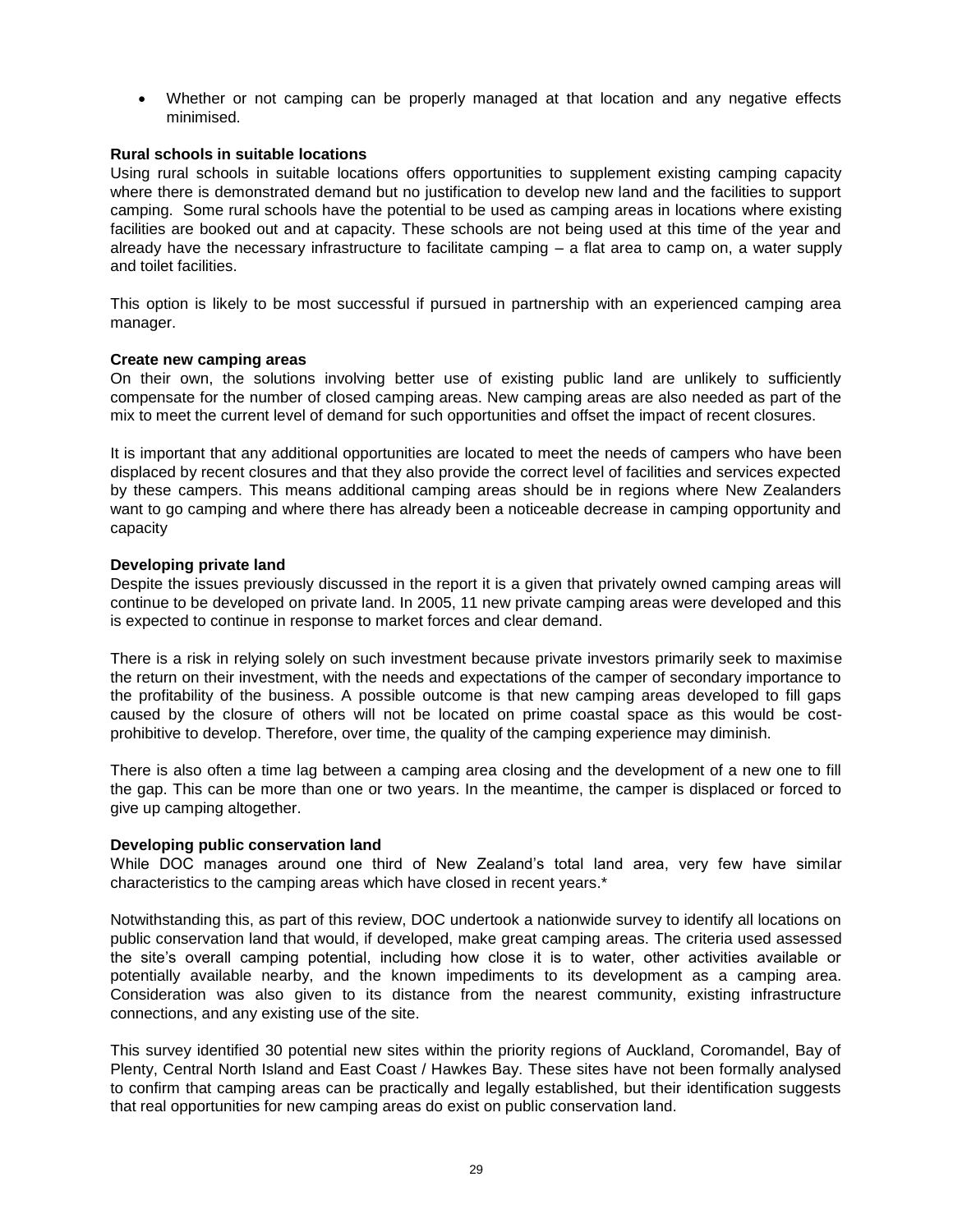- Whether or not camping can be properly managed at that location and any negative effects minimised.

**Rural schools in suitable locations**

Using rural schools in suitable locations offers opportunities to supplement existing camping capacity where there is demonstrated demand but no justification to develop new land and the facilities to support camping. Some rural schools have the potential to be used as camping areas in locations where existing facilities are booked out and at capacity. These schools are not being used at this time of the year and already have the necessary infrastructure to facilitate camping – a flat area to camp on, a water supply and toilet facilities.

This option is likely to be most successful if pursued in partnership with an experienced camping area manager.

**Create new camping areas**

On their own, the solutions involving better use of existing public land are unlikely to sufficiently compensate for the number of closed camping areas. New camping areas are also needed as part of the mix to meet the current level of demand for such opportunities and offset the impact of recent closures.

It is important that any additional opportunities are located to meet the needs of campers who have been displaced by recent closures and that they also provide the correct level of facilities and services expected by these campers. This means additional camping areas should be in regions where New Zealanders want to go camping and where there has already been a noticeable decrease in camping opportunity and capacity

**Developing private land**

Despite the issues previously discussed in the report it is a given that privately owned camping areas will continue to be developed on private land. In 2005, 11 new private camping areas were developed and this is expected to continue in response to market forces and clear demand.

There is a risk in relying solely on such investment because private investors primarily seek to maximise the return on their investment, with the needs and expectations of the camper of secondary importance to the profitability of the business. A possible outcome is that new camping areas developed to fill gaps caused by the closure of others will not be located on prime coastal space as this would be cost-prohibitive to develop. Therefore, over time, the quality of the camping experience may diminish.

There is also often a time lag between a camping area closing and the development of a new one to fill the gap. This can be more than one or two years. In the meantime, the camper is displaced or forced to give up camping altogether.

**Developing public conservation land**

While DOC manages around one third of New Zealand's total land area, very few have similar characteristics to the camping areas which have closed in recent years.*

Notwithstanding this, as part of this review, DOC undertook a nationwide survey to identify all locations on public conservation land that would, if developed, make great camping areas. The criteria used assessed the site's overall camping potential, including how close it is to water, other activities available or potentially available nearby, and the known impediments to its development as a camping area. Consideration was also given to its distance from the nearest community, existing infrastructure connections, and any existing use of the site.

This survey identified 30 potential new sites within the priority regions of Auckland, Coromandel, Bay of Plenty, Central North Island and East Coast / Hawkes Bay. These sites have not been formally analysed to confirm that camping areas can be practically and legally established, but their identification suggests that real opportunities for new camping areas do exist on public conservation land.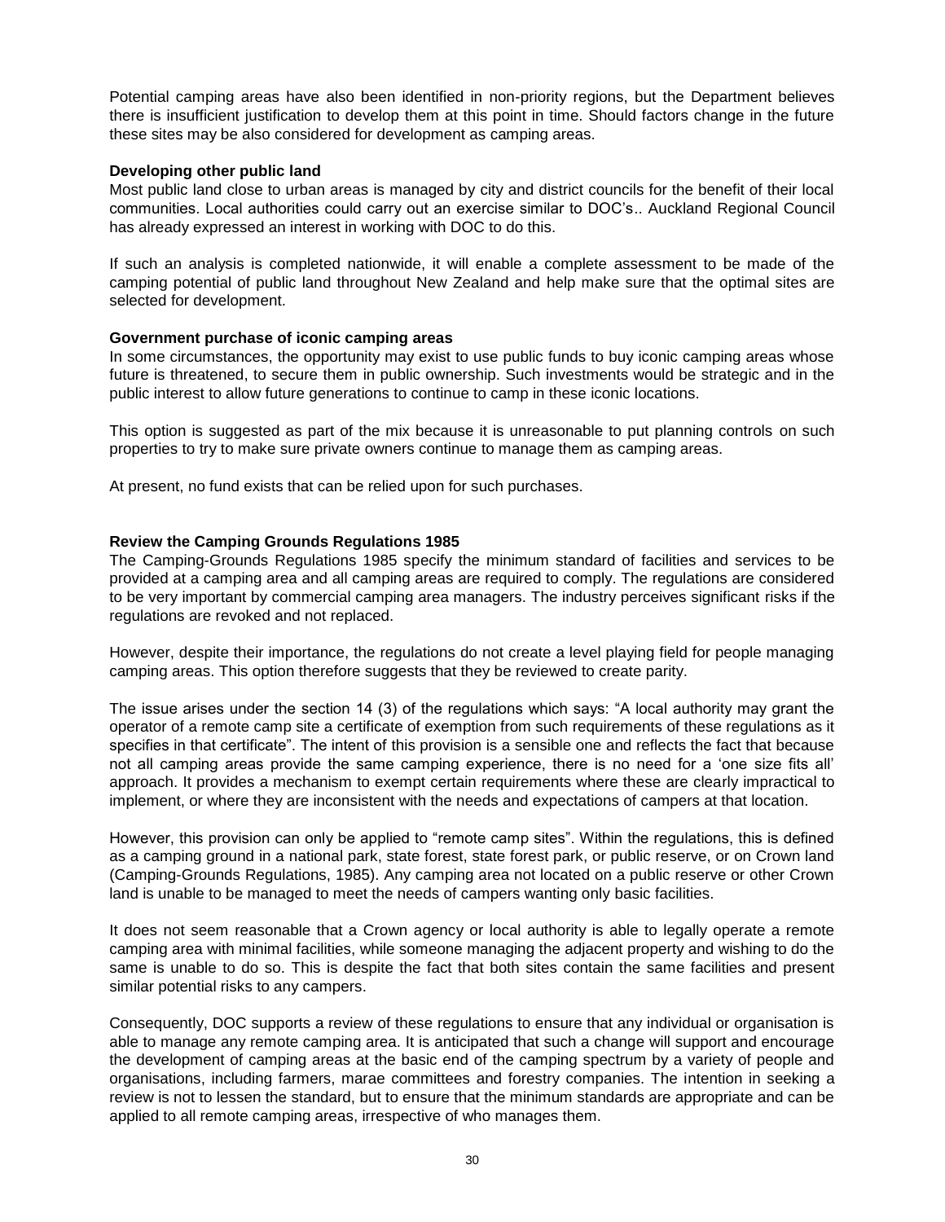Potential camping areas have also been identified in non-priority regions, but the Department believes there is insufficient justification to develop them at this point in time. Should factors change in the future these sites may be also considered for development as camping areas.

**Developing other public land**

Most public land close to urban areas is managed by city and district councils for the benefit of their local communities. Local authorities could carry out an exercise similar to DOC's.. Auckland Regional Council has already expressed an interest in working with DOC to do this.

If such an analysis is completed nationwide, it will enable a complete assessment to be made of the camping potential of public land throughout New Zealand and help make sure that the optimal sites are selected for development.

**Government purchase of iconic camping areas**

In some circumstances, the opportunity may exist to use public funds to buy iconic camping areas whose future is threatened, to secure them in public ownership. Such investments would be strategic and in the public interest to allow future generations to continue to camp in these iconic locations.

This option is suggested as part of the mix because it is unreasonable to put planning controls on such properties to try to make sure private owners continue to manage them as camping areas.

At present, no fund exists that can be relied upon for such purchases.

**Review the Camping Grounds Regulations 1985**

The Camping-Grounds Regulations 1985 specify the minimum standard of facilities and services to be provided at a camping area and all camping areas are required to comply. The regulations are considered to be very important by commercial camping area managers. The industry perceives significant risks if the regulations are revoked and not replaced.

However, despite their importance, the regulations do not create a level playing field for people managing camping areas. This option therefore suggests that they be reviewed to create parity.

The issue arises under the section 14 (3) of the regulations which says: "A local authority may grant the operator of a remote camp site a certificate of exemption from such requirements of these regulations as it specifies in that certificate". The intent of this provision is a sensible one and reflects the fact that because not all camping areas provide the same camping experience, there is no need for a 'one size fits all' approach. It provides a mechanism to exempt certain requirements where these are clearly impractical to implement, or where they are inconsistent with the needs and expectations of campers at that location.

However, this provision can only be applied to "remote camp sites". Within the regulations, this is defined as a camping ground in a national park, state forest, state forest park, or public reserve, or on Crown land (Camping-Grounds Regulations, 1985). Any camping area not located on a public reserve or other Crown land is unable to be managed to meet the needs of campers wanting only basic facilities.

It does not seem reasonable that a Crown agency or local authority is able to legally operate a remote camping area with minimal facilities, while someone managing the adjacent property and wishing to do the same is unable to do so. This is despite the fact that both sites contain the same facilities and present similar potential risks to any campers.

Consequently, DOC supports a review of these regulations to ensure that any individual or organisation is able to manage any remote camping area. It is anticipated that such a change will support and encourage the development of camping areas at the basic end of the camping spectrum by a variety of people and organisations, including farmers, marae committees and forestry companies. The intention in seeking a review is not to lessen the standard, but to ensure that the minimum standards are appropriate and can be applied to all remote camping areas, irrespective of who manages them.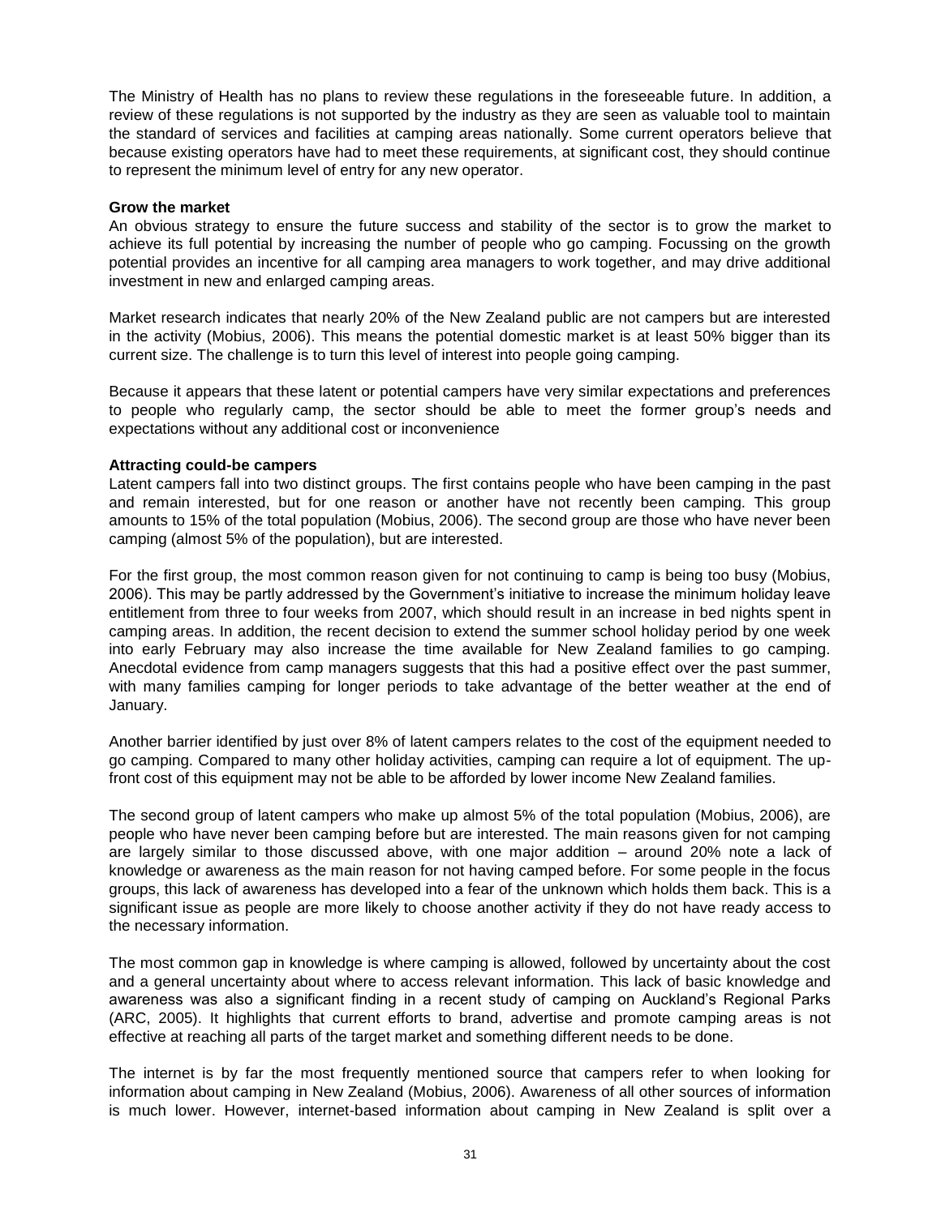The Ministry of Health has no plans to review these regulations in the foreseeable future. In addition, a review of these regulations is not supported by the industry as they are seen as valuable tool to maintain the standard of services and facilities at camping areas nationally. Some current operators believe that because existing operators have had to meet these requirements, at significant cost, they should continue to represent the minimum level of entry for any new operator.

**Grow the market**

An obvious strategy to ensure the future success and stability of the sector is to grow the market to achieve its full potential by increasing the number of people who go camping. Focussing on the growth potential provides an incentive for all camping area managers to work together, and may drive additional investment in new and enlarged camping areas.

Market research indicates that nearly 20% of the New Zealand public are not campers but are interested in the activity (Mobius, 2006). This means the potential domestic market is at least 50% bigger than its current size. The challenge is to turn this level of interest into people going camping.

Because it appears that these latent or potential campers have very similar expectations and preferences to people who regularly camp, the sector should be able to meet the former group's needs and expectations without any additional cost or inconvenience

**Attracting could-be campers**

Latent campers fall into two distinct groups. The first contains people who have been camping in the past and remain interested, but for one reason or another have not recently been camping. This group amounts to 15% of the total population (Mobius, 2006). The second group are those who have never been camping (almost 5% of the population), but are interested.

For the first group, the most common reason given for not continuing to camp is being too busy (Mobius, 2006). This may be partly addressed by the Government's initiative to increase the minimum holiday leave entitlement from three to four weeks from 2007, which should result in an increase in bed nights spent in camping areas. In addition, the recent decision to extend the summer school holiday period by one week into early February may also increase the time available for New Zealand families to go camping. Anecdotal evidence from camp managers suggests that this had a positive effect over the past summer, with many families camping for longer periods to take advantage of the better weather at the end of January.

Another barrier identified by just over 8% of latent campers relates to the cost of the equipment needed to go camping. Compared to many other holiday activities, camping can require a lot of equipment. The up-front cost of this equipment may not be able to be afforded by lower income New Zealand families.

The second group of latent campers who make up almost 5% of the total population (Mobius, 2006), are people who have never been camping before but are interested. The main reasons given for not camping are largely similar to those discussed above, with one major addition – around 20% note a lack of knowledge or awareness as the main reason for not having camped before. For some people in the focus groups, this lack of awareness has developed into a fear of the unknown which holds them back. This is a significant issue as people are more likely to choose another activity if they do not have ready access to the necessary information.

The most common gap in knowledge is where camping is allowed, followed by uncertainty about the cost and a general uncertainty about where to access relevant information. This lack of basic knowledge and awareness was also a significant finding in a recent study of camping on Auckland's Regional Parks (ARC, 2005). It highlights that current efforts to brand, advertise and promote camping areas is not effective at reaching all parts of the target market and something different needs to be done.

The internet is by far the most frequently mentioned source that campers refer to when looking for information about camping in New Zealand (Mobius, 2006). Awareness of all other sources of information is much lower. However, internet-based information about camping in New Zealand is split over a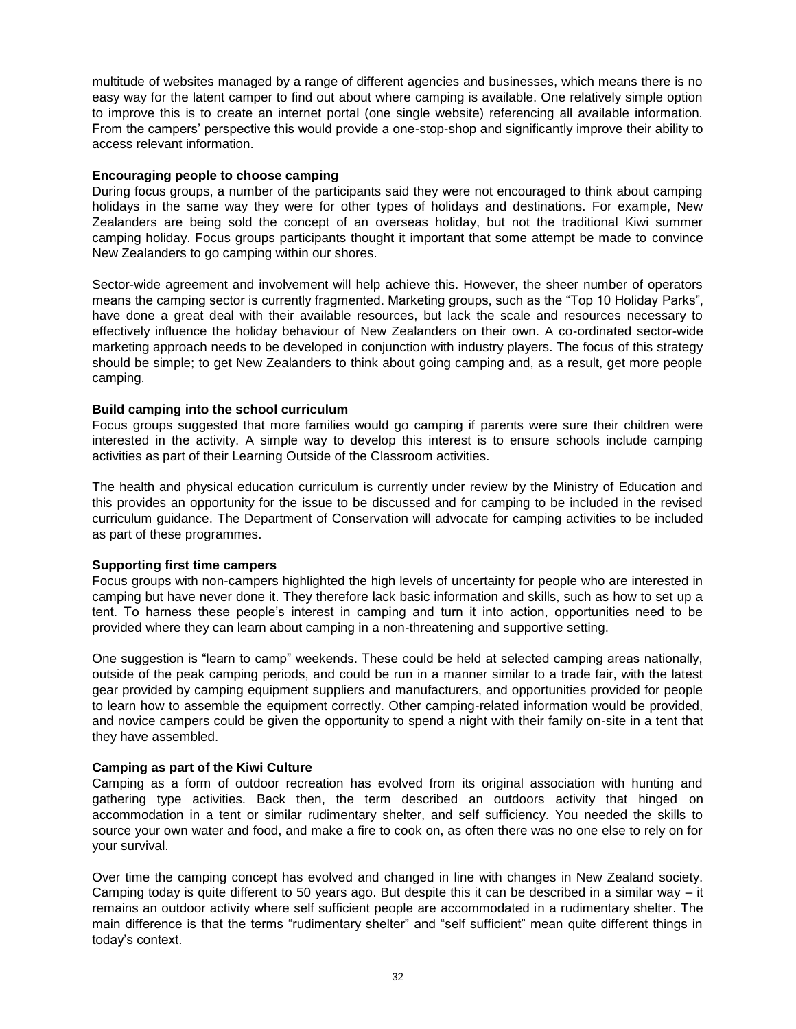multitude of websites managed by a range of different agencies and businesses, which means there is no easy way for the latent camper to find out about where camping is available. One relatively simple option to improve this is to create an internet portal (one single website) referencing all available information. From the campers' perspective this would provide a one-stop-shop and significantly improve their ability to access relevant information.

**Encouraging people to choose camping**

During focus groups, a number of the participants said they were not encouraged to think about camping holidays in the same way they were for other types of holidays and destinations. For example, New Zealanders are being sold the concept of an overseas holiday, but not the traditional Kiwi summer camping holiday. Focus groups participants thought it important that some attempt be made to convince New Zealanders to go camping within our shores.

Sector-wide agreement and involvement will help achieve this. However, the sheer number of operators means the camping sector is currently fragmented. Marketing groups, such as the "Top 10 Holiday Parks", have done a great deal with their available resources, but lack the scale and resources necessary to effectively influence the holiday behaviour of New Zealanders on their own. A co-ordinated sector-wide marketing approach needs to be developed in conjunction with industry players. The focus of this strategy should be simple; to get New Zealanders to think about going camping and, as a result, get more people camping.

**Build camping into the school curriculum**

Focus groups suggested that more families would go camping if parents were sure their children were interested in the activity. A simple way to develop this interest is to ensure schools include camping activities as part of their Learning Outside of the Classroom activities.

The health and physical education curriculum is currently under review by the Ministry of Education and this provides an opportunity for the issue to be discussed and for camping to be included in the revised curriculum guidance. The Department of Conservation will advocate for camping activities to be included as part of these programmes.

**Supporting first time campers**

Focus groups with non-campers highlighted the high levels of uncertainty for people who are interested in camping but have never done it. They therefore lack basic information and skills, such as how to set up a tent. To harness these people's interest in camping and turn it into action, opportunities need to be provided where they can learn about camping in a non-threatening and supportive setting.

One suggestion is "learn to camp" weekends. These could be held at selected camping areas nationally, outside of the peak camping periods, and could be run in a manner similar to a trade fair, with the latest gear provided by camping equipment suppliers and manufacturers, and opportunities provided for people to learn how to assemble the equipment correctly. Other camping-related information would be provided, and novice campers could be given the opportunity to spend a night with their family on-site in a tent that they have assembled.

**Camping as part of the Kiwi Culture**

Camping as a form of outdoor recreation has evolved from its original association with hunting and gathering type activities. Back then, the term described an outdoors activity that hinged on accommodation in a tent or similar rudimentary shelter, and self sufficiency. You needed the skills to source your own water and food, and make a fire to cook on, as often there was no one else to rely on for your survival.

Over time the camping concept has evolved and changed in line with changes in New Zealand society. Camping today is quite different to 50 years ago. But despite this it can be described in a similar way – it remains an outdoor activity where self sufficient people are accommodated in a rudimentary shelter. The main difference is that the terms "rudimentary shelter" and "self sufficient" mean quite different things in today's context.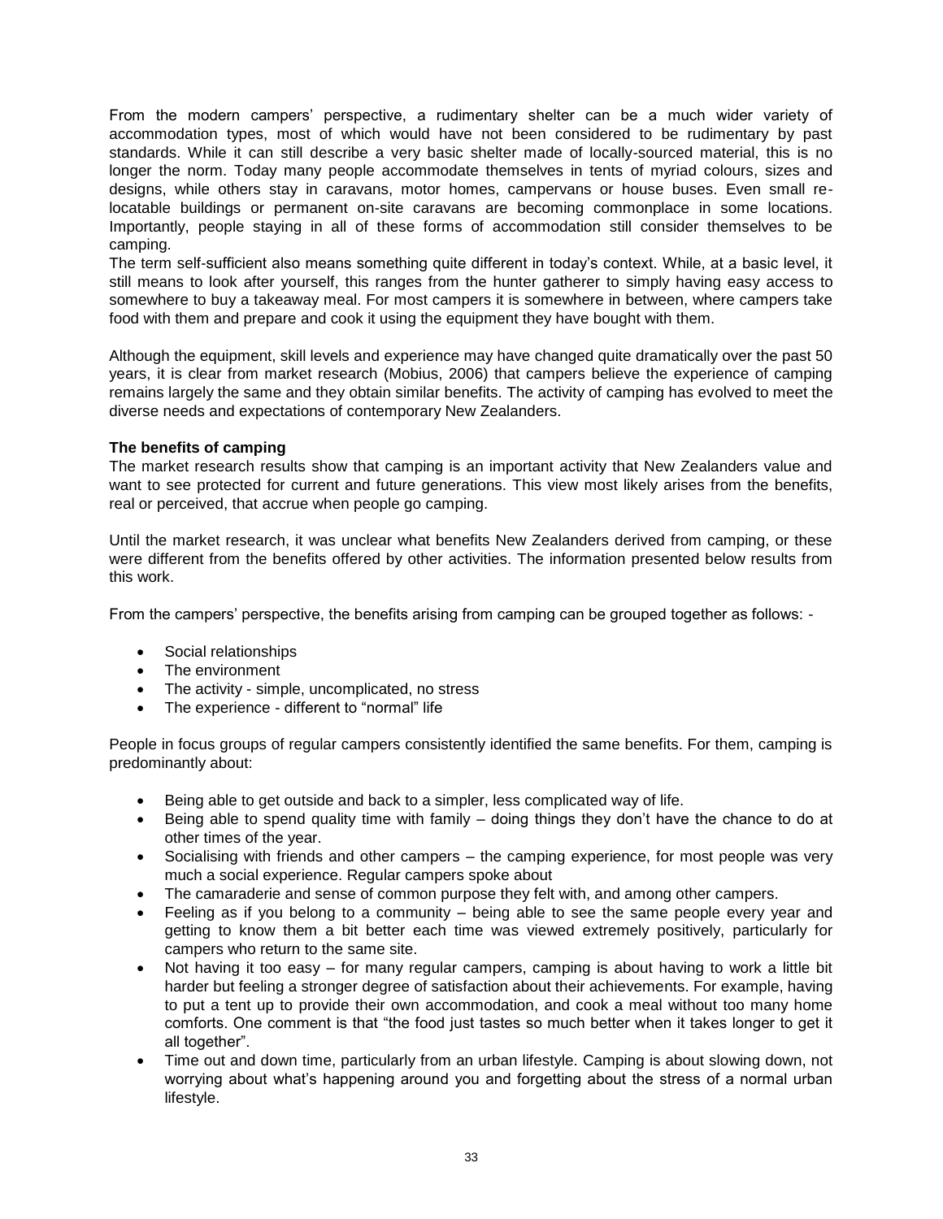From the modern campers' perspective, a rudimentary shelter can be a much wider variety of accommodation types, most of which would have not been considered to be rudimentary by past standards. While it can still describe a very basic shelter made of locally-sourced material, this is no longer the norm. Today many people accommodate themselves in tents of myriad colours, sizes and designs, while others stay in caravans, motor homes, campervans or house buses. Even small re-locatable buildings or permanent on-site caravans are becoming commonplace in some locations. Importantly, people staying in all of these forms of accommodation still consider themselves to be camping.

The term self-sufficient also means something quite different in today's context. While, at a basic level, it still means to look after yourself, this ranges from the hunter gatherer to simply having easy access to somewhere to buy a takeaway meal. For most campers it is somewhere in between, where campers take food with them and prepare and cook it using the equipment they have bought with them.

Although the equipment, skill levels and experience may have changed quite dramatically over the past 50 years, it is clear from market research (Mobius, 2006) that campers believe the experience of camping remains largely the same and they obtain similar benefits. The activity of camping has evolved to meet the diverse needs and expectations of contemporary New Zealanders.

**The benefits of camping**

The market research results show that camping is an important activity that New Zealanders value and want to see protected for current and future generations. This view most likely arises from the benefits, real or perceived, that accrue when people go camping.

Until the market research, it was unclear what benefits New Zealanders derived from camping, or these were different from the benefits offered by other activities. The information presented below results from this work.

From the campers' perspective, the benefits arising from camping can be grouped together as follows: -

- Social relationships
- The environment
- The activity - simple, uncomplicated, no stress
- The experience - different to "normal" life

People in focus groups of regular campers consistently identified the same benefits. For them, camping is predominantly about:

- Being able to get outside and back to a simpler, less complicated way of life.
- Being able to spend quality time with family – doing things they don't have the chance to do at other times of the year.
- Socialising with friends and other campers – the camping experience, for most people was very much a social experience. Regular campers spoke about
- The camaraderie and sense of common purpose they felt with, and among other campers.
- Feeling as if you belong to a community – being able to see the same people every year and getting to know them a bit better each time was viewed extremely positively, particularly for campers who return to the same site.
- Not having it too easy – for many regular campers, camping is about having to work a little bit harder but feeling a stronger degree of satisfaction about their achievements. For example, having to put a tent up to provide their own accommodation, and cook a meal without too many home comforts. One comment is that "the food just tastes so much better when it takes longer to get it all together".
- Time out and down time, particularly from an urban lifestyle. Camping is about slowing down, not worrying about what's happening around you and forgetting about the stress of a normal urban lifestyle.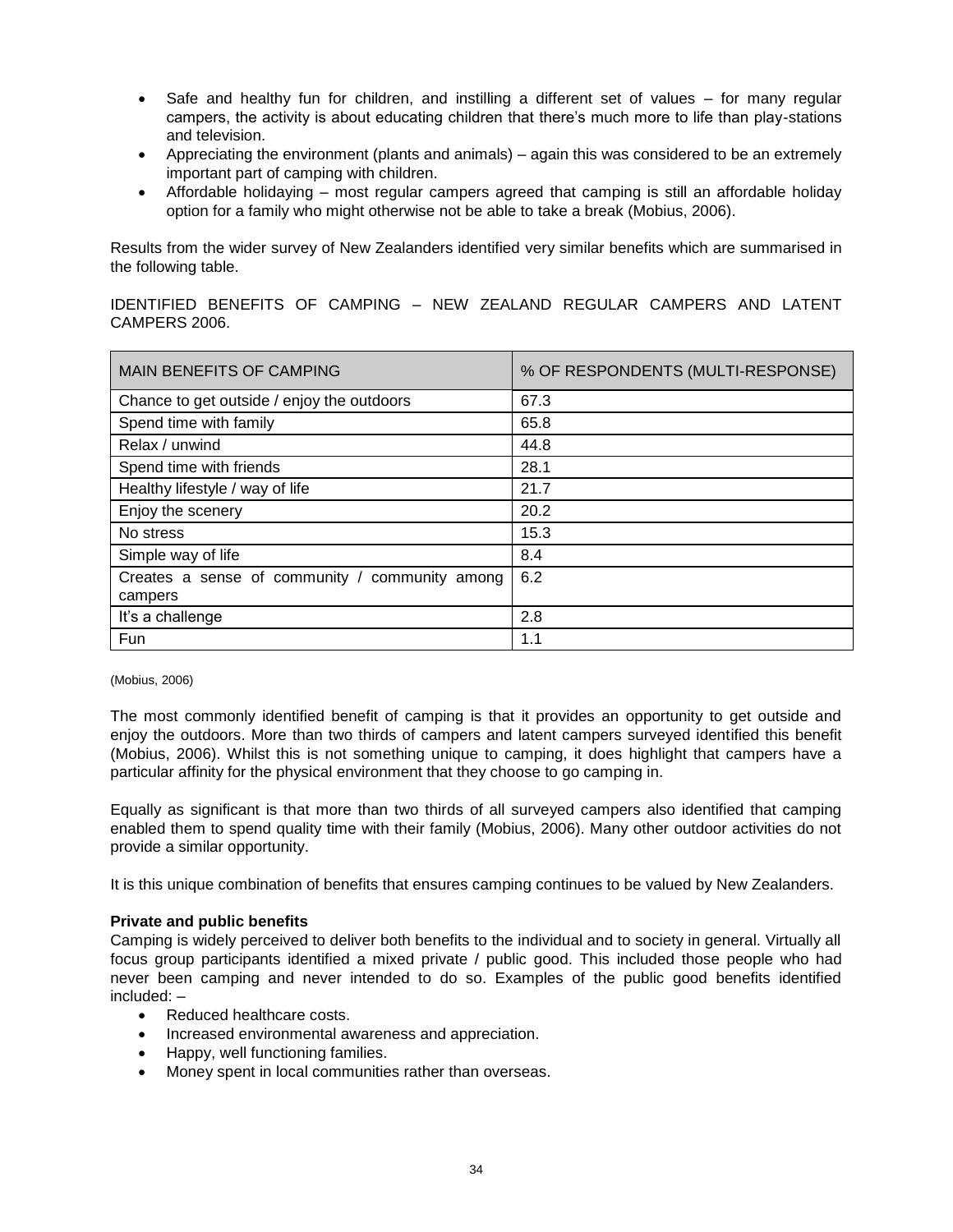- Safe and healthy fun for children, and instilling a different set of values – for many regular campers, the activity is about educating children that there's much more to life than play-stations and television.
- Appreciating the environment (plants and animals) – again this was considered to be an extremely important part of camping with children.
- Affordable holidaying – most regular campers agreed that camping is still an affordable holiday option for a family who might otherwise not be able to take a break (Mobius, 2006).

Results from the wider survey of New Zealanders identified very similar benefits which are summarised in the following table.

IDENTIFIED BENEFITS OF CAMPING – NEW ZEALAND REGULAR CAMPERS AND LATENT CAMPERS 2006.

| MAIN BENEFITS OF CAMPING | % OF RESPONDENTS (MULTI-RESPONSE) |
|---|---|
| Chance to get outside / enjoy the outdoors | 67.3 |
| Spend time with family | 65.8 |
| Relax / unwind | 44.8 |
| Spend time with friends | 28.1 |
| Healthy lifestyle / way of life | 21.7 |
| Enjoy the scenery | 20.2 |
| No stress | 15.3 |
| Simple way of life | 8.4 |
| Creates a sense of community / community among campers | 6.2 |
| It's a challenge | 2.8 |
| Fun | 1.1 |

(Mobius, 2006)

The most commonly identified benefit of camping is that it provides an opportunity to get outside and enjoy the outdoors. More than two thirds of campers and latent campers surveyed identified this benefit (Mobius, 2006). Whilst this is not something unique to camping, it does highlight that campers have a particular affinity for the physical environment that they choose to go camping in.

Equally as significant is that more than two thirds of all surveyed campers also identified that camping enabled them to spend quality time with their family (Mobius, 2006). Many other outdoor activities do not provide a similar opportunity.

It is this unique combination of benefits that ensures camping continues to be valued by New Zealanders.

**Private and public benefits**

Camping is widely perceived to deliver both benefits to the individual and to society in general. Virtually all focus group participants identified a mixed private / public good. This included those people who had never been camping and never intended to do so. Examples of the public good benefits identified included: –

- Reduced healthcare costs.
- Increased environmental awareness and appreciation.
- Happy, well functioning families.
- Money spent in local communities rather than overseas.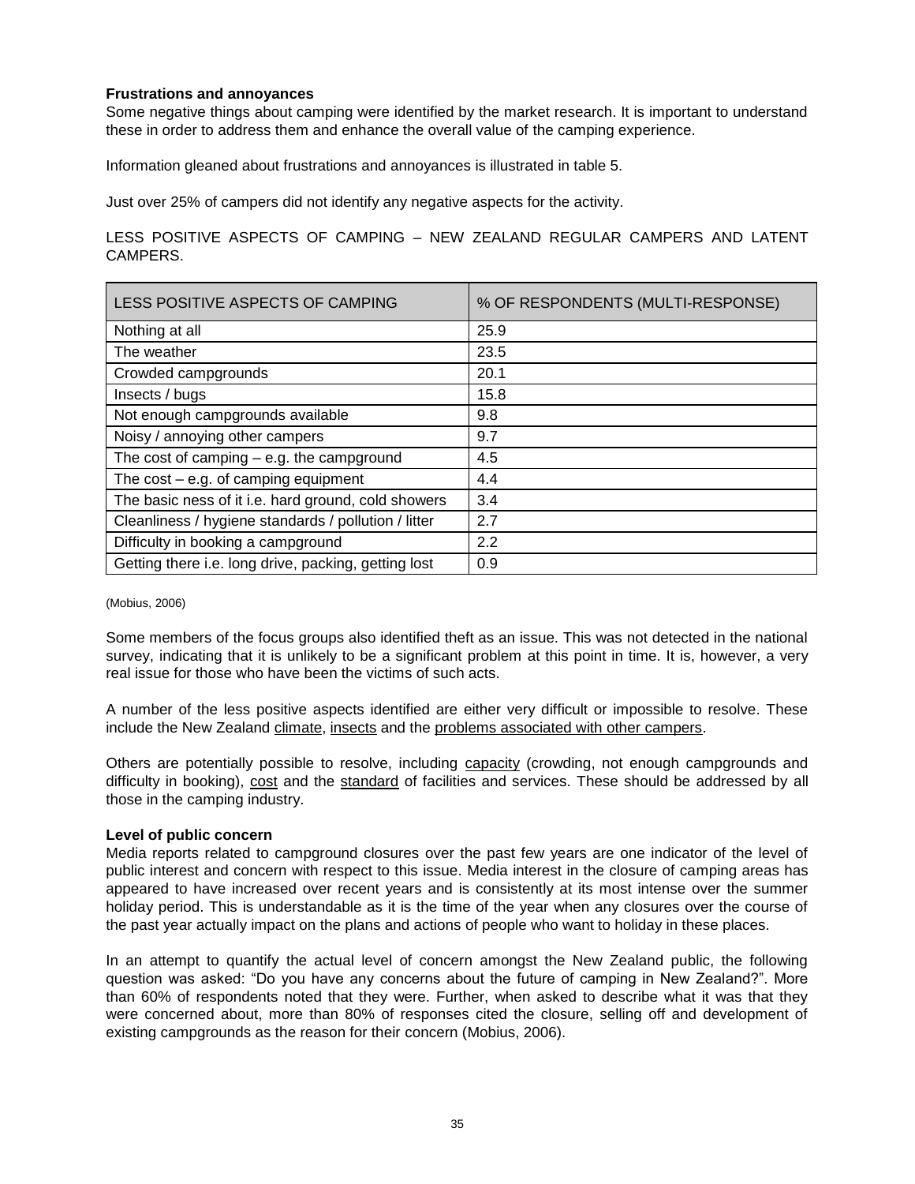**Frustrations and annoyances**

Some negative things about camping were identified by the market research. It is important to understand these in order to address them and enhance the overall value of the camping experience.

Information gleaned about frustrations and annoyances is illustrated in table 5.

Just over 25% of campers did not identify any negative aspects for the activity.

LESS POSITIVE ASPECTS OF CAMPING – NEW ZEALAND REGULAR CAMPERS AND LATENT CAMPERS.

| LESS POSITIVE ASPECTS OF CAMPING | % OF RESPONDENTS (MULTI-RESPONSE) |
|---|---|
| Nothing at all | 25.9 |
| The weather | 23.5 |
| Crowded campgrounds | 20.1 |
| Insects / bugs | 15.8 |
| Not enough campgrounds available | 9.8 |
| Noisy / annoying other campers | 9.7 |
| The cost of camping – e.g. the campground | 4.5 |
| The cost – e.g. of camping equipment | 4.4 |
| The basic ness of it i.e. hard ground, cold showers | 3.4 |
| Cleanliness / hygiene standards / pollution / litter | 2.7 |
| Difficulty in booking a campground | 2.2 |
| Getting there i.e. long drive, packing, getting lost | 0.9 |

(Mobius, 2006)

Some members of the focus groups also identified theft as an issue. This was not detected in the national survey, indicating that it is unlikely to be a significant problem at this point in time. It is, however, a very real issue for those who have been the victims of such acts.

A number of the less positive aspects identified are either very difficult or impossible to resolve. These include the New Zealand climate, insects and the problems associated with other campers.

Others are potentially possible to resolve, including capacity (crowding, not enough campgrounds and difficulty in booking), cost and the standard of facilities and services. These should be addressed by all those in the camping industry.

**Level of public concern**

Media reports related to campground closures over the past few years are one indicator of the level of public interest and concern with respect to this issue. Media interest in the closure of camping areas has appeared to have increased over recent years and is consistently at its most intense over the summer holiday period. This is understandable as it is the time of the year when any closures over the course of the past year actually impact on the plans and actions of people who want to holiday in these places.

In an attempt to quantify the actual level of concern amongst the New Zealand public, the following question was asked: "Do you have any concerns about the future of camping in New Zealand?". More than 60% of respondents noted that they were. Further, when asked to describe what it was that they were concerned about, more than 80% of responses cited the closure, selling off and development of existing campgrounds as the reason for their concern (Mobius, 2006).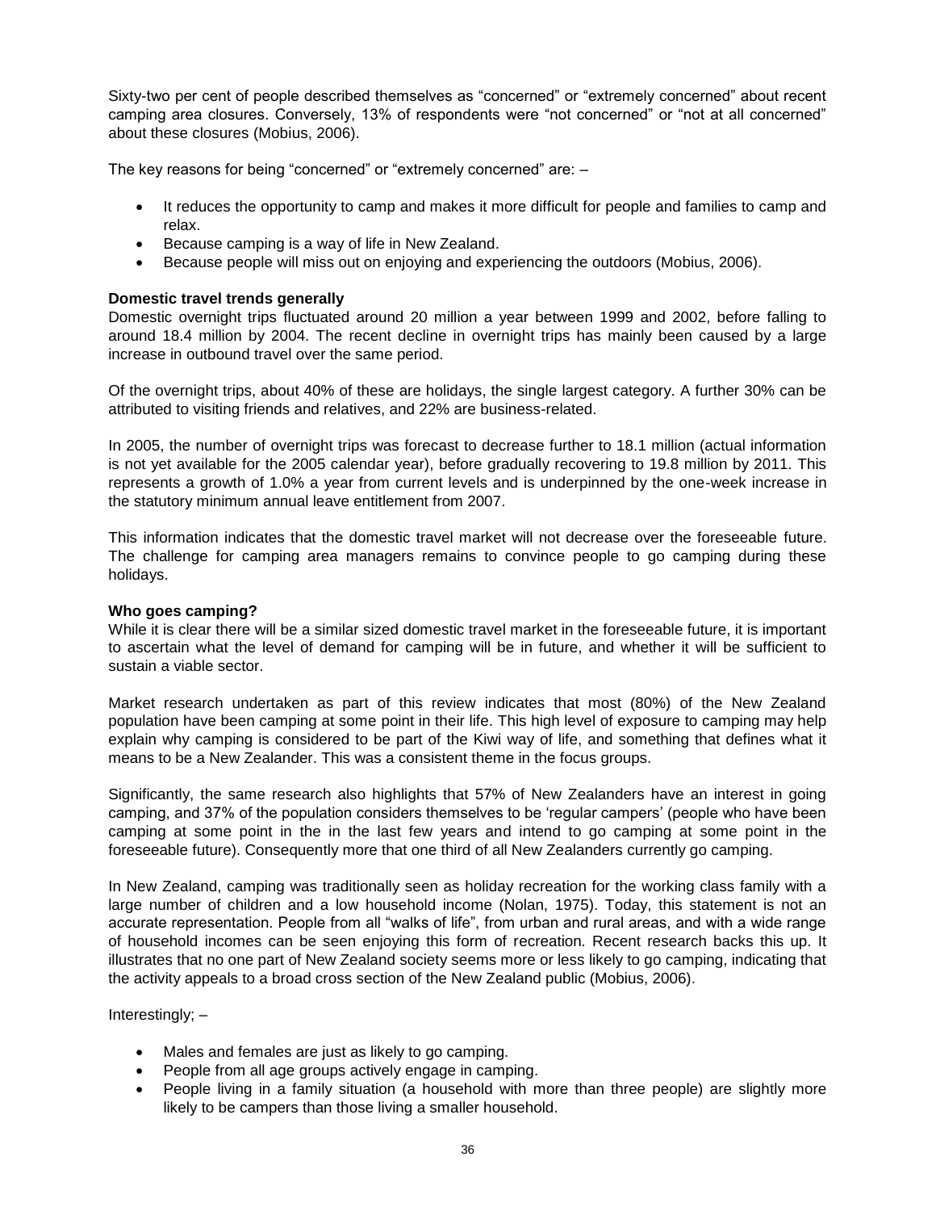Sixty-two per cent of people described themselves as "concerned" or "extremely concerned" about recent camping area closures. Conversely, 13% of respondents were "not concerned" or "not at all concerned" about these closures (Mobius, 2006).

The key reasons for being "concerned" or "extremely concerned" are: –

- It reduces the opportunity to camp and makes it more difficult for people and families to camp and relax.
- Because camping is a way of life in New Zealand.
- Because people will miss out on enjoying and experiencing the outdoors (Mobius, 2006).

**Domestic travel trends generally**

Domestic overnight trips fluctuated around 20 million a year between 1999 and 2002, before falling to around 18.4 million by 2004. The recent decline in overnight trips has mainly been caused by a large increase in outbound travel over the same period.

Of the overnight trips, about 40% of these are holidays, the single largest category. A further 30% can be attributed to visiting friends and relatives, and 22% are business-related.

In 2005, the number of overnight trips was forecast to decrease further to 18.1 million (actual information is not yet available for the 2005 calendar year), before gradually recovering to 19.8 million by 2011. This represents a growth of 1.0% a year from current levels and is underpinned by the one-week increase in the statutory minimum annual leave entitlement from 2007.

This information indicates that the domestic travel market will not decrease over the foreseeable future. The challenge for camping area managers remains to convince people to go camping during these holidays.

**Who goes camping?**

While it is clear there will be a similar sized domestic travel market in the foreseeable future, it is important to ascertain what the level of demand for camping will be in future, and whether it will be sufficient to sustain a viable sector.

Market research undertaken as part of this review indicates that most (80%) of the New Zealand population have been camping at some point in their life. This high level of exposure to camping may help explain why camping is considered to be part of the Kiwi way of life, and something that defines what it means to be a New Zealander. This was a consistent theme in the focus groups.

Significantly, the same research also highlights that 57% of New Zealanders have an interest in going camping, and 37% of the population considers themselves to be 'regular campers' (people who have been camping at some point in the in the last few years and intend to go camping at some point in the foreseeable future). Consequently more that one third of all New Zealanders currently go camping.

In New Zealand, camping was traditionally seen as holiday recreation for the working class family with a large number of children and a low household income (Nolan, 1975). Today, this statement is not an accurate representation. People from all "walks of life", from urban and rural areas, and with a wide range of household incomes can be seen enjoying this form of recreation. Recent research backs this up. It illustrates that no one part of New Zealand society seems more or less likely to go camping, indicating that the activity appeals to a broad cross section of the New Zealand public (Mobius, 2006).

Interestingly; –

- Males and females are just as likely to go camping.
- People from all age groups actively engage in camping.
- People living in a family situation (a household with more than three people) are slightly more likely to be campers than those living a smaller household.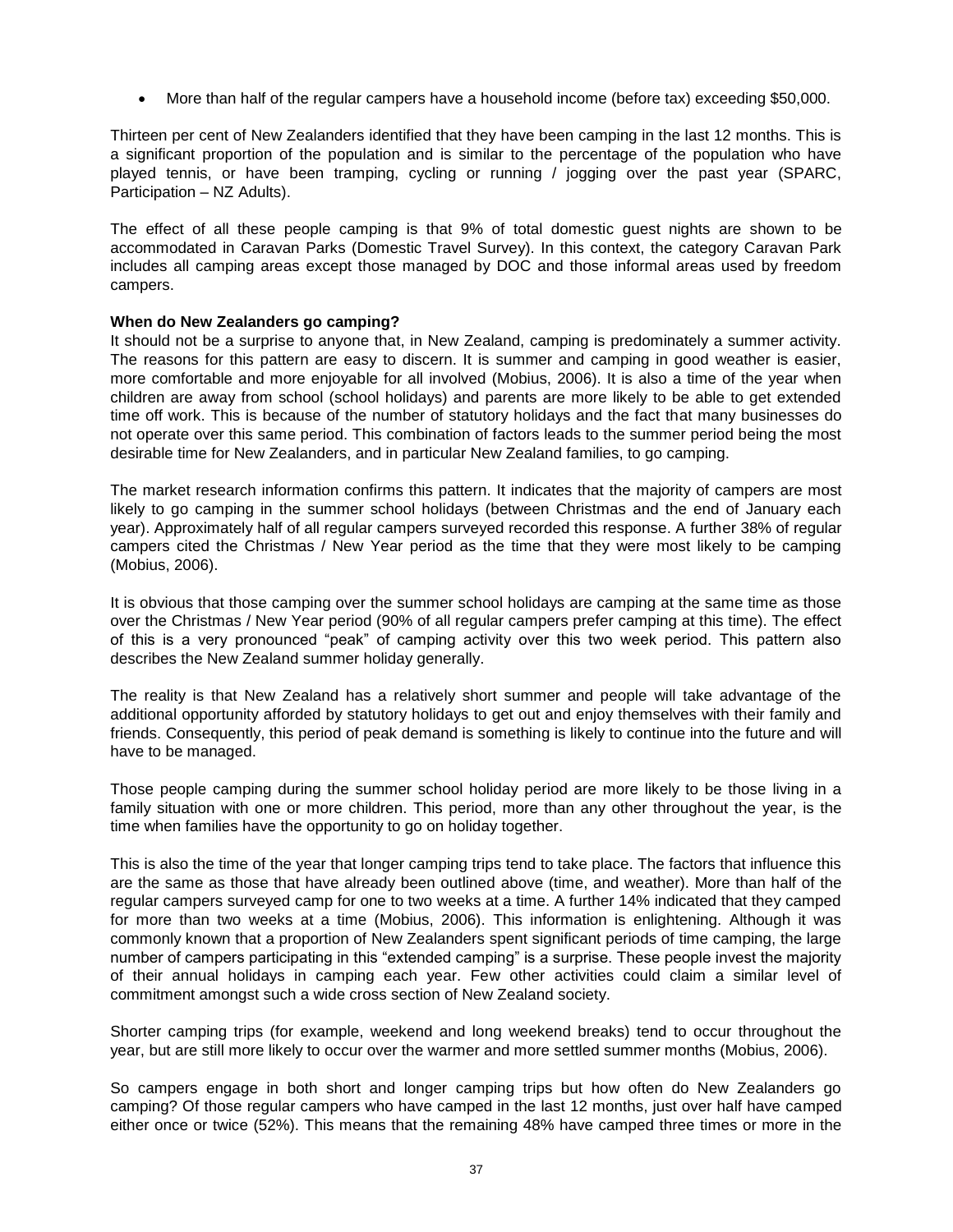- More than half of the regular campers have a household income (before tax) exceeding $50,000.

Thirteen per cent of New Zealanders identified that they have been camping in the last 12 months. This is a significant proportion of the population and is similar to the percentage of the population who have played tennis, or have been tramping, cycling or running / jogging over the past year (SPARC, Participation – NZ Adults).

The effect of all these people camping is that 9% of total domestic guest nights are shown to be accommodated in Caravan Parks (Domestic Travel Survey). In this context, the category Caravan Park includes all camping areas except those managed by DOC and those informal areas used by freedom campers.

**When do New Zealanders go camping?**

It should not be a surprise to anyone that, in New Zealand, camping is predominately a summer activity. The reasons for this pattern are easy to discern. It is summer and camping in good weather is easier, more comfortable and more enjoyable for all involved (Mobius, 2006). It is also a time of the year when children are away from school (school holidays) and parents are more likely to be able to get extended time off work. This is because of the number of statutory holidays and the fact that many businesses do not operate over this same period. This combination of factors leads to the summer period being the most desirable time for New Zealanders, and in particular New Zealand families, to go camping.

The market research information confirms this pattern. It indicates that the majority of campers are most likely to go camping in the summer school holidays (between Christmas and the end of January each year). Approximately half of all regular campers surveyed recorded this response. A further 38% of regular campers cited the Christmas / New Year period as the time that they were most likely to be camping (Mobius, 2006).

It is obvious that those camping over the summer school holidays are camping at the same time as those over the Christmas / New Year period (90% of all regular campers prefer camping at this time). The effect of this is a very pronounced "peak" of camping activity over this two week period. This pattern also describes the New Zealand summer holiday generally.

The reality is that New Zealand has a relatively short summer and people will take advantage of the additional opportunity afforded by statutory holidays to get out and enjoy themselves with their family and friends. Consequently, this period of peak demand is something is likely to continue into the future and will have to be managed.

Those people camping during the summer school holiday period are more likely to be those living in a family situation with one or more children. This period, more than any other throughout the year, is the time when families have the opportunity to go on holiday together.

This is also the time of the year that longer camping trips tend to take place. The factors that influence this are the same as those that have already been outlined above (time, and weather). More than half of the regular campers surveyed camp for one to two weeks at a time. A further 14% indicated that they camped for more than two weeks at a time (Mobius, 2006). This information is enlightening. Although it was commonly known that a proportion of New Zealanders spent significant periods of time camping, the large number of campers participating in this "extended camping" is a surprise. These people invest the majority of their annual holidays in camping each year. Few other activities could claim a similar level of commitment amongst such a wide cross section of New Zealand society.

Shorter camping trips (for example, weekend and long weekend breaks) tend to occur throughout the year, but are still more likely to occur over the warmer and more settled summer months (Mobius, 2006).

So campers engage in both short and longer camping trips but how often do New Zealanders go camping? Of those regular campers who have camped in the last 12 months, just over half have camped either once or twice (52%). This means that the remaining 48% have camped three times or more in the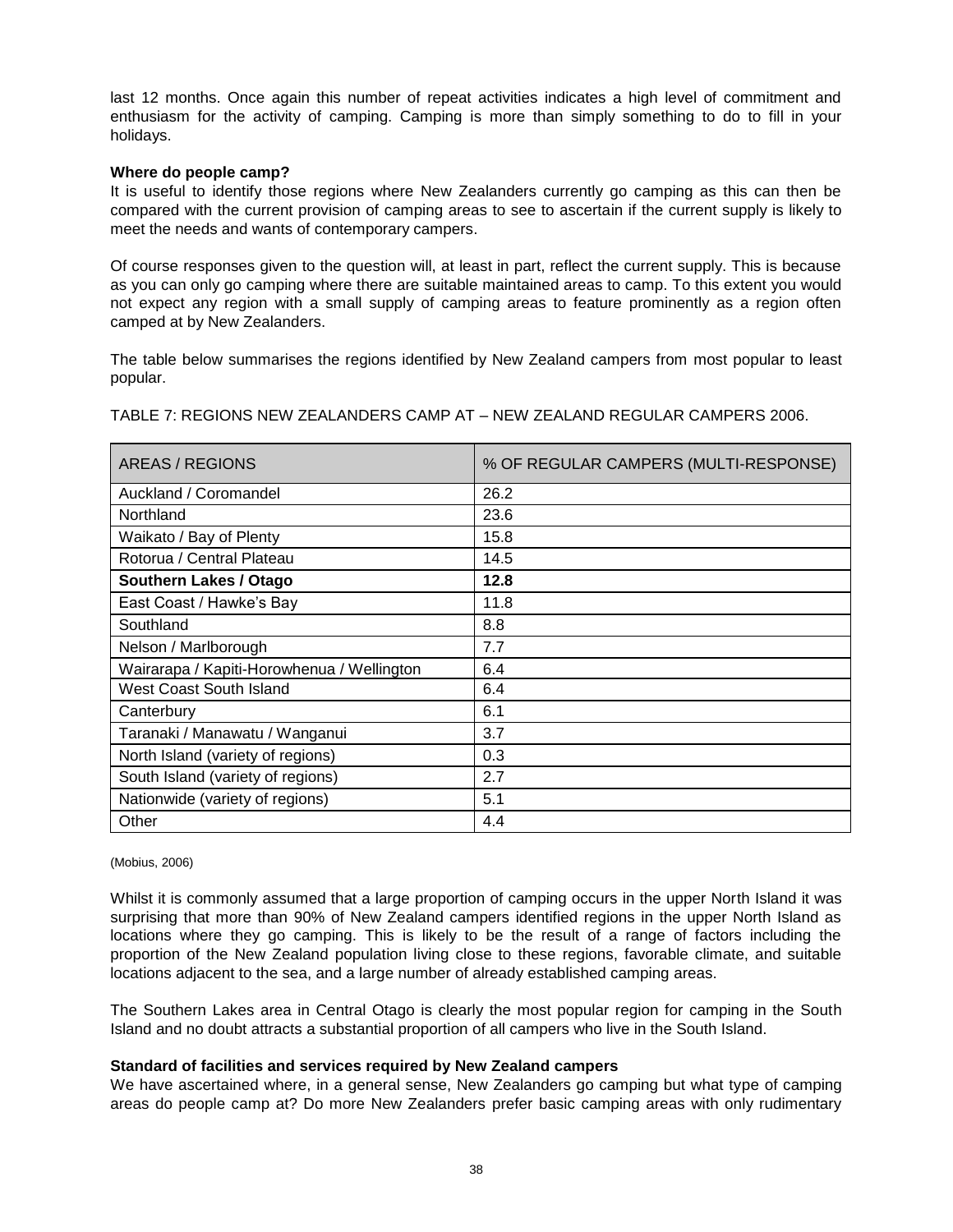last 12 months. Once again this number of repeat activities indicates a high level of commitment and enthusiasm for the activity of camping. Camping is more than simply something to do to fill in your holidays.

**Where do people camp?**

It is useful to identify those regions where New Zealanders currently go camping as this can then be compared with the current provision of camping areas to see to ascertain if the current supply is likely to meet the needs and wants of contemporary campers.

Of course responses given to the question will, at least in part, reflect the current supply. This is because as you can only go camping where there are suitable maintained areas to camp. To this extent you would not expect any region with a small supply of camping areas to feature prominently as a region often camped at by New Zealanders.

The table below summarises the regions identified by New Zealand campers from most popular to least popular.

TABLE 7: REGIONS NEW ZEALANDERS CAMP AT – NEW ZEALAND REGULAR CAMPERS 2006.

| AREAS / REGIONS | % OF REGULAR CAMPERS (MULTI-RESPONSE) |
|---|---|
| Auckland / Coromandel | 26.2 |
| Northland | 23.6 |
| Waikato / Bay of Plenty | 15.8 |
| Rotorua / Central Plateau | 14.5 |
| **Southern Lakes / Otago** | **12.8** |
| East Coast / Hawke's Bay | 11.8 |
| Southland | 8.8 |
| Nelson / Marlborough | 7.7 |
| Wairarapa / Kapiti-Horowhenua / Wellington | 6.4 |
| West Coast South Island | 6.4 |
| Canterbury | 6.1 |
| Taranaki / Manawatu / Wanganui | 3.7 |
| North Island (variety of regions) | 0.3 |
| South Island (variety of regions) | 2.7 |
| Nationwide (variety of regions) | 5.1 |
| Other | 4.4 |

(Mobius, 2006)

Whilst it is commonly assumed that a large proportion of camping occurs in the upper North Island it was surprising that more than 90% of New Zealand campers identified regions in the upper North Island as locations where they go camping. This is likely to be the result of a range of factors including the proportion of the New Zealand population living close to these regions, favorable climate, and suitable locations adjacent to the sea, and a large number of already established camping areas.

The Southern Lakes area in Central Otago is clearly the most popular region for camping in the South Island and no doubt attracts a substantial proportion of all campers who live in the South Island.

**Standard of facilities and services required by New Zealand campers**

We have ascertained where, in a general sense, New Zealanders go camping but what type of camping areas do people camp at? Do more New Zealanders prefer basic camping areas with only rudimentary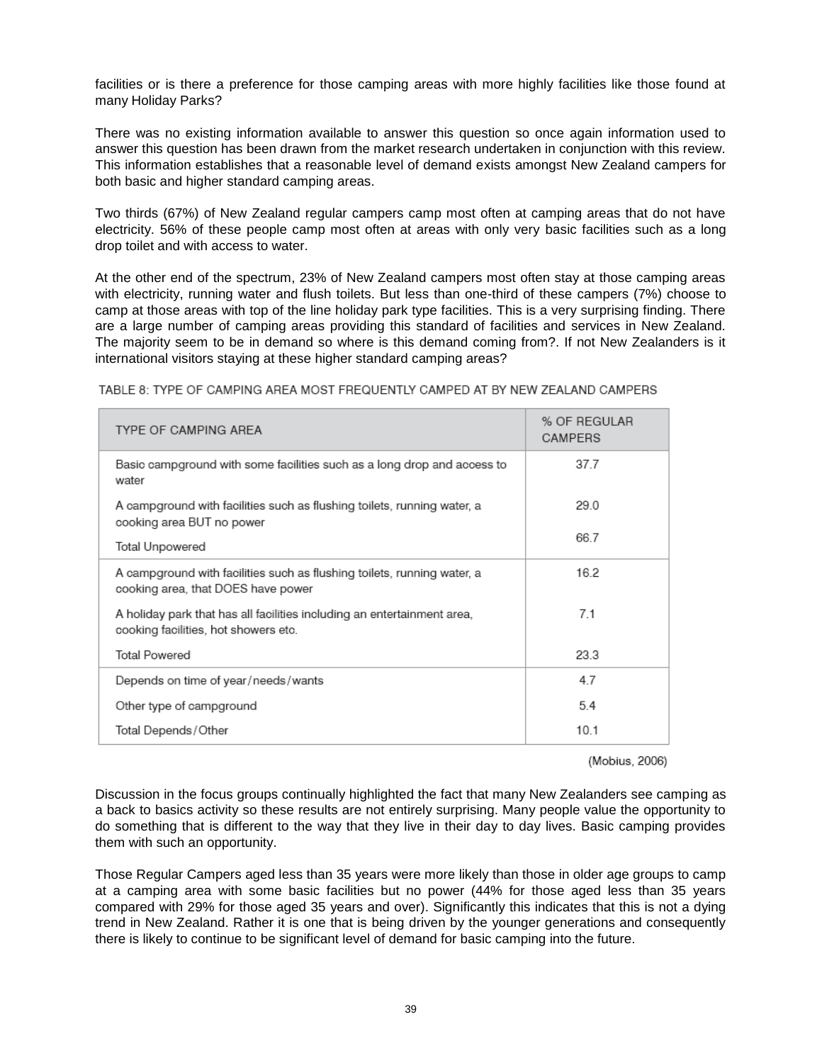facilities or is there a preference for those camping areas with more highly facilities like those found at many Holiday Parks?

There was no existing information available to answer this question so once again information used to answer this question has been drawn from the market research undertaken in conjunction with this review. This information establishes that a reasonable level of demand exists amongst New Zealand campers for both basic and higher standard camping areas.

Two thirds (67%) of New Zealand regular campers camp most often at camping areas that do not have electricity. 56% of these people camp most often at areas with only very basic facilities such as a long drop toilet and with access to water.

At the other end of the spectrum, 23% of New Zealand campers most often stay at those camping areas with electricity, running water and flush toilets. But less than one-third of these campers (7%) choose to camp at those areas with top of the line holiday park type facilities. This is a very surprising finding. There are a large number of camping areas providing this standard of facilities and services in New Zealand. The majority seem to be in demand so where is this demand coming from?. If not New Zealanders is it international visitors staying at these higher standard camping areas?

TABLE 8: TYPE OF CAMPING AREA MOST FREQUENTLY CAMPED AT BY NEW ZEALAND CAMPERS

| TYPE OF CAMPING AREA | % OF REGULAR CAMPERS |
|---|---|
| Basic campground with some facilities such as a long drop and access to water | 37.7 |
| A campground with facilities such as flushing toilets, running water, a cooking area BUT no power | 29.0 |
| Total Unpowered | 66.7 |
| A campground with facilities such as flushing toilets, running water, a cooking area, that DOES have power | 16.2 |
| A holiday park that has all facilities including an entertainment area, cooking facilities, hot showers etc. | 7.1 |
| Total Powered | 23.3 |
| Depends on time of year/needs/wants | 4.7 |
| Other type of campground | 5.4 |
| Total Depends/Other | 10.1 |

(Mobius, 2006)

Discussion in the focus groups continually highlighted the fact that many New Zealanders see camping as a back to basics activity so these results are not entirely surprising. Many people value the opportunity to do something that is different to the way that they live in their day to day lives. Basic camping provides them with such an opportunity.

Those Regular Campers aged less than 35 years were more likely than those in older age groups to camp at a camping area with some basic facilities but no power (44% for those aged less than 35 years compared with 29% for those aged 35 years and over). Significantly this indicates that this is not a dying trend in New Zealand. Rather it is one that is being driven by the younger generations and consequently there is likely to continue to be significant level of demand for basic camping into the future.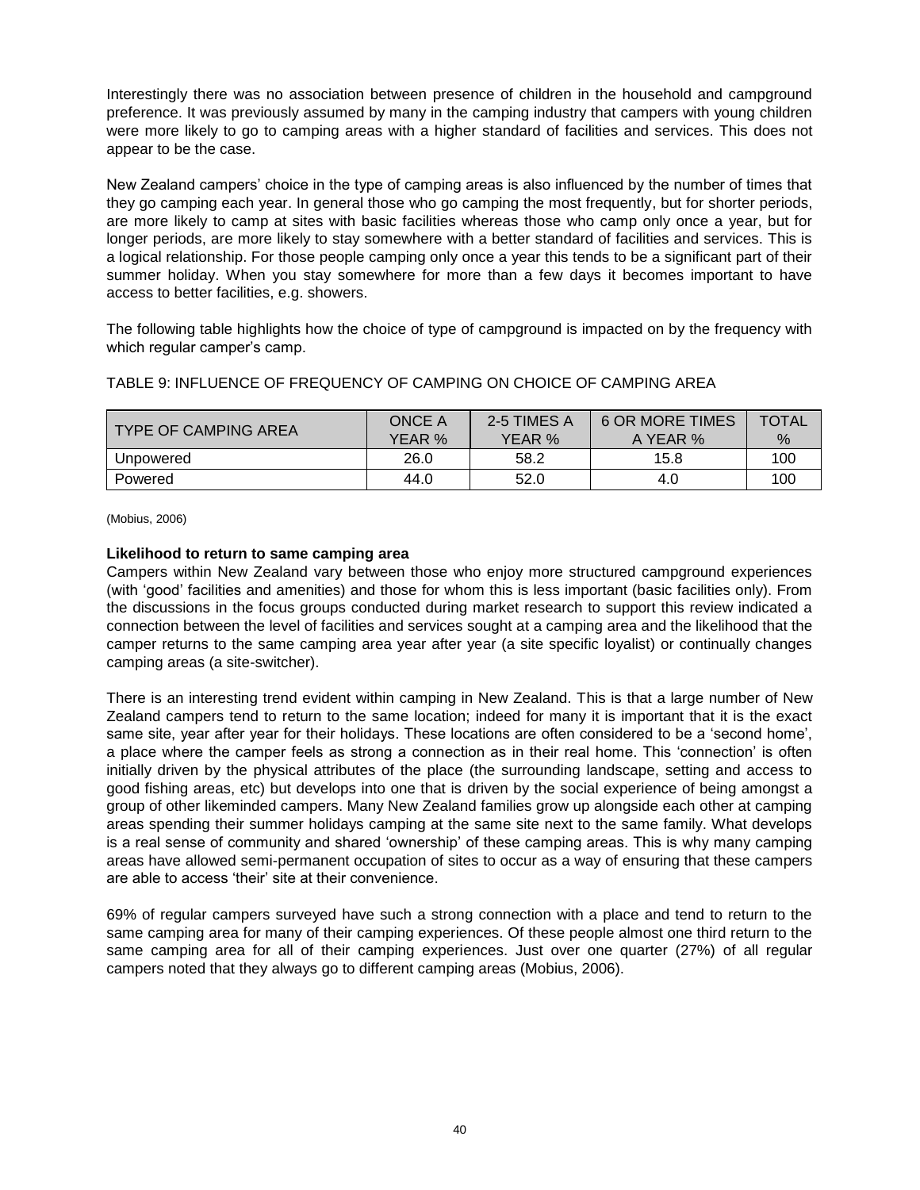Interestingly there was no association between presence of children in the household and campground preference. It was previously assumed by many in the camping industry that campers with young children were more likely to go to camping areas with a higher standard of facilities and services. This does not appear to be the case.

New Zealand campers' choice in the type of camping areas is also influenced by the number of times that they go camping each year. In general those who go camping the most frequently, but for shorter periods, are more likely to camp at sites with basic facilities whereas those who camp only once a year, but for longer periods, are more likely to stay somewhere with a better standard of facilities and services. This is a logical relationship. For those people camping only once a year this tends to be a significant part of their summer holiday. When you stay somewhere for more than a few days it becomes important to have access to better facilities, e.g. showers.

The following table highlights how the choice of type of campground is impacted on by the frequency with which regular camper's camp.

TABLE 9: INFLUENCE OF FREQUENCY OF CAMPING ON CHOICE OF CAMPING AREA

| TYPE OF CAMPING AREA | ONCE A YEAR % | 2-5 TIMES A YEAR % | 6 OR MORE TIMES A YEAR % | TOTAL % |
|---|---|---|---|---|
| Unpowered | 26.0 | 58.2 | 15.8 | 100 |
| Powered | 44.0 | 52.0 | 4.0 | 100 |

(Mobius, 2006)

**Likelihood to return to same camping area**

Campers within New Zealand vary between those who enjoy more structured campground experiences (with 'good' facilities and amenities) and those for whom this is less important (basic facilities only). From the discussions in the focus groups conducted during market research to support this review indicated a connection between the level of facilities and services sought at a camping area and the likelihood that the camper returns to the same camping area year after year (a site specific loyalist) or continually changes camping areas (a site-switcher).

There is an interesting trend evident within camping in New Zealand. This is that a large number of New Zealand campers tend to return to the same location; indeed for many it is important that it is the exact same site, year after year for their holidays. These locations are often considered to be a 'second home', a place where the camper feels as strong a connection as in their real home. This 'connection' is often initially driven by the physical attributes of the place (the surrounding landscape, setting and access to good fishing areas, etc) but develops into one that is driven by the social experience of being amongst a group of other likeminded campers. Many New Zealand families grow up alongside each other at camping areas spending their summer holidays camping at the same site next to the same family. What develops is a real sense of community and shared 'ownership' of these camping areas. This is why many camping areas have allowed semi-permanent occupation of sites to occur as a way of ensuring that these campers are able to access 'their' site at their convenience.

69% of regular campers surveyed have such a strong connection with a place and tend to return to the same camping area for many of their camping experiences. Of these people almost one third return to the same camping area for all of their camping experiences. Just over one quarter (27%) of all regular campers noted that they always go to different camping areas (Mobius, 2006).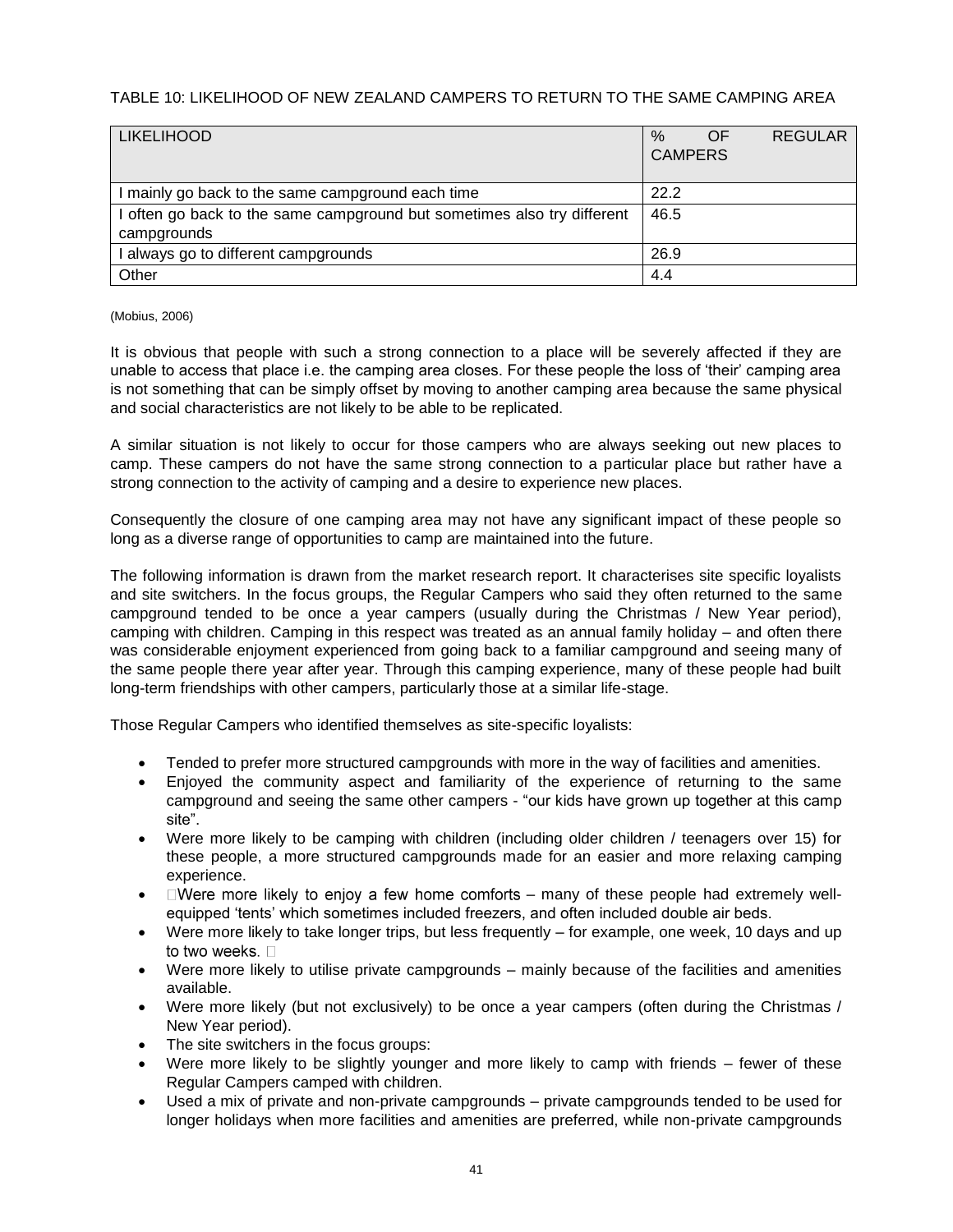TABLE 10: LIKELIHOOD OF NEW ZEALAND CAMPERS TO RETURN TO THE SAME CAMPING AREA

| LIKELIHOOD | % OF REGULAR CAMPERS |
|---|---|
| I mainly go back to the same campground each time | 22.2 |
| I often go back to the same campground but sometimes also try different campgrounds | 46.5 |
| I always go to different campgrounds | 26.9 |
| Other | 4.4 |

(Mobius, 2006)

It is obvious that people with such a strong connection to a place will be severely affected if they are unable to access that place i.e. the camping area closes. For these people the loss of 'their' camping area is not something that can be simply offset by moving to another camping area because the same physical and social characteristics are not likely to be able to be replicated.

A similar situation is not likely to occur for those campers who are always seeking out new places to camp. These campers do not have the same strong connection to a particular place but rather have a strong connection to the activity of camping and a desire to experience new places.

Consequently the closure of one camping area may not have any significant impact of these people so long as a diverse range of opportunities to camp are maintained into the future.

The following information is drawn from the market research report. It characterises site specific loyalists and site switchers. In the focus groups, the Regular Campers who said they often returned to the same campground tended to be once a year campers (usually during the Christmas / New Year period), camping with children. Camping in this respect was treated as an annual family holiday – and often there was considerable enjoyment experienced from going back to a familiar campground and seeing many of the same people there year after year. Through this camping experience, many of these people had built long-term friendships with other campers, particularly those at a similar life-stage.

Those Regular Campers who identified themselves as site-specific loyalists:

- Tended to prefer more structured campgrounds with more in the way of facilities and amenities.
- Enjoyed the community aspect and familiarity of the experience of returning to the same campground and seeing the same other campers - "our kids have grown up together at this camp site".
- Were more likely to be camping with children (including older children / teenagers over 15) for these people, a more structured campgrounds made for an easier and more relaxing camping experience.
- Were more likely to enjoy a few home comforts – many of these people had extremely well-equipped 'tents' which sometimes included freezers, and often included double air beds.
- Were more likely to take longer trips, but less frequently – for example, one week, 10 days and up to two weeks.
- Were more likely to utilise private campgrounds – mainly because of the facilities and amenities available.
- Were more likely (but not exclusively) to be once a year campers (often during the Christmas / New Year period).
- The site switchers in the focus groups:
- Were more likely to be slightly younger and more likely to camp with friends – fewer of these Regular Campers camped with children.
- Used a mix of private and non-private campgrounds – private campgrounds tended to be used for longer holidays when more facilities and amenities are preferred, while non-private campgrounds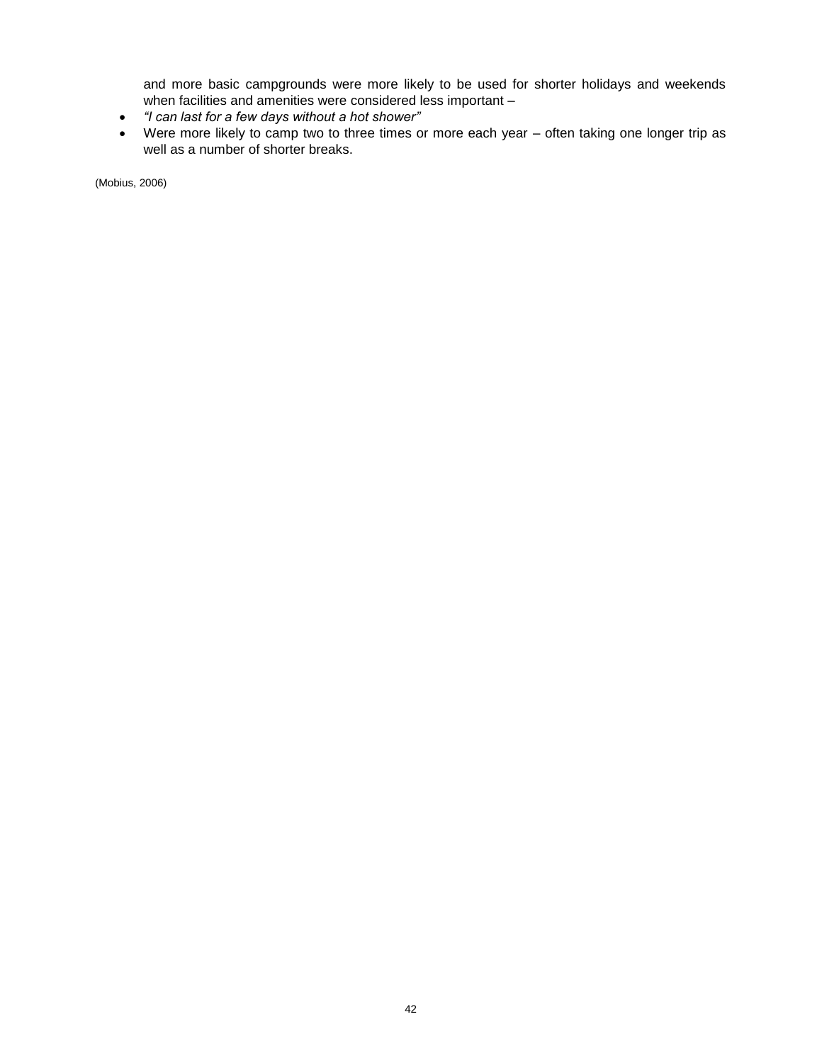and more basic campgrounds were more likely to be used for shorter holidays and weekends when facilities and amenities were considered less important –

- *"I can last for a few days without a hot shower"*
- Were more likely to camp two to three times or more each year – often taking one longer trip as well as a number of shorter breaks.

(Mobius, 2006)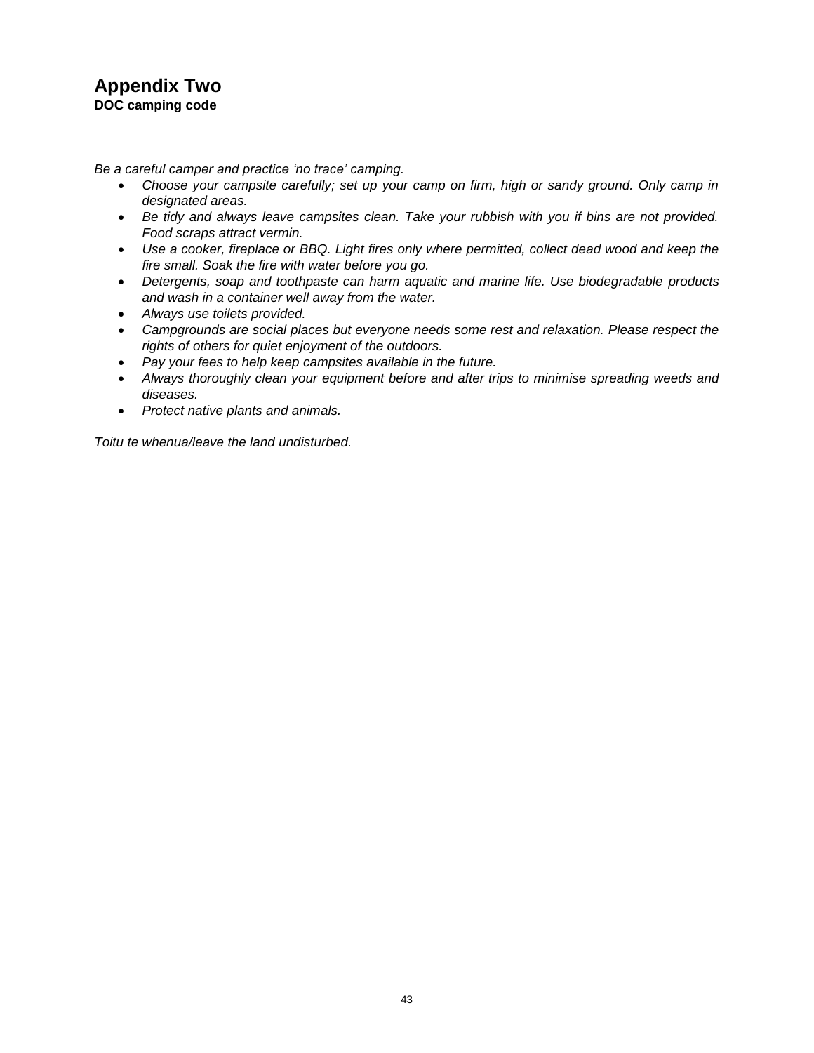# Appendix Two

**DOC camping code**

*Be a careful camper and practice 'no trace' camping.*

- *Choose your campsite carefully; set up your camp on firm, high or sandy ground. Only camp in designated areas.*
- *Be tidy and always leave campsites clean. Take your rubbish with you if bins are not provided. Food scraps attract vermin.*
- *Use a cooker, fireplace or BBQ. Light fires only where permitted, collect dead wood and keep the fire small. Soak the fire with water before you go.*
- *Detergents, soap and toothpaste can harm aquatic and marine life. Use biodegradable products and wash in a container well away from the water.*
- *Always use toilets provided.*
- *Campgrounds are social places but everyone needs some rest and relaxation. Please respect the rights of others for quiet enjoyment of the outdoors.*
- *Pay your fees to help keep campsites available in the future.*
- *Always thoroughly clean your equipment before and after trips to minimise spreading weeds and diseases.*
- *Protect native plants and animals.*

*Toitu te whenua/leave the land undisturbed.*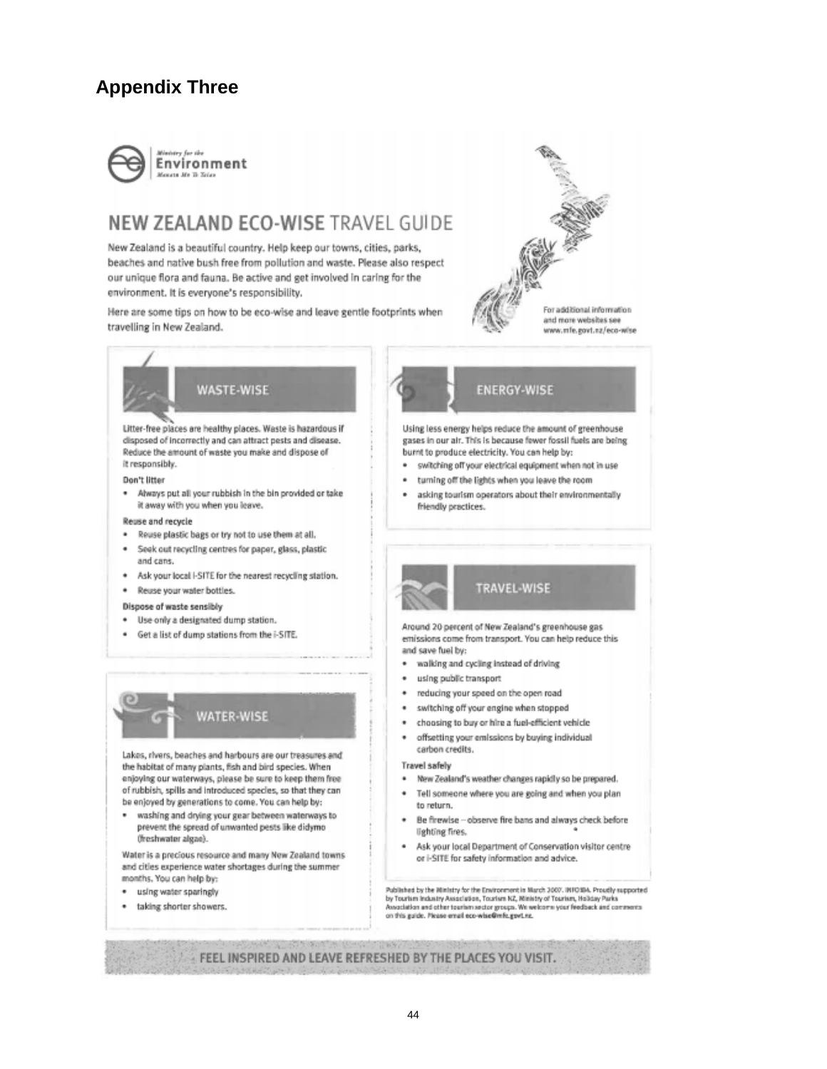## Appendix Three

Ministry for the Environment
Manatū Mō Te Taiao

# NEW ZEALAND ECO-WISE TRAVEL GUIDE

New Zealand is a beautiful country. Help keep our towns, cities, parks, beaches and native bush free from pollution and waste. Please also respect our unique flora and fauna. Be active and get involved in caring for the environment. It is everyone's responsibility.

Here are some tips on how to be eco-wise and leave gentle footprints when travelling in New Zealand.

For additional information and more websites see www.mfe.govt.nz/eco-wise

## WASTE-WISE

Litter-free places are healthy places. Waste is hazardous if disposed of incorrectly and can attract pests and disease. Reduce the amount of waste you make and dispose of it responsibly.

**Don't litter**

- Always put all your rubbish in the bin provided or take it away with you when you leave.

**Reuse and recycle**

- Reuse plastic bags or try not to use them at all.
- Seek out recycling centres for paper, glass, plastic and cans.
- Ask your local i-SITE for the nearest recycling station.
- Reuse your water bottles.

**Dispose of waste sensibly**

- Use only a designated dump station.
- Get a list of dump stations from the i-SITE.

## WATER-WISE

Lakes, rivers, beaches and harbours are our treasures and the habitat of many plants, fish and bird species. When enjoying our waterways, please be sure to keep them free of rubbish, spills and introduced species, so that they can be enjoyed by generations to come. You can help by:

- washing and drying your gear between waterways to prevent the spread of unwanted pests like didymo (freshwater algae).

Water is a precious resource and many New Zealand towns and cities experience water shortages during the summer months. You can help by:

- using water sparingly
- taking shorter showers.

## ENERGY-WISE

Using less energy helps reduce the amount of greenhouse gases in our air. This is because fewer fossil fuels are being burnt to produce electricity. You can help by:

- switching off your electrical equipment when not in use
- turning off the lights when you leave the room
- asking tourism operators about their environmentally friendly practices.

## TRAVEL-WISE

Around 20 percent of New Zealand's greenhouse gas emissions come from transport. You can help reduce this and save fuel by:

- walking and cycling instead of driving
- using public transport
- reducing your speed on the open road
- switching off your engine when stopped
- choosing to buy or hire a fuel-efficient vehicle
- offsetting your emissions by buying individual carbon credits.

**Travel safely**

- New Zealand's weather changes rapidly so be prepared.
- Tell someone where you are going and when you plan to return.
- Be firewise – observe fire bans and always check before lighting fires.
- Ask your local Department of Conservation visitor centre or i-SITE for safety information and advice.

Published by the Ministry for the Environment in March 2007. INFO184. Proudly supported by Tourism Industry Association, Tourism NZ, Ministry of Tourism, Holiday Parks Association and other tourism sector groups. We welcome your feedback and comments on this guide. Please email eco-wise@mfe.govt.nz.

**FEEL INSPIRED AND LEAVE REFRESHED BY THE PLACES YOU VISIT.**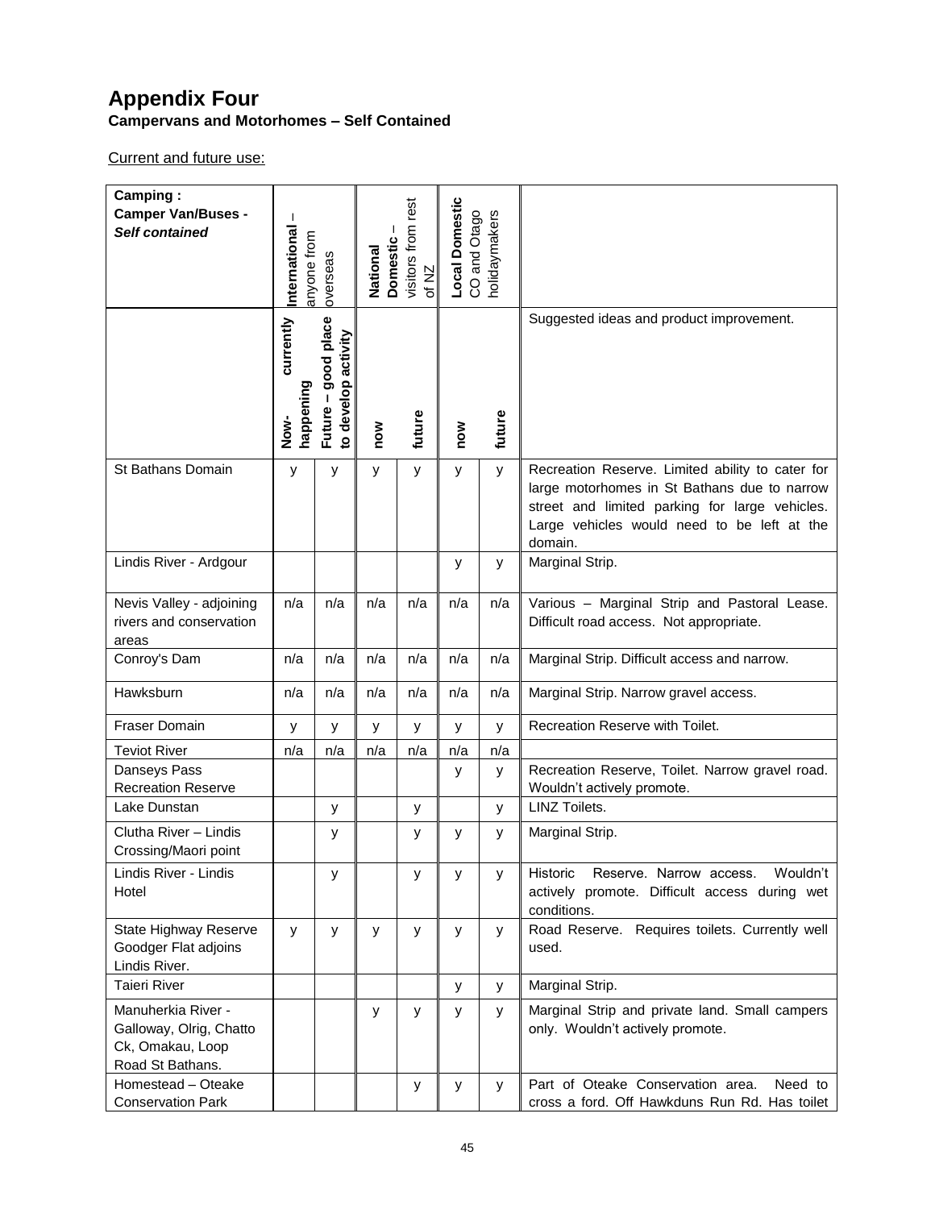# Appendix Four

**Campervans and Motorhomes – Self Contained**

Current and future use:

| **Camping : Camper Van/Buses - *Self contained*** | **International** – anyone from overseas | | **National Domestic** – visitors from rest of NZ | | **Local Domestic** CO and Otago holidaymakers | | |
|---|---|---|---|---|---|---|---|
| | **Now- currently happening** | **Future – good place to develop activity** | **now** | **future** | **now** | **future** | Suggested ideas and product improvement. |
| St Bathans Domain | y | y | y | y | y | y | Recreation Reserve. Limited ability to cater for large motorhomes in St Bathans due to narrow street and limited parking for large vehicles. Large vehicles would need to be left at the domain. |
| Lindis River - Ardgour | | | | | y | y | Marginal Strip. |
| Nevis Valley - adjoining rivers and conservation areas | n/a | n/a | n/a | n/a | n/a | n/a | Various – Marginal Strip and Pastoral Lease. Difficult road access. Not appropriate. |
| Conroy's Dam | n/a | n/a | n/a | n/a | n/a | n/a | Marginal Strip. Difficult access and narrow. |
| Hawksburn | n/a | n/a | n/a | n/a | n/a | n/a | Marginal Strip. Narrow gravel access. |
| Fraser Domain | y | y | y | y | y | y | Recreation Reserve with Toilet. |
| Teviot River | n/a | n/a | n/a | n/a | n/a | n/a | |
| Danseys Pass Recreation Reserve | | | | | y | y | Recreation Reserve, Toilet. Narrow gravel road. Wouldn't actively promote. |
| Lake Dunstan | | y | | y | | y | LINZ Toilets. |
| Clutha River – Lindis Crossing/Maori point | | y | | y | y | y | Marginal Strip. |
| Lindis River - Lindis Hotel | | y | | y | y | y | Historic Reserve. Narrow access. Wouldn't actively promote. Difficult access during wet conditions. |
| State Highway Reserve Goodger Flat adjoins Lindis River. | y | y | y | y | y | y | Road Reserve. Requires toilets. Currently well used. |
| Taieri River | | | | | y | y | Marginal Strip. |
| Manuherkia River - Galloway, Olrig, Chatto Ck, Omakau, Loop Road St Bathans. | | | y | y | y | y | Marginal Strip and private land. Small campers only. Wouldn't actively promote. |
| Homestead – Oteake Conservation Park | | | | y | y | y | Part of Oteake Conservation area. Need to cross a ford. Off Hawkduns Run Rd. Has toilet |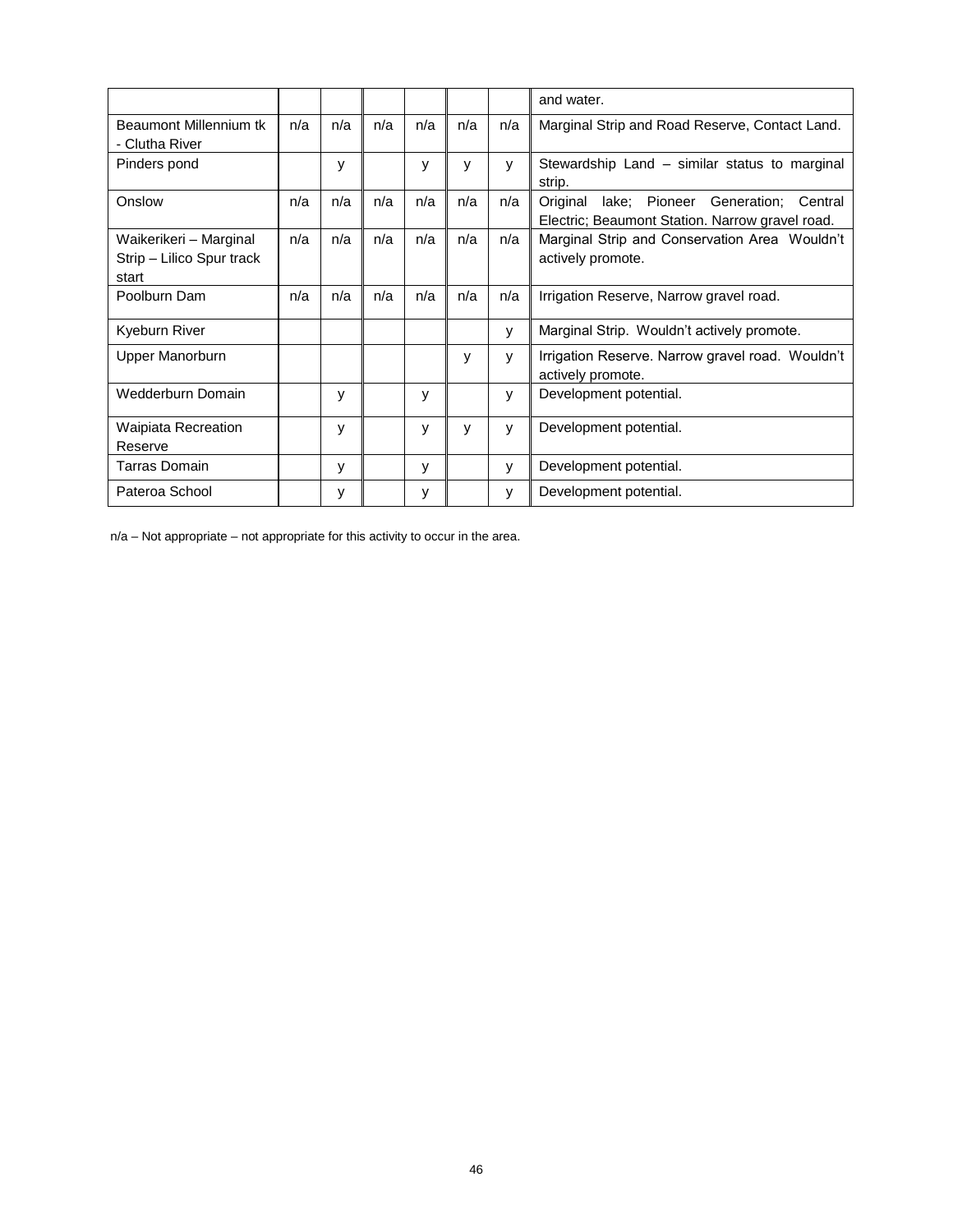| | | | | | | | |
|---|---|---|---|---|---|---|---|
| | | | | | | | and water. |
| Beaumont Millennium tk - Clutha River | n/a | n/a | n/a | n/a | n/a | n/a | Marginal Strip and Road Reserve, Contact Land. |
| Pinders pond | | y | | y | y | y | Stewardship Land – similar status to marginal strip. |
| Onslow | n/a | n/a | n/a | n/a | n/a | n/a | Original lake; Pioneer Generation; Central Electric; Beaumont Station. Narrow gravel road. |
| Waikerikeri – Marginal Strip – Lilico Spur track start | n/a | n/a | n/a | n/a | n/a | n/a | Marginal Strip and Conservation Area Wouldn't actively promote. |
| Poolburn Dam | n/a | n/a | n/a | n/a | n/a | n/a | Irrigation Reserve, Narrow gravel road. |
| Kyeburn River | | | | | | y | Marginal Strip. Wouldn't actively promote. |
| Upper Manorburn | | | | | y | y | Irrigation Reserve. Narrow gravel road. Wouldn't actively promote. |
| Wedderburn Domain | | y | | y | | y | Development potential. |
| Waipiata Recreation Reserve | | y | | y | y | y | Development potential. |
| Tarras Domain | | y | | y | | y | Development potential. |
| Pateroa School | | y | | y | | y | Development potential. |

n/a – Not appropriate – not appropriate for this activity to occur in the area.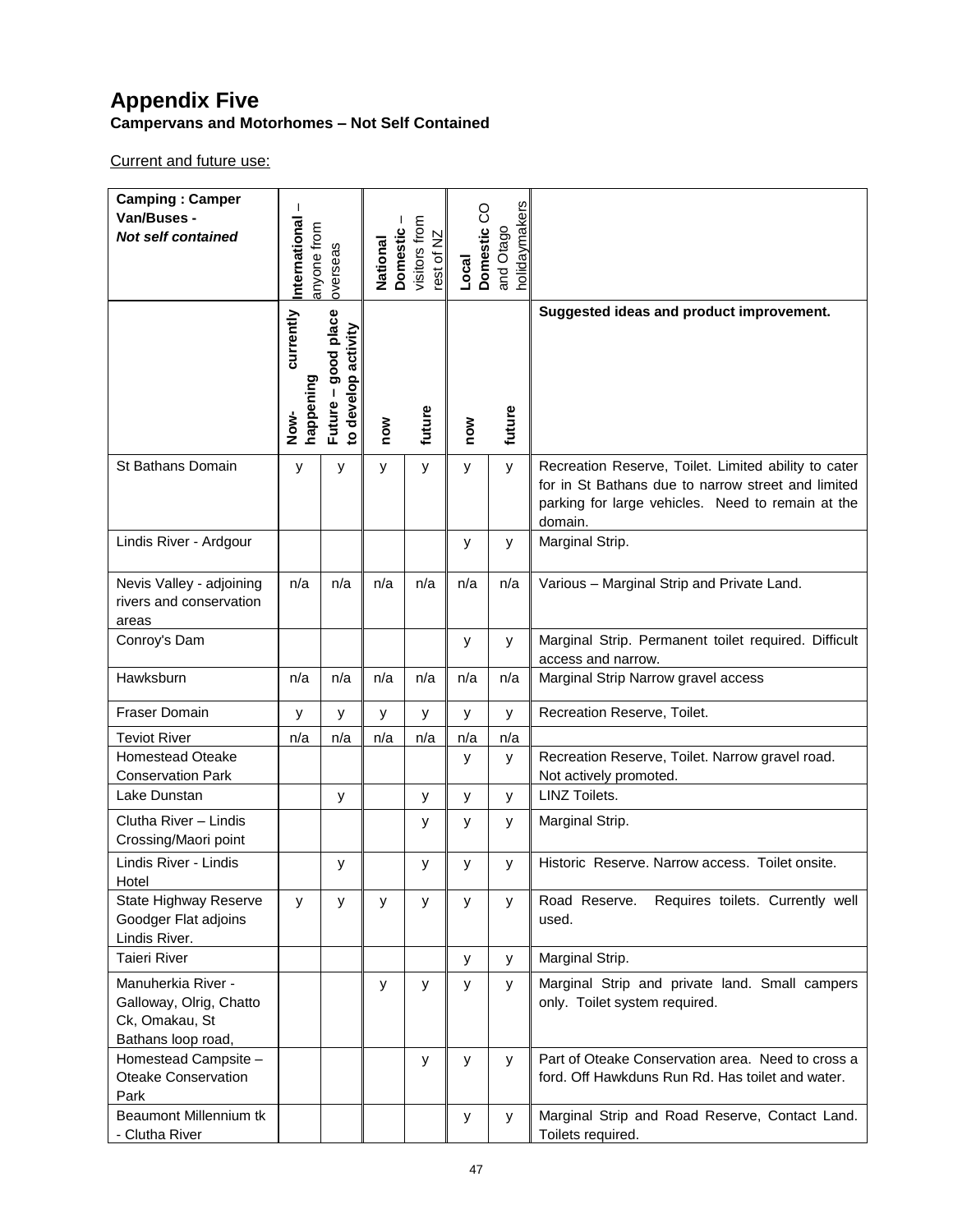# Appendix Five

**Campervans and Motorhomes – Not Self Contained**

Current and future use:

| **Camping : Camper Van/Buses -** ***Not self contained*** | **International** – anyone from overseas | | **National Domestic** – visitors from rest of NZ | | **Local Domestic** CO and Otago holidaymakers | | |
|---|---|---|---|---|---|---|---|
| | **Now- currently happening** | **Future – good place to develop activity** | **now** | **future** | **now** | **future** | **Suggested ideas and product improvement.** |
| St Bathans Domain | y | y | y | y | y | y | Recreation Reserve, Toilet. Limited ability to cater for in St Bathans due to narrow street and limited parking for large vehicles. Need to remain at the domain. |
| Lindis River - Ardgour | | | | | y | y | Marginal Strip. |
| Nevis Valley - adjoining rivers and conservation areas | n/a | n/a | n/a | n/a | n/a | n/a | Various – Marginal Strip and Private Land. |
| Conroy's Dam | | | | | y | y | Marginal Strip. Permanent toilet required. Difficult access and narrow. |
| Hawksburn | n/a | n/a | n/a | n/a | n/a | n/a | Marginal Strip Narrow gravel access |
| Fraser Domain | y | y | y | y | y | y | Recreation Reserve, Toilet. |
| Teviot River | n/a | n/a | n/a | n/a | n/a | n/a | |
| Homestead Oteake Conservation Park | | | | | y | y | Recreation Reserve, Toilet. Narrow gravel road. Not actively promoted. |
| Lake Dunstan | | y | | y | y | y | LINZ Toilets. |
| Clutha River – Lindis Crossing/Maori point | | | | y | y | y | Marginal Strip. |
| Lindis River - Lindis Hotel | | y | | y | y | y | Historic Reserve. Narrow access. Toilet onsite. |
| State Highway Reserve Goodger Flat adjoins Lindis River. | y | y | y | y | y | y | Road Reserve. Requires toilets. Currently well used. |
| Taieri River | | | | | y | y | Marginal Strip. |
| Manuherkia River - Galloway, Olrig, Chatto Ck, Omakau, St Bathans loop road, | | | y | y | y | y | Marginal Strip and private land. Small campers only. Toilet system required. |
| Homestead Campsite – Oteake Conservation Park | | | | y | y | y | Part of Oteake Conservation area. Need to cross a ford. Off Hawkduns Run Rd. Has toilet and water. |
| Beaumont Millennium tk - Clutha River | | | | | y | y | Marginal Strip and Road Reserve, Contact Land. Toilets required. |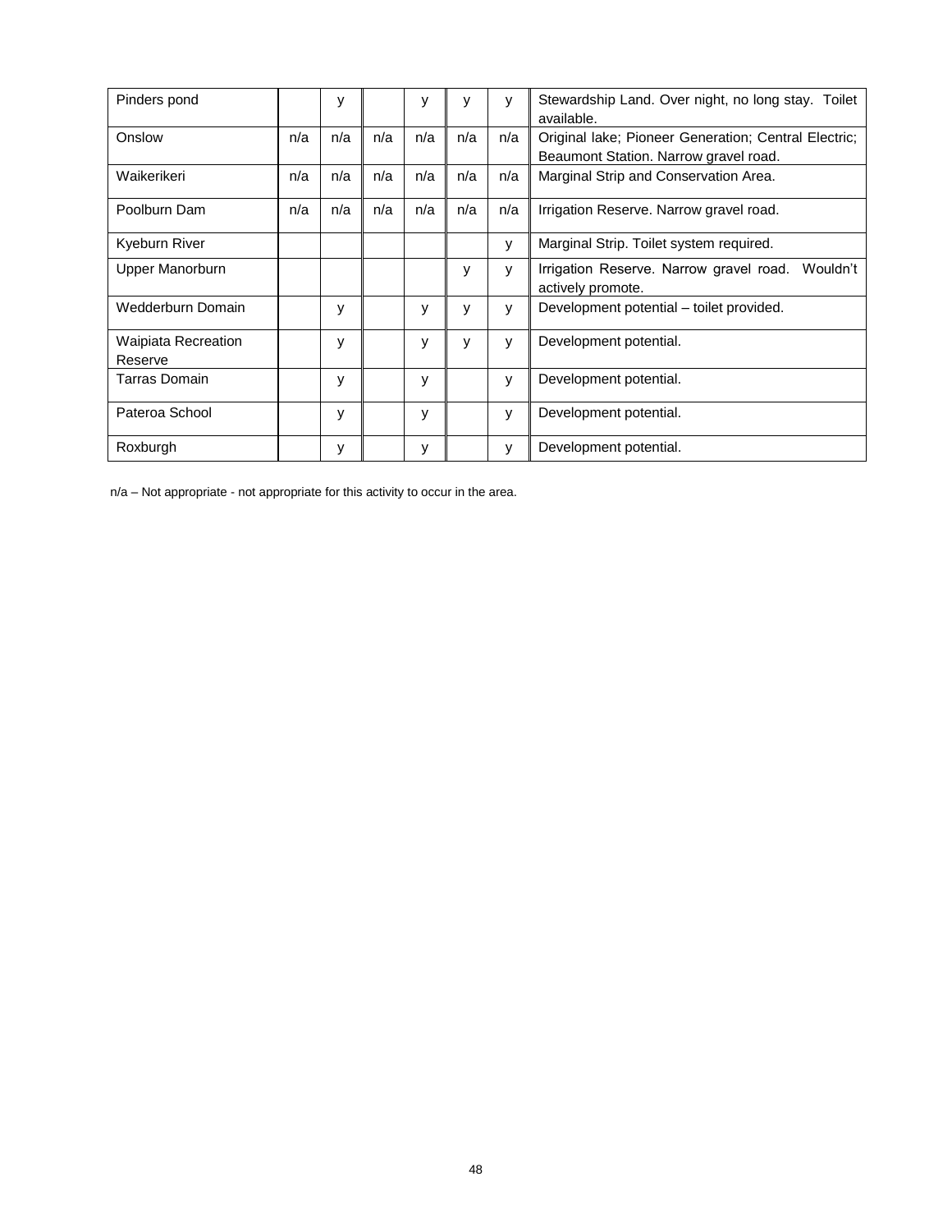| | | | | | | | |
|---|---|---|---|---|---|---|---|
| Pinders pond | | y | | y | y | y | Stewardship Land. Over night, no long stay. Toilet available. |
| Onslow | n/a | n/a | n/a | n/a | n/a | n/a | Original lake; Pioneer Generation; Central Electric; Beaumont Station. Narrow gravel road. |
| Waikerikeri | n/a | n/a | n/a | n/a | n/a | n/a | Marginal Strip and Conservation Area. |
| Poolburn Dam | n/a | n/a | n/a | n/a | n/a | n/a | Irrigation Reserve. Narrow gravel road. |
| Kyeburn River | | | | | | y | Marginal Strip. Toilet system required. |
| Upper Manorburn | | | | | y | y | Irrigation Reserve. Narrow gravel road. Wouldn't actively promote. |
| Wedderburn Domain | | y | | y | y | y | Development potential – toilet provided. |
| Waipiata Recreation Reserve | | y | | y | y | y | Development potential. |
| Tarras Domain | | y | | y | | y | Development potential. |
| Pateroa School | | y | | y | | y | Development potential. |
| Roxburgh | | y | | y | | y | Development potential. |

n/a – Not appropriate - not appropriate for this activity to occur in the area.